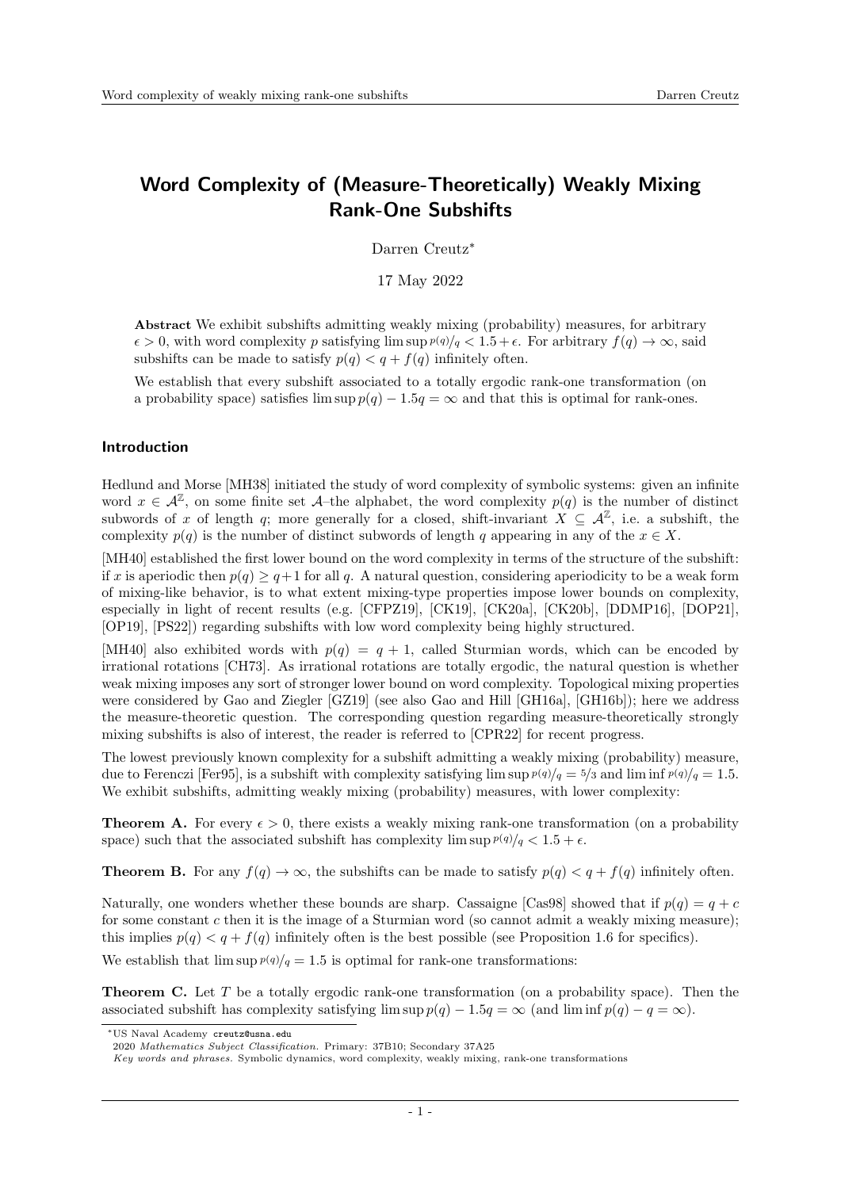# Word Complexity of (Measure-Theoretically) Weakly Mixing Rank-One Subshifts

Darren Creutz*

17 May 2022

**Abstract** We exhibit subshifts admitting weakly mixing (probability) measures, for arbitrary $\epsilon > 0$, with word complexity $p$ satisfying $\limsup p(q)/q < 1.5 + \epsilon$. For arbitrary $f(q) \to \infty$, said subshifts can be made to satisfy $p(q) < q + f(q)$ infinitely often.

We establish that every subshift associated to a totally ergodic rank-one transformation (on a probability space) satisfies $\limsup p(q) - 1.5q = \infty$ and that this is optimal for rank-ones.

### Introduction

Hedlund and Morse [MH38] initiated the study of word complexity of symbolic systems: given an infinite word $x \in \mathcal{A}^{\mathbb{Z}}$, on some finite set $\mathcal{A}$–the alphabet, the word complexity $p(q)$ is the number of distinct subwords of $x$ of length $q$; more generally for a closed, shift-invariant $X \subseteq \mathcal{A}^{\mathbb{Z}}$, i.e. a subshift, the complexity $p(q)$ is the number of distinct subwords of length $q$ appearing in any of the $x \in X$.

[MH40] established the first lower bound on the word complexity in terms of the structure of the subshift: if $x$ is aperiodic then $p(q) \geq q+1$ for all $q$. A natural question, considering aperiodicity to be a weak form of mixing-like behavior, is to what extent mixing-type properties impose lower bounds on complexity, especially in light of recent results (e.g. [CFPZ19], [CK19], [CK20a], [CK20b], [DDMP16], [DOP21], [OP19], [PS22]) regarding subshifts with low word complexity being highly structured.

[MH40] also exhibited words with $p(q) = q + 1$, called Sturmian words, which can be encoded by irrational rotations [CH73]. As irrational rotations are totally ergodic, the natural question is whether weak mixing imposes any sort of stronger lower bound on word complexity. Topological mixing properties were considered by Gao and Ziegler [GZ19] (see also Gao and Hill [GH16a], [GH16b]); here we address the measure-theoretic question. The corresponding question regarding measure-theoretically strongly mixing subshifts is also of interest, the reader is referred to [CPR22] for recent progress.

The lowest previously known complexity for a subshift admitting a weakly mixing (probability) measure, due to Ferenczi [Fer95], is a subshift with complexity satisfying $\limsup p(q)/q = 5/3$ and $\liminf p(q)/q = 1.5$. We exhibit subshifts, admitting weakly mixing (probability) measures, with lower complexity:

**Theorem A.** For every $\epsilon > 0$, there exists a weakly mixing rank-one transformation (on a probability space) such that the associated subshift has complexity $\limsup p(q)/q < 1.5 + \epsilon$.

**Theorem B.** For any $f(q) \to \infty$, the subshifts can be made to satisfy $p(q) < q + f(q)$ infinitely often.

Naturally, one wonders whether these bounds are sharp. Cassaigne [Cas98] showed that if $p(q) = q + c$ for some constant $c$ then it is the image of a Sturmian word (so cannot admit a weakly mixing measure); this implies $p(q) < q + f(q)$ infinitely often is the best possible (see Proposition 1.6 for specifics).

We establish that $\limsup p(q)/q = 1.5$ is optimal for rank-one transformations:

**Theorem C.** Let $T$ be a totally ergodic rank-one transformation (on a probability space). Then the associated subshift has complexity satisfying $\limsup p(q) - 1.5q = \infty$ (and $\liminf p(q) - q = \infty$).

---

*US Naval Academy creutz@usna.edu

2020 *Mathematics Subject Classification.* Primary: 37B10; Secondary 37A25

*Key words and phrases.* Symbolic dynamics, word complexity, weakly mixing, rank-one transformations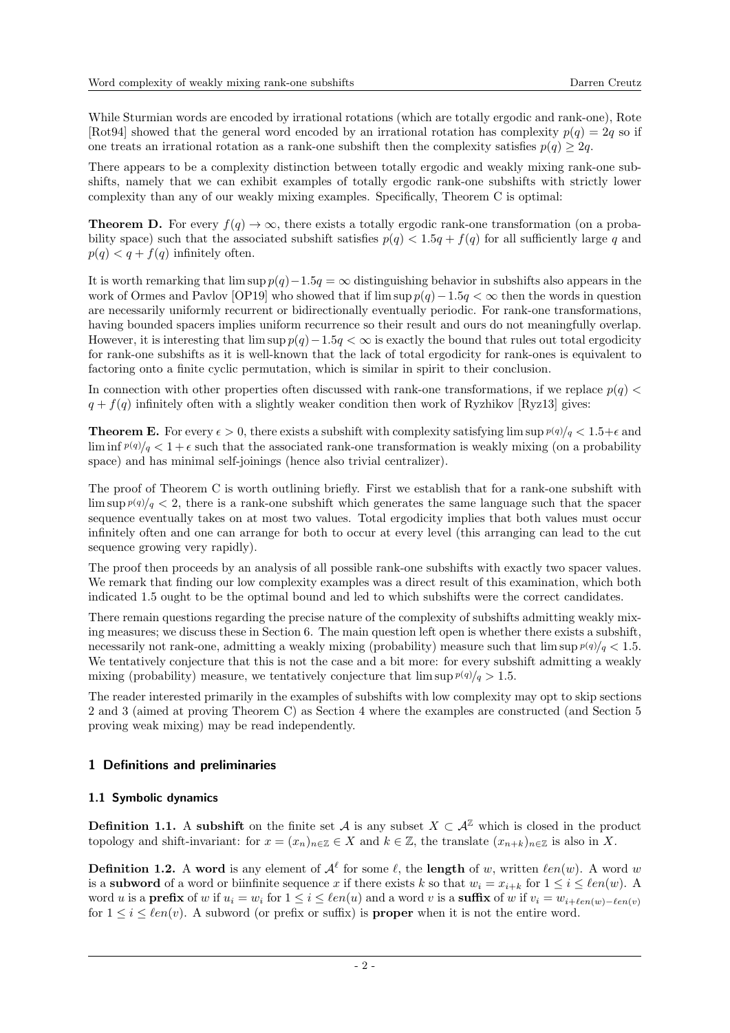While Sturmian words are encoded by irrational rotations (which are totally ergodic and rank-one), Rote [Rot94] showed that the general word encoded by an irrational rotation has complexity $p(q) = 2q$ so if one treats an irrational rotation as a rank-one subshift then the complexity satisfies $p(q) \geq 2q$.

There appears to be a complexity distinction between totally ergodic and weakly mixing rank-one subshifts, namely that we can exhibit examples of totally ergodic rank-one subshifts with strictly lower complexity than any of our weakly mixing examples. Specifically, Theorem C is optimal:

**Theorem D.** For every $f(q) \to \infty$, there exists a totally ergodic rank-one transformation (on a probability space) such that the associated subshift satisfies $p(q) < 1.5q + f(q)$ for all sufficiently large $q$ and $p(q) < q + f(q)$ infinitely often.

It is worth remarking that $\limsup p(q) - 1.5q = \infty$ distinguishing behavior in subshifts also appears in the work of Ormes and Pavlov [OP19] who showed that if $\limsup p(q) - 1.5q < \infty$ then the words in question are necessarily uniformly recurrent or bidirectionally eventually periodic. For rank-one transformations, having bounded spacers implies uniform recurrence so their result and ours do not meaningfully overlap. However, it is interesting that $\limsup p(q) - 1.5q < \infty$ is exactly the bound that rules out total ergodicity for rank-one subshifts as it is well-known that the lack of total ergodicity for rank-ones is equivalent to factoring onto a finite cyclic permutation, which is similar in spirit to their conclusion.

In connection with other properties often discussed with rank-one transformations, if we replace $p(q) < q + f(q)$ infinitely often with a slightly weaker condition then work of Ryzhikov [Ryz13] gives:

**Theorem E.** For every $\epsilon > 0$, there exists a subshift with complexity satisfying $\limsup {p(q)}/{q} < 1.5+\epsilon$ and $\liminf {p(q)}/{q} < 1+\epsilon$ such that the associated rank-one transformation is weakly mixing (on a probability space) and has minimal self-joinings (hence also trivial centralizer).

The proof of Theorem C is worth outlining briefly. First we establish that for a rank-one subshift with $\limsup {p(q)}/{q} < 2$, there is a rank-one subshift which generates the same language such that the spacer sequence eventually takes on at most two values. Total ergodicity implies that both values must occur infinitely often and one can arrange for both to occur at every level (this arranging can lead to the cut sequence growing very rapidly).

The proof then proceeds by an analysis of all possible rank-one subshifts with exactly two spacer values. We remark that finding our low complexity examples was a direct result of this examination, which both indicated 1.5 ought to be the optimal bound and led to which subshifts were the correct candidates.

There remain questions regarding the precise nature of the complexity of subshifts admitting weakly mixing measures; we discuss these in Section 6. The main question left open is whether there exists a subshift, necessarily not rank-one, admitting a weakly mixing (probability) measure such that $\limsup {p(q)}/{q} < 1.5$. We tentatively conjecture that this is not the case and a bit more: for every subshift admitting a weakly mixing (probability) measure, we tentatively conjecture that $\limsup {p(q)}/{q} > 1.5$.

The reader interested primarily in the examples of subshifts with low complexity may opt to skip sections 2 and 3 (aimed at proving Theorem C) as Section 4 where the examples are constructed (and Section 5 proving weak mixing) may be read independently.

# 1 Definitions and preliminaries

## 1.1 Symbolic dynamics

**Definition 1.1.** A **subshift** on the finite set $\mathcal{A}$ is any subset $X \subset \mathcal{A}^{\mathbb{Z}}$ which is closed in the product topology and shift-invariant: for $x = (x_n)_{n \in \mathbb{Z}} \in X$ and $k \in \mathbb{Z}$, the translate $(x_{n+k})_{n \in \mathbb{Z}}$ is also in $X$.

**Definition 1.2.** A **word** is any element of $\mathcal{A}^{\ell}$ for some $\ell$, the **length** of $w$, written $\ell en(w)$. A word $w$ is a **subword** of a word or biinfinite sequence $x$ if there exists $k$ so that $w_i = x_{i+k}$ for $1 \leq i \leq \ell en(w)$. A word $u$ is a **prefix** of $w$ if $u_i = w_i$ for $1 \leq i \leq \ell en(u)$ and a word $v$ is a **suffix** of $w$ if $v_i = w_{i+\ell en(w)-\ell en(v)}$ for $1 \leq i \leq \ell en(v)$. A subword (or prefix or suffix) is **proper** when it is not the entire word.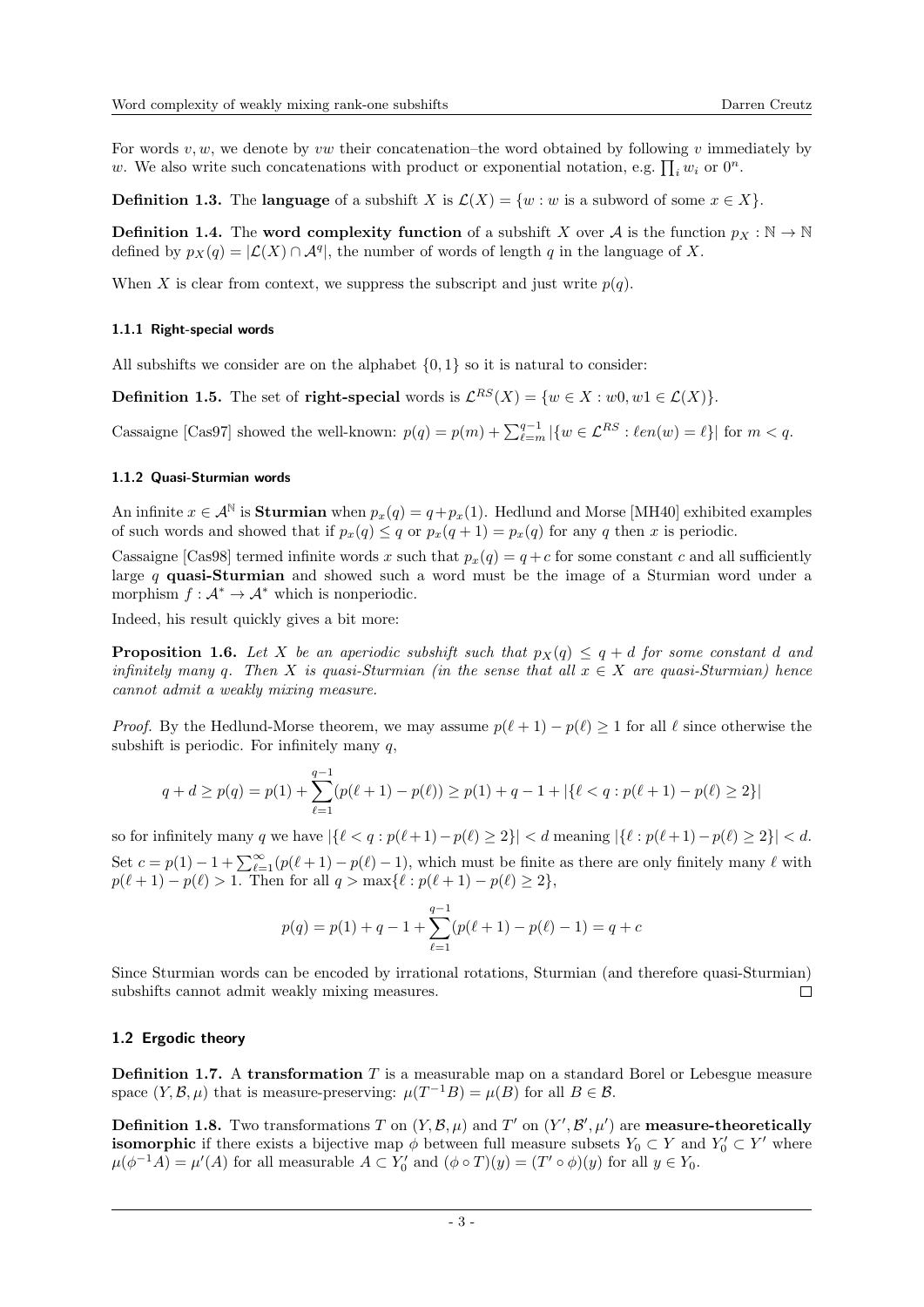For words $v, w$, we denote by $vw$ their concatenation–the word obtained by following $v$ immediately by $w$. We also write such concatenations with product or exponential notation, e.g. $\prod_i w_i$ or $0^n$.

**Definition 1.3.** The **language** of a subshift $X$ is $\mathcal{L}(X) = \{w : w \text{ is a subword of some } x \in X\}$.

**Definition 1.4.** The **word complexity function** of a subshift $X$ over $\mathcal{A}$ is the function $p_X : \mathbb{N} \to \mathbb{N}$ defined by $p_X(q) = |\mathcal{L}(X) \cap \mathcal{A}^q|$, the number of words of length $q$ in the language of $X$.

When $X$ is clear from context, we suppress the subscript and just write $p(q)$.

#### 1.1.1 Right-special words

All subshifts we consider are on the alphabet $\{0, 1\}$ so it is natural to consider:

**Definition 1.5.** The set of **right-special** words is $\mathcal{L}^{RS}(X) = \{w \in X : w0, w1 \in \mathcal{L}(X)\}$.

Cassaigne [Cas97] showed the well-known: $p(q) = p(m) + \sum_{\ell=m}^{q-1} |\{w \in \mathcal{L}^{RS} : \ell en(w) = \ell\}|$ for $m < q$.

#### 1.1.2 Quasi-Sturmian words

An infinite $x \in \mathcal{A}^{\mathbb{N}}$ is **Sturmian** when $p_x(q) = q + p_x(1)$. Hedlund and Morse [MH40] exhibited examples of such words and showed that if $p_x(q) \leq q$ or $p_x(q+1) = p_x(q)$ for any $q$ then $x$ is periodic.

Cassaigne [Cas98] termed infinite words $x$ such that $p_x(q) = q + c$ for some constant $c$ and all sufficiently large $q$ **quasi-Sturmian** and showed such a word must be the image of a Sturmian word under a morphism $f : \mathcal{A}^* \to \mathcal{A}^*$ which is nonperiodic.

Indeed, his result quickly gives a bit more:

**Proposition 1.6.** *Let $X$ be an aperiodic subshift such that $p_X(q) \leq q + d$ for some constant $d$ and infinitely many $q$. Then $X$ is quasi-Sturmian (in the sense that all $x \in X$ are quasi-Sturmian) hence cannot admit a weakly mixing measure.*

*Proof.* By the Hedlund-Morse theorem, we may assume $p(\ell+1) - p(\ell) \geq 1$ for all $\ell$ since otherwise the subshift is periodic. For infinitely many $q$,

$$q + d \geq p(q) = p(1) + \sum_{\ell=1}^{q-1} (p(\ell+1) - p(\ell)) \geq p(1) + q - 1 + |\{\ell < q : p(\ell+1) - p(\ell) \geq 2\}|$$

so for infinitely many $q$ we have $|\{\ell < q : p(\ell+1) - p(\ell) \geq 2\}| < d$ meaning $|\{\ell : p(\ell+1) - p(\ell) \geq 2\}| < d$. Set $c = p(1) - 1 + \sum_{\ell=1}^{\infty} (p(\ell+1) - p(\ell) - 1)$, which must be finite as there are only finitely many $\ell$ with $p(\ell+1) - p(\ell) > 1$. Then for all $q > \max\{\ell : p(\ell+1) - p(\ell) \geq 2\}$,

$$p(q) = p(1) + q - 1 + \sum_{\ell=1}^{q-1} (p(\ell+1) - p(\ell) - 1) = q + c$$

Since Sturmian words can be encoded by irrational rotations, Sturmian (and therefore quasi-Sturmian) subshifts cannot admit weakly mixing measures. $\square$

### 1.2 Ergodic theory

**Definition 1.7.** A **transformation** $T$ is a measurable map on a standard Borel or Lebesgue measure space $(Y, \mathcal{B}, \mu)$ that is measure-preserving: $\mu(T^{-1}B) = \mu(B)$ for all $B \in \mathcal{B}$.

**Definition 1.8.** Two transformations $T$ on $(Y, \mathcal{B}, \mu)$ and $T'$ on $(Y', \mathcal{B}', \mu')$ are **measure-theoretically isomorphic** if there exists a bijective map $\phi$ between full measure subsets $Y_0 \subset Y$ and $Y_0' \subset Y'$ where $\mu(\phi^{-1}A) = \mu'(A)$ for all measurable $A \subset Y_0'$ and $(\phi \circ T)(y) = (T' \circ \phi)(y)$ for all $y \in Y_0$.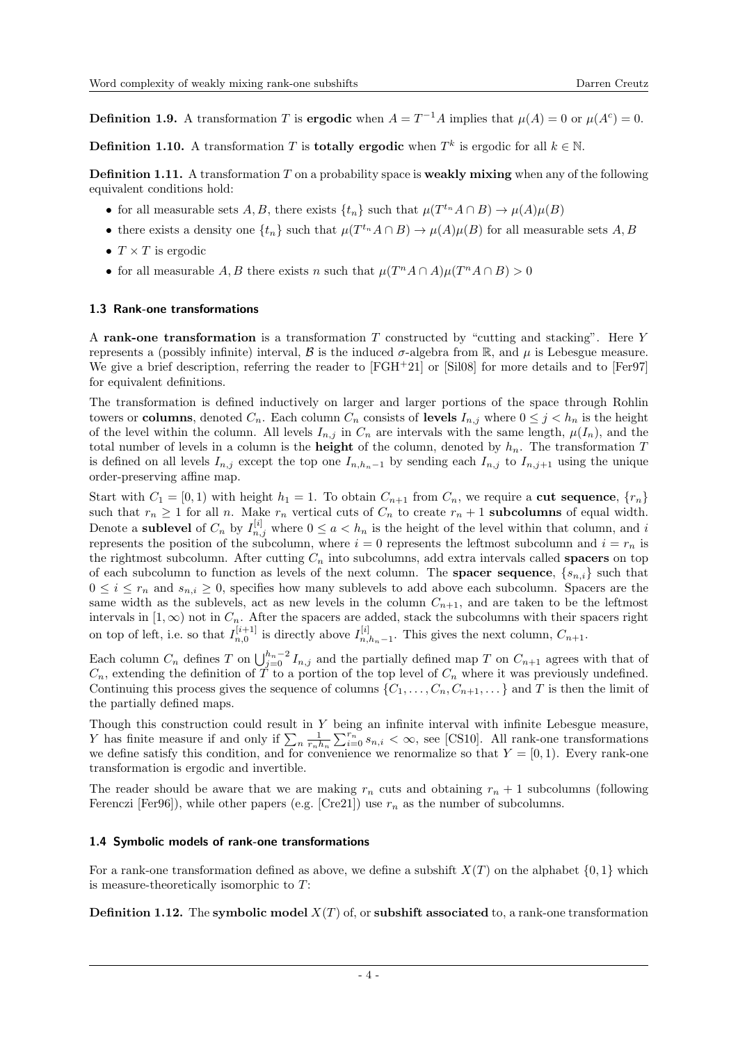**Definition 1.9.** A transformation $T$ is **ergodic** when $A = T^{-1}A$ implies that $\mu(A) = 0$ or $\mu(A^c) = 0$.

**Definition 1.10.** A transformation $T$ is **totally ergodic** when $T^k$ is ergodic for all $k \in \mathbb{N}$.

**Definition 1.11.** A transformation $T$ on a probability space is **weakly mixing** when any of the following equivalent conditions hold:

- for all measurable sets $A, B$, there exists $\{t_n\}$ such that $\mu(T^{t_n}A \cap B) \to \mu(A)\mu(B)$
- there exists a density one $\{t_n\}$ such that $\mu(T^{t_n}A \cap B) \to \mu(A)\mu(B)$ for all measurable sets $A, B$
- $T \times T$ is ergodic
- for all measurable $A, B$ there exists $n$ such that $\mu(T^n A \cap A)\mu(T^n A \cap B) > 0$

### 1.3 Rank-one transformations

A **rank-one transformation** is a transformation $T$ constructed by "cutting and stacking". Here $Y$ represents a (possibly infinite) interval, $\mathcal{B}$ is the induced $\sigma$-algebra from $\mathbb{R}$, and $\mu$ is Lebesgue measure. We give a brief description, referring the reader to [FGH+21] or [Sil08] for more details and to [Fer97] for equivalent definitions.

The transformation is defined inductively on larger and larger portions of the space through Rohlin towers or **columns**, denoted $C_n$. Each column $C_n$ consists of **levels** $I_{n,j}$ where $0 \leq j < h_n$ is the height of the level within the column. All levels $I_{n,j}$ in $C_n$ are intervals with the same length, $\mu(I_n)$, and the total number of levels in a column is the **height** of the column, denoted by $h_n$. The transformation $T$ is defined on all levels $I_{n,j}$ except the top one $I_{n,h_n-1}$ by sending each $I_{n,j}$ to $I_{n,j+1}$ using the unique order-preserving affine map.

Start with $C_1 = [0,1)$ with height $h_1 = 1$. To obtain $C_{n+1}$ from $C_n$, we require a **cut sequence**, $\{r_n\}$ such that $r_n \geq 1$ for all $n$. Make $r_n$ vertical cuts of $C_n$ to create $r_n + 1$ **subcolumns** of equal width. Denote a **sublevel** of $C_n$ by $I_{n,j}^{[i]}$ where $0 \leq a < h_n$ is the height of the level within that column, and $i$ represents the position of the subcolumn, where $i = 0$ represents the leftmost subcolumn and $i = r_n$ is the rightmost subcolumn. After cutting $C_n$ into subcolumns, add extra intervals called **spacers** on top of each subcolumn to function as levels of the next column. The **spacer sequence**, $\{s_{n,i}\}$ such that $0 \leq i \leq r_n$ and $s_{n,i} \geq 0$, specifies how many sublevels to add above each subcolumn. Spacers are the same width as the sublevels, act as new levels in the column $C_{n+1}$, and are taken to be the leftmost intervals in $[1, \infty)$ not in $C_n$. After the spacers are added, stack the subcolumns with their spacers right on top of left, i.e. so that $I_{n,0}^{[i+1]}$ is directly above $I_{n,h_n-1}^{[i]}$. This gives the next column, $C_{n+1}$.

Each column $C_n$ defines $T$ on $\bigcup_{j=0}^{h_n-2} I_{n,j}$ and the partially defined map $T$ on $C_{n+1}$ agrees with that of $C_n$, extending the definition of $T$ to a portion of the top level of $C_n$ where it was previously undefined. Continuing this process gives the sequence of columns $\{C_1, \ldots, C_n, C_{n+1}, \ldots\}$ and $T$ is then the limit of the partially defined maps.

Though this construction could result in $Y$ being an infinite interval with infinite Lebesgue measure, $Y$ has finite measure if and only if $\sum_n \frac{1}{r_n h_n} \sum_{i=0}^{r_n} s_{n,i} < \infty$, see [CS10]. All rank-one transformations we define satisfy this condition, and for convenience we renormalize so that $Y = [0,1)$. Every rank-one transformation is ergodic and invertible.

The reader should be aware that we are making $r_n$ cuts and obtaining $r_n + 1$ subcolumns (following Ferenczi [Fer96]), while other papers (e.g. [Cre21]) use $r_n$ as the number of subcolumns.

### 1.4 Symbolic models of rank-one transformations

For a rank-one transformation defined as above, we define a subshift $X(T)$ on the alphabet $\{0,1\}$ which is measure-theoretically isomorphic to $T$:

**Definition 1.12.** The **symbolic model** $X(T)$ of, or **subshift associated** to, a rank-one transformation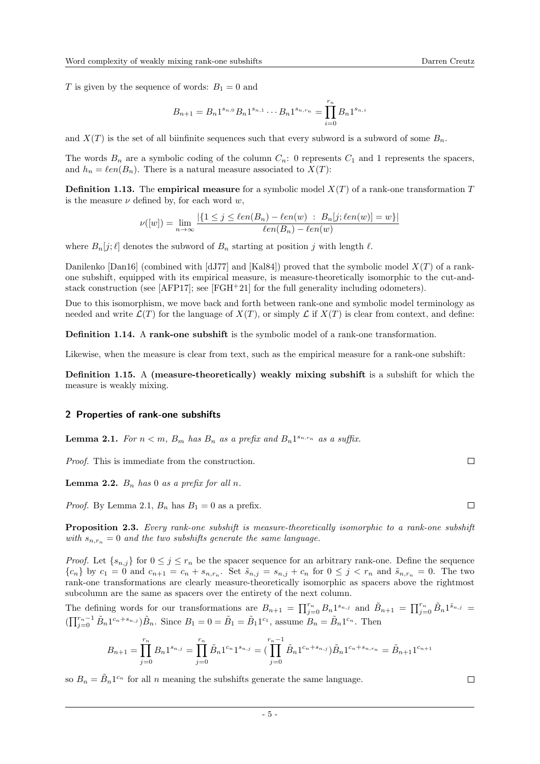$T$ is given by the sequence of words: $B_1 = 0$ and

$$B_{n+1} = B_n 1^{s_{n,0}} B_n 1^{s_{n,1}} \cdots B_n 1^{s_{n,r_n}} = \prod_{i=0}^{r_n} B_n 1^{s_{n,i}}$$

and $X(T)$ is the set of all biinfinite sequences such that every subword is a subword of some $B_n$.

The words $B_n$ are a symbolic coding of the column $C_n$: 0 represents $C_1$ and 1 represents the spacers, and $h_n = \ell en(B_n)$. There is a natural measure associated to $X(T)$:

**Definition 1.13.** The **empirical measure** for a symbolic model $X(T)$ of a rank-one transformation $T$ is the measure $\nu$ defined by, for each word $w$,

$$\nu([w]) = \lim_{n\to\infty} \frac{|\{1 \leq j \leq \ell en(B_n) - \ell en(w) \;:\; B_n[j;\ell en(w)] = w\}|}{\ell en(B_n) - \ell en(w)}$$

where $B_n[j;\ell]$ denotes the subword of $B_n$ starting at position $j$ with length $\ell$.

Danilenko [Dan16] (combined with [dJ77] and [Kal84]) proved that the symbolic model $X(T)$ of a rank-one subshift, equipped with its empirical measure, is measure-theoretically isomorphic to the cut-and-stack construction (see [AFP17]; see [FGH+21] for the full generality including odometers).

Due to this isomorphism, we move back and forth between rank-one and symbolic model terminology as needed and write $\mathcal{L}(T)$ for the language of $X(T)$, or simply $\mathcal{L}$ if $X(T)$ is clear from context, and define:

**Definition 1.14.** A **rank-one subshift** is the symbolic model of a rank-one transformation.

Likewise, when the measure is clear from text, such as the empirical measure for a rank-one subshift:

**Definition 1.15.** A **(measure-theoretically) weakly mixing subshift** is a subshift for which the measure is weakly mixing.

## 2 Properties of rank-one subshifts

**Lemma 2.1.** *For $n < m$, $B_m$ has $B_n$ as a prefix and $B_n 1^{s_{n,r_n}}$ as a suffix.*

*Proof.* This is immediate from the construction. □

**Lemma 2.2.** *$B_n$ has 0 as a prefix for all $n$.*

*Proof.* By Lemma 2.1, $B_n$ has $B_1 = 0$ as a prefix. □

**Proposition 2.3.** *Every rank-one subshift is measure-theoretically isomorphic to a rank-one subshift with $s_{n,r_n} = 0$ and the two subshifts generate the same language.*

*Proof.* Let $\{s_{n,j}\}$ for $0 \leq j \leq r_n$ be the spacer sequence for an arbitrary rank-one. Define the sequence $\{c_n\}$ by $c_1 = 0$ and $c_{n+1} = c_n + s_{n,r_n}$. Set $\tilde{s}_{n,j} = s_{n,j} + c_n$ for $0 \leq j < r_n$ and $\tilde{s}_{n,r_n} = 0$. The two rank-one transformations are clearly measure-theoretically isomorphic as spacers above the rightmost subcolumn are the same as spacers over the entirety of the next column.

The defining words for our transformations are $B_{n+1} = \prod_{j=0}^{r_n} B_n 1^{s_{n,j}}$ and $\tilde{B}_{n+1} = \prod_{j=0}^{r_n} \tilde{B}_n 1^{\tilde{s}_{n,j}} = (\prod_{j=0}^{r_n-1} \tilde{B}_n 1^{c_n+s_{n,j}})\tilde{B}_n$. Since $B_1 = 0 = \tilde{B}_1 = \tilde{B}_1 1^{c_1}$, assume $B_n = \tilde{B}_n 1^{c_n}$. Then

$$B_{n+1} = \prod_{j=0}^{r_n} B_n 1^{s_{n,j}} = \prod_{j=0}^{r_n} \tilde{B}_n 1^{c_n} 1^{s_{n,j}} = (\prod_{j=0}^{r_n-1} \tilde{B}_n 1^{c_n+s_{n,j}})\tilde{B}_n 1^{c_n+s_{n,r_n}} = \tilde{B}_{n+1} 1^{c_{n+1}}$$

so $B_n = \tilde{B}_n 1^{c_n}$ for all $n$ meaning the subshifts generate the same language. □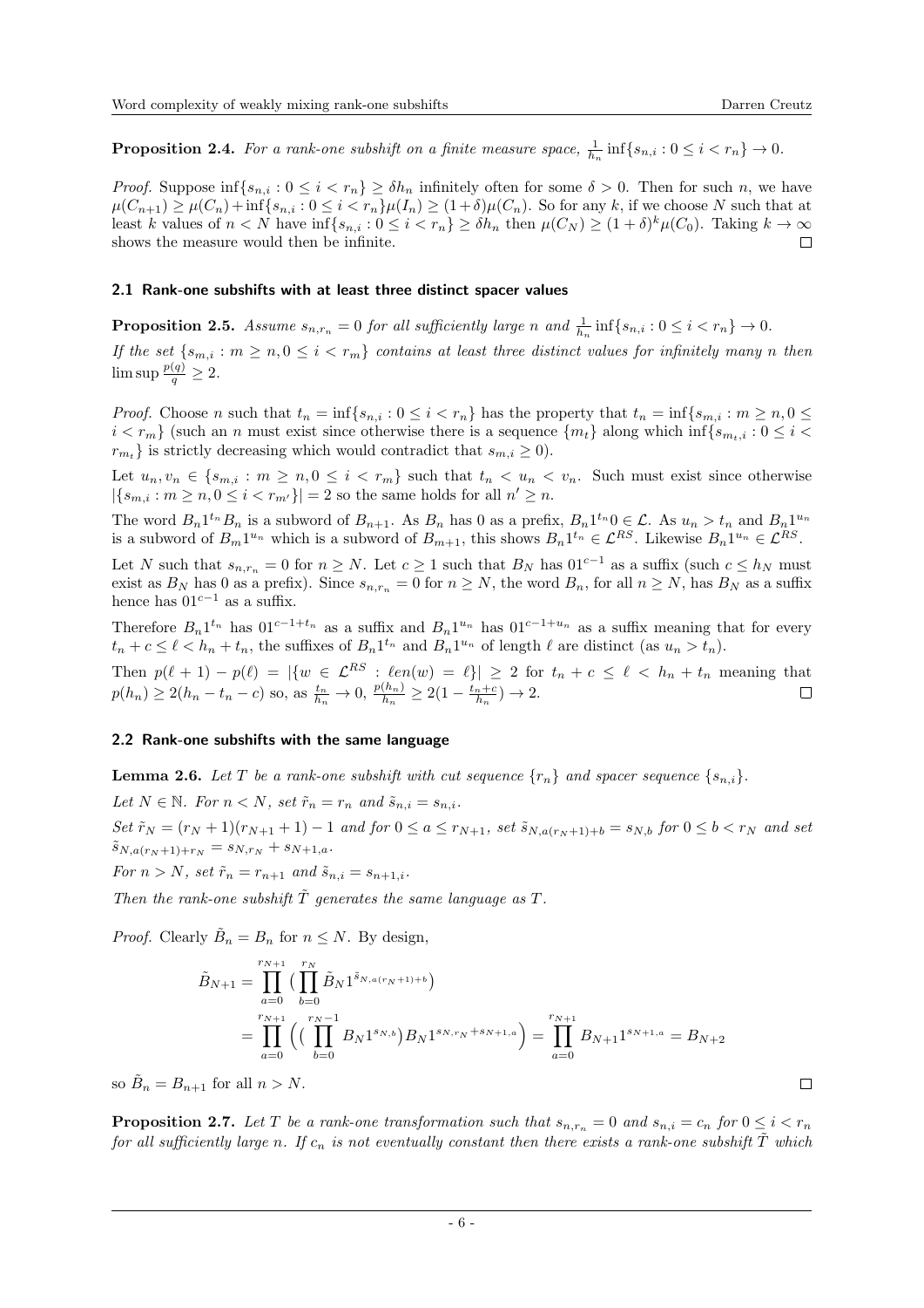**Proposition 2.4.** *For a rank-one subshift on a finite measure space, $\frac{1}{h_n}\inf\{s_{n,i} : 0 \leq i < r_n\} \to 0$.*

*Proof.* Suppose $\inf\{s_{n,i} : 0 \leq i < r_n\} \geq \delta h_n$ infinitely often for some $\delta > 0$. Then for such $n$, we have $\mu(C_{n+1}) \geq \mu(C_n) + \inf\{s_{n,i} : 0 \leq i < r_n\}\mu(I_n) \geq (1+\delta)\mu(C_n)$. So for any $k$, if we choose $N$ such that at least $k$ values of $n < N$ have $\inf\{s_{n,i} : 0 \leq i < r_n\} \geq \delta h_n$ then $\mu(C_N) \geq (1+\delta)^k \mu(C_0)$. Taking $k \to \infty$ shows the measure would then be infinite. □

### 2.1 Rank-one subshifts with at least three distinct spacer values

**Proposition 2.5.** *Assume $s_{n,r_n} = 0$ for all sufficiently large $n$ and $\frac{1}{h_n}\inf\{s_{n,i} : 0 \leq i < r_n\} \to 0$.*

*If the set $\{s_{m,i} : m \geq n, 0 \leq i < r_m\}$ contains at least three distinct values for infinitely many $n$ then $\limsup \frac{p(q)}{q} \geq 2$.*

*Proof.* Choose $n$ such that $t_n = \inf\{s_{n,i} : 0 \leq i < r_n\}$ has the property that $t_n = \inf\{s_{m,i} : m \geq n, 0 \leq i < r_m\}$ (such an $n$ must exist since otherwise there is a sequence $\{m_t\}$ along which $\inf\{s_{m_t,i} : 0 \leq i < r_{m_t}\}$ is strictly decreasing which would contradict that $s_{m,i} \geq 0$).

Let $u_n, v_n \in \{s_{m,i} : m \geq n, 0 \leq i < r_m\}$ such that $t_n < u_n < v_n$. Such must exist since otherwise $|\{s_{m,i} : m \geq n, 0 \leq i < r_{m'}\}| = 2$ so the same holds for all $n' \geq n$.

The word $B_n 1^{t_n} B_n$ is a subword of $B_{n+1}$. As $B_n$ has 0 as a prefix, $B_n 1^{t_n} 0 \in \mathcal{L}$. As $u_n > t_n$ and $B_n 1^{u_n}$ is a subword of $B_m 1^{u_n}$ which is a subword of $B_{m+1}$, this shows $B_n 1^{t_n} \in \mathcal{L}^{RS}$. Likewise $B_n 1^{u_n} \in \mathcal{L}^{RS}$.

Let $N$ such that $s_{n,r_n} = 0$ for $n \geq N$. Let $c \geq 1$ such that $B_N$ has $01^{c-1}$ as a suffix (such $c \leq h_N$ must exist as $B_N$ has 0 as a prefix). Since $s_{n,r_n} = 0$ for $n \geq N$, the word $B_n$, for all $n \geq N$, has $B_N$ as a suffix hence has $01^{c-1}$ as a suffix.

Therefore $B_n 1^{t_n}$ has $01^{c-1+t_n}$ as a suffix and $B_n 1^{u_n}$ has $01^{c-1+u_n}$ as a suffix meaning that for every $t_n + c \leq \ell < h_n + t_n$, the suffixes of $B_n 1^{t_n}$ and $B_n 1^{u_n}$ of length $\ell$ are distinct (as $u_n > t_n$).

Then $p(\ell+1) - p(\ell) = |\{w \in \mathcal{L}^{RS} : \ell en(w) = \ell\}| \geq 2$ for $t_n + c \leq \ell < h_n + t_n$ meaning that $p(h_n) \geq 2(h_n - t_n - c)$ so, as $\frac{t_n}{h_n} \to 0$, $\frac{p(h_n)}{h_n} \geq 2(1 - \frac{t_n + c}{h_n}) \to 2$. □

### 2.2 Rank-one subshifts with the same language

**Lemma 2.6.** *Let $T$ be a rank-one subshift with cut sequence $\{r_n\}$ and spacer sequence $\{s_{n,i}\}$.*

*Let $N \in \mathbb{N}$. For $n < N$, set $\tilde{r}_n = r_n$ and $\tilde{s}_{n,i} = s_{n,i}$.*

*Set $\tilde{r}_N = (r_N+1)(r_{N+1}+1) - 1$ and for $0 \leq a \leq r_{N+1}$, set $\tilde{s}_{N,a(r_N+1)+b} = s_{N,b}$ for $0 \leq b < r_N$ and set $\tilde{s}_{N,a(r_N+1)+r_N} = s_{N,r_N} + s_{N+1,a}$.*

*For $n > N$, set $\tilde{r}_n = r_{n+1}$ and $\tilde{s}_{n,i} = s_{n+1,i}$.*

*Then the rank-one subshift $\tilde{T}$ generates the same language as $T$.*

*Proof.* Clearly $\tilde{B}_n = B_n$ for $n \leq N$. By design,

$$
\begin{aligned}
\tilde{B}_{N+1} &= \prod_{a=0}^{r_{N+1}} \big( \prod_{b=0}^{r_N} \tilde{B}_N 1^{\tilde{s}_{N,a(r_N+1)+b}} \big) \\
&= \prod_{a=0}^{r_{N+1}} \Big( \big( \prod_{b=0}^{r_N - 1} B_N 1^{s_{N,b}} \big) B_N 1^{s_{N,r_N} + s_{N+1,a}} \Big) = \prod_{a=0}^{r_{N+1}} B_{N+1} 1^{s_{N+1,a}} = B_{N+2}
\end{aligned}
$$

so $\tilde{B}_n = B_{n+1}$ for all $n > N$. □

**Proposition 2.7.** *Let $T$ be a rank-one transformation such that $s_{n,r_n} = 0$ and $s_{n,i} = c_n$ for $0 \leq i < r_n$ for all sufficiently large $n$. If $c_n$ is not eventually constant then there exists a rank-one subshift $\tilde{T}$ which*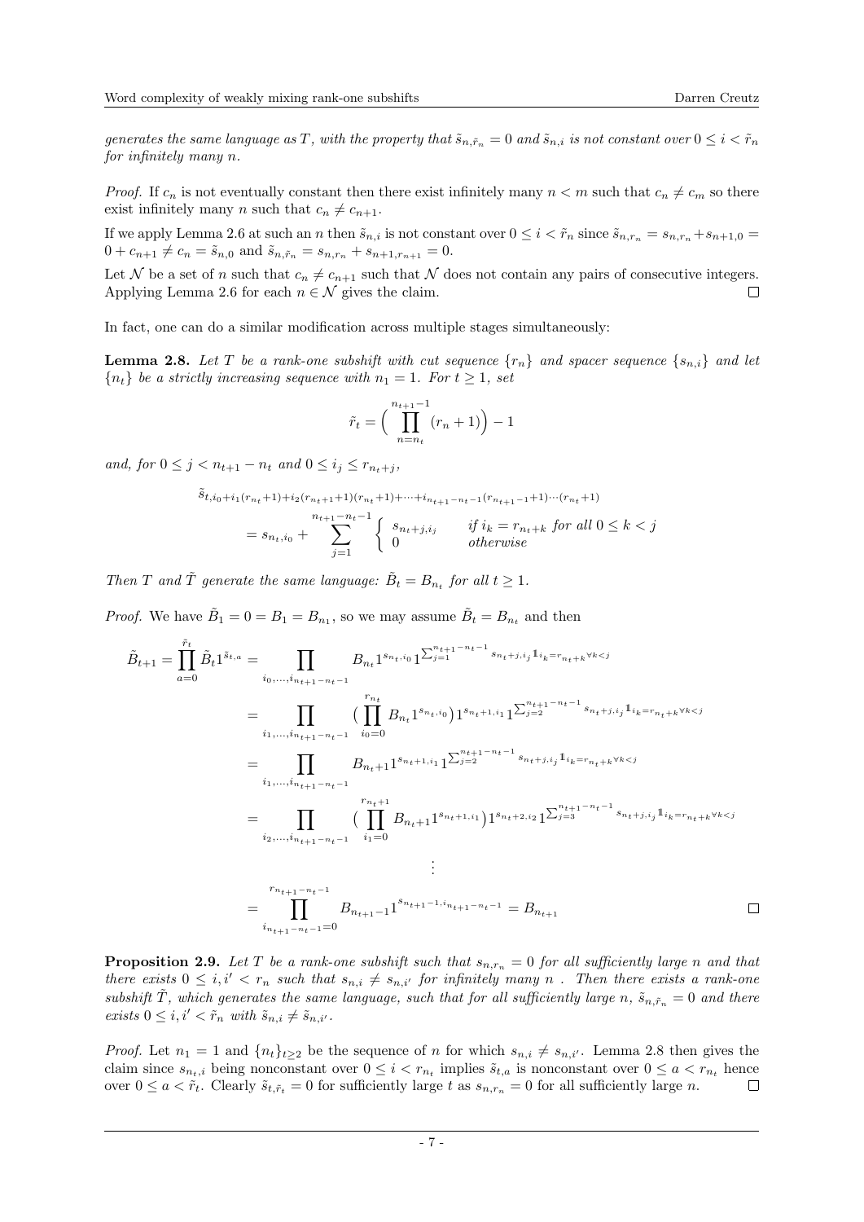*generates the same language as $T$, with the property that $\tilde{s}_{n,\tilde{r}_n} = 0$ and $\tilde{s}_{n,i}$ is not constant over $0 \leq i < \tilde{r}_n$ for infinitely many $n$.*

*Proof.* If $c_n$ is not eventually constant then there exist infinitely many $n < m$ such that $c_n \neq c_m$ so there exist infinitely many $n$ such that $c_n \neq c_{n+1}$.

If we apply Lemma 2.6 at such an $n$ then $\tilde{s}_{n,i}$ is not constant over $0 \leq i < \tilde{r}_n$ since $\tilde{s}_{n,r_n} = s_{n,r_n} + s_{n+1,0} = 0 + c_{n+1} \neq c_n = \tilde{s}_{n,0}$ and $\tilde{s}_{n,\tilde{r}_n} = s_{n,r_n} + s_{n+1,r_{n+1}} = 0$.

Let $\mathcal{N}$ be a set of $n$ such that $c_n \neq c_{n+1}$ such that $\mathcal{N}$ does not contain any pairs of consecutive integers. Applying Lemma 2.6 for each $n \in \mathcal{N}$ gives the claim. $\square$

In fact, one can do a similar modification across multiple stages simultaneously:

**Lemma 2.8.** *Let $T$ be a rank-one subshift with cut sequence $\{r_n\}$ and spacer sequence $\{s_{n,i}\}$ and let $\{n_t\}$ be a strictly increasing sequence with $n_1 = 1$. For $t \geq 1$, set*

$$\tilde{r}_t = \Big( \prod_{n=n_t}^{n_{t+1}-1} (r_n + 1) \Big) - 1$$

*and, for $0 \leq j < n_{t+1} - n_t$ and $0 \leq i_j \leq r_{n_t+j}$,*

$$\tilde{s}_{t,i_0+i_1(r_{n_t}+1)+i_2(r_{n_t+1}+1)(r_{n_t}+1)+\cdots+i_{n_{t+1}-n_t-1}(r_{n_{t+1}-1}+1)\cdots(r_{n_t}+1)} = s_{n_t,i_0} + \sum_{j=1}^{n_{t+1}-n_t-1} \begin{cases} s_{n_t+j,i_j} & \text{if } i_k = r_{n_t+k} \text{ for all } 0 \leq k < j \\ 0 & \text{otherwise} \end{cases}$$

*Then $T$ and $\tilde{T}$ generate the same language: $\tilde{B}_t = B_{n_t}$ for all $t \geq 1$.*

*Proof.* We have $\tilde{B}_1 = 0 = B_1 = B_{n_1}$, so we may assume $\tilde{B}_t = B_{n_t}$ and then

$$\begin{aligned}
\tilde{B}_{t+1} = \prod_{a=0}^{\tilde{r}_t} \tilde{B}_t 1^{\tilde{s}_{t,a}} &= \prod_{i_0,\ldots,i_{n_{t+1}-n_t-1}} B_{n_t} 1^{s_{n_t,i_0}} 1^{\sum_{j=1}^{n_{t+1}-n_t-1} s_{n_t+j,i_j} \mathbb{1}_{i_k = r_{n_t+k} \forall k<j}} \\
&= \prod_{i_1,\ldots,i_{n_{t+1}-n_t-1}} \Big( \prod_{i_0=0}^{r_{n_t}} B_{n_t} 1^{s_{n_t,i_0}} \Big) 1^{s_{n_t+1,i_1}} 1^{\sum_{j=2}^{n_{t+1}-n_t-1} s_{n_t+j,i_j} \mathbb{1}_{i_k = r_{n_t+k} \forall k<j}} \\
&= \prod_{i_1,\ldots,i_{n_{t+1}-n_t-1}} B_{n_t+1} 1^{s_{n_t+1,i_1}} 1^{\sum_{j=2}^{n_{t+1}-n_t-1} s_{n_t+j,i_j} \mathbb{1}_{i_k = r_{n_t+k} \forall k<j}} \\
&= \prod_{i_2,\ldots,i_{n_{t+1}-n_t-1}} \Big( \prod_{i_1=0}^{r_{n_t+1}} B_{n_t+1} 1^{s_{n_t+1,i_1}} \Big) 1^{s_{n_t+2,i_2}} 1^{\sum_{j=3}^{n_{t+1}-n_t-1} s_{n_t+j,i_j} \mathbb{1}_{i_k = r_{n_t+k} \forall k<j}} \\
&\vdots \\
&= \prod_{i_{n_{t+1}-n_t-1}=0}^{r_{n_{t+1}-n_t-1}} B_{n_{t+1}-1} 1^{s_{n_{t+1}-1,i_{n_{t+1}-n_t-1}}} = B_{n_{t+1}}
\end{aligned}$$

$\square$

**Proposition 2.9.** *Let $T$ be a rank-one subshift such that $s_{n,r_n} = 0$ for all sufficiently large $n$ and that there exists $0 \leq i, i' < r_n$ such that $s_{n,i} \neq s_{n,i'}$ for infinitely many $n$ . Then there exists a rank-one subshift $\tilde{T}$, which generates the same language, such that for all sufficiently large $n$, $\tilde{s}_{n,\tilde{r}_n} = 0$ and there exists $0 \leq i, i' < \tilde{r}_n$ with $\tilde{s}_{n,i} \neq \tilde{s}_{n,i'}$.*

*Proof.* Let $n_1 = 1$ and $\{n_t\}_{t \geq 2}$ be the sequence of $n$ for which $s_{n,i} \neq s_{n,i'}$. Lemma 2.8 then gives the claim since $s_{n_t,i}$ being nonconstant over $0 \leq i < r_{n_t}$ implies $\tilde{s}_{t,a}$ is nonconstant over $0 \leq a < r_{n_t}$ hence over $0 \leq a < \tilde{r}_t$. Clearly $\tilde{s}_{t,\tilde{r}_t} = 0$ for sufficiently large $t$ as $s_{n,r_n} = 0$ for all sufficiently large $n$. $\square$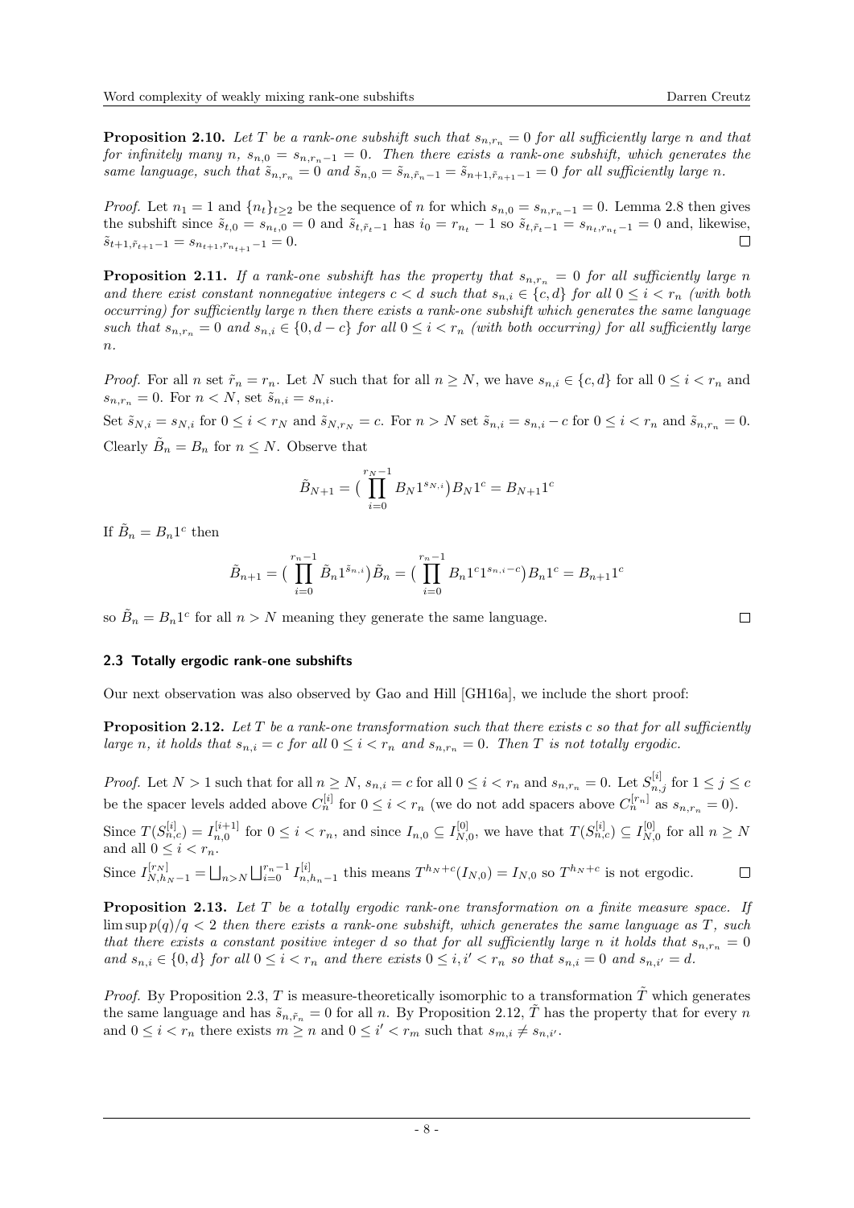**Proposition 2.10.** *Let $T$ be a rank-one subshift such that $s_{n,r_n} = 0$ for all sufficiently large $n$ and that for infinitely many $n$, $s_{n,0} = s_{n,r_n-1} = 0$. Then there exists a rank-one subshift, which generates the same language, such that $\tilde{s}_{n,r_n} = 0$ and $\tilde{s}_{n,0} = \tilde{s}_{n,\tilde{r}_n-1} = \tilde{s}_{n+1,\tilde{r}_{n+1}-1} = 0$ for all sufficiently large $n$.*

*Proof.* Let $n_1 = 1$ and $\{n_t\}_{t\geq 2}$ be the sequence of $n$ for which $s_{n,0} = s_{n,r_n-1} = 0$. Lemma 2.8 then gives the subshift since $\tilde{s}_{t,0} = s_{n_t,0} = 0$ and $\tilde{s}_{t,\tilde{r}_t-1}$ has $i_0 = r_{n_t} - 1$ so $\tilde{s}_{t,\tilde{r}_t-1} = s_{n_t,r_{n_t}-1} = 0$ and, likewise, $\tilde{s}_{t+1,\tilde{r}_{t+1}-1} = s_{n_{t+1},r_{n_{t+1}}-1} = 0$. $\square$

**Proposition 2.11.** *If a rank-one subshift has the property that $s_{n,r_n} = 0$ for all sufficiently large $n$ and there exist constant nonnegative integers $c < d$ such that $s_{n,i} \in \{c, d\}$ for all $0 \leq i < r_n$ (with both occurring) for sufficiently large $n$ then there exists a rank-one subshift which generates the same language such that $s_{n,r_n} = 0$ and $s_{n,i} \in \{0, d-c\}$ for all $0 \leq i < r_n$ (with both occurring) for all sufficiently large $n$.*

*Proof.* For all $n$ set $\tilde{r}_n = r_n$. Let $N$ such that for all $n \geq N$, we have $s_{n,i} \in \{c, d\}$ for all $0 \leq i < r_n$ and $s_{n,r_n} = 0$. For $n < N$, set $\tilde{s}_{n,i} = s_{n,i}$.

Set $\tilde{s}_{N,i} = s_{N,i}$ for $0 \leq i < r_N$ and $\tilde{s}_{N,r_N} = c$. For $n > N$ set $\tilde{s}_{n,i} = s_{n,i} - c$ for $0 \leq i < r_n$ and $\tilde{s}_{n,r_n} = 0$. Clearly $\tilde{B}_n = B_n$ for $n \leq N$. Observe that

$$\tilde{B}_{N+1} = \Big(\prod_{i=0}^{r_N-1} B_N 1^{s_{N,i}}\Big) B_N 1^c = B_{N+1} 1^c$$

If $\tilde{B}_n = B_n 1^c$ then

$$\tilde{B}_{n+1} = \Big(\prod_{i=0}^{r_n-1} \tilde{B}_n 1^{\tilde{s}_{n,i}}\Big) \tilde{B}_n = \Big(\prod_{i=0}^{r_n-1} B_n 1^c 1^{s_{n,i}-c}\Big) B_n 1^c = B_{n+1} 1^c$$

so $\tilde{B}_n = B_n 1^c$ for all $n > N$ meaning they generate the same language. $\square$

### 2.3 Totally ergodic rank-one subshifts

Our next observation was also observed by Gao and Hill [GH16a], we include the short proof:

**Proposition 2.12.** *Let $T$ be a rank-one transformation such that there exists $c$ so that for all sufficiently large $n$, it holds that $s_{n,i} = c$ for all $0 \leq i < r_n$ and $s_{n,r_n} = 0$. Then $T$ is not totally ergodic.*

*Proof.* Let $N > 1$ such that for all $n \geq N$, $s_{n,i} = c$ for all $0 \leq i < r_n$ and $s_{n,r_n} = 0$. Let $S_{n,j}^{[i]}$ for $1 \leq j \leq c$ be the spacer levels added above $C_n^{[i]}$ for $0 \leq i < r_n$ (we do not add spacers above $C_n^{[r_n]}$ as $s_{n,r_n} = 0$).

Since $T(S_{n,c}^{[i]}) = I_{n,0}^{[i+1]}$ for $0 \leq i < r_n$, and since $I_{n,0} \subseteq I_{N,0}^{[0]}$, we have that $T(S_{n,c}^{[i]}) \subseteq I_{N,0}^{[0]}$ for all $n \geq N$ and all $0 \leq i < r_n$.

Since $I_{N,h_N-1}^{[r_N]} = \bigsqcup_{n>N} \bigsqcup_{i=0}^{r_n-1} I_{n,h_n-1}^{[i]}$ this means $T^{h_N+c}(I_{N,0}) = I_{N,0}$ so $T^{h_N+c}$ is not ergodic. $\square$

**Proposition 2.13.** *Let $T$ be a totally ergodic rank-one transformation on a finite measure space. If $\limsup p(q)/q < 2$ then there exists a rank-one subshift, which generates the same language as $T$, such that there exists a constant positive integer $d$ so that for all sufficiently large $n$ it holds that $s_{n,r_n} = 0$ and $s_{n,i} \in \{0, d\}$ for all $0 \leq i < r_n$ and there exists $0 \leq i, i' < r_n$ so that $s_{n,i} = 0$ and $s_{n,i'} = d$.*

*Proof.* By Proposition 2.3, $T$ is measure-theoretically isomorphic to a transformation $\tilde{T}$ which generates the same language and has $\tilde{s}_{n,\tilde{r}_n} = 0$ for all $n$. By Proposition 2.12, $\tilde{T}$ has the property that for every $n$ and $0 \leq i < r_n$ there exists $m \geq n$ and $0 \leq i' < r_m$ such that $s_{m,i} \neq s_{n,i'}$.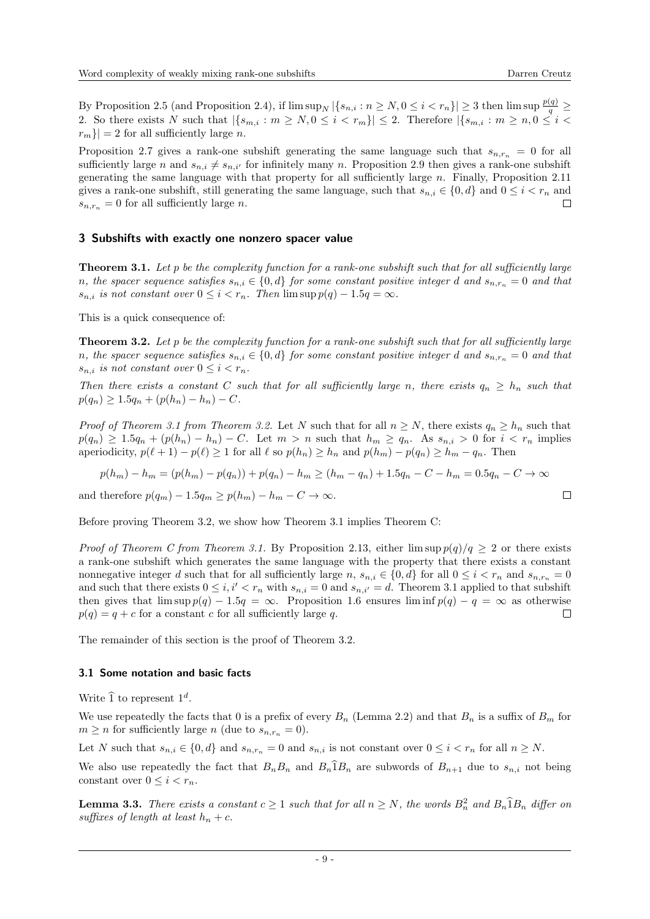By Proposition 2.5 (and Proposition 2.4), if $\limsup_N |\{s_{n,i} : n \geq N, 0 \leq i < r_n\}| \geq 3$ then $\limsup \frac{p(q)}{q} \geq 2$. So there exists $N$ such that $|\{s_{m,i} : m \geq N, 0 \leq i < r_m\}| \leq 2$. Therefore $|\{s_{m,i} : m \geq n, 0 \leq i < r_m\}| = 2$ for all sufficiently large $n$.

Proposition 2.7 gives a rank-one subshift generating the same language such that $s_{n,r_n} = 0$ for all sufficiently large $n$ and $s_{n,i} \neq s_{n,i'}$ for infinitely many $n$. Proposition 2.9 then gives a rank-one subshift generating the same language with that property for all sufficiently large $n$. Finally, Proposition 2.11 gives a rank-one subshift, still generating the same language, such that $s_{n,i} \in \{0, d\}$ and $0 \leq i < r_n$ and $s_{n,r_n} = 0$ for all sufficiently large $n$. $\square$

## 3 Subshifts with exactly one nonzero spacer value

**Theorem 3.1.** *Let $p$ be the complexity function for a rank-one subshift such that for all sufficiently large $n$, the spacer sequence satisfies $s_{n,i} \in \{0, d\}$ for some constant positive integer $d$ and $s_{n,r_n} = 0$ and that $s_{n,i}$ is not constant over $0 \leq i < r_n$. Then $\limsup p(q) - 1.5q = \infty$.*

This is a quick consequence of:

**Theorem 3.2.** *Let $p$ be the complexity function for a rank-one subshift such that for all sufficiently large $n$, the spacer sequence satisfies $s_{n,i} \in \{0, d\}$ for some constant positive integer $d$ and $s_{n,r_n} = 0$ and that $s_{n,i}$ is not constant over $0 \leq i < r_n$.*

*Then there exists a constant $C$ such that for all sufficiently large $n$, there exists $q_n \geq h_n$ such that $p(q_n) \geq 1.5q_n + (p(h_n) - h_n) - C$.*

*Proof of Theorem 3.1 from Theorem 3.2.* Let $N$ such that for all $n \geq N$, there exists $q_n \geq h_n$ such that $p(q_n) \geq 1.5q_n + (p(h_n) - h_n) - C$. Let $m > n$ such that $h_m \geq q_n$. As $s_{n,i} > 0$ for $i < r_n$ implies aperiodicity, $p(\ell + 1) - p(\ell) \geq 1$ for all $\ell$ so $p(h_n) \geq h_n$ and $p(h_m) - p(q_n) \geq h_m - q_n$. Then

$$p(h_m) - h_m = (p(h_m) - p(q_n)) + p(q_n) - h_m \geq (h_m - q_n) + 1.5q_n - C - h_m = 0.5q_n - C \to \infty$$

and therefore $p(q_m) - 1.5q_m \geq p(h_m) - h_m - C \to \infty$. $\square$

Before proving Theorem 3.2, we show how Theorem 3.1 implies Theorem C:

*Proof of Theorem C from Theorem 3.1.* By Proposition 2.13, either $\limsup p(q)/q \geq 2$ or there exists a rank-one subshift which generates the same language with the property that there exists a constant nonnegative integer $d$ such that for all sufficiently large $n$, $s_{n,i} \in \{0, d\}$ for all $0 \leq i < r_n$ and $s_{n,r_n} = 0$ and such that there exists $0 \leq i, i' < r_n$ with $s_{n,i} = 0$ and $s_{n,i'} = d$. Theorem 3.1 applied to that subshift then gives that $\limsup p(q) - 1.5q = \infty$. Proposition 1.6 ensures $\liminf p(q) - q = \infty$ as otherwise $p(q) = q + c$ for a constant $c$ for all sufficiently large $q$. $\square$

The remainder of this section is the proof of Theorem 3.2.

### 3.1 Some notation and basic facts

Write $\widehat{1}$ to represent $1^d$.

We use repeatedly the facts that 0 is a prefix of every $B_n$ (Lemma 2.2) and that $B_n$ is a suffix of $B_m$ for $m \geq n$ for sufficiently large $n$ (due to $s_{n,r_n} = 0$).

Let $N$ such that $s_{n,i} \in \{0, d\}$ and $s_{n,r_n} = 0$ and $s_{n,i}$ is not constant over $0 \leq i < r_n$ for all $n \geq N$.

We also use repeatedly the fact that $B_nB_n$ and $B_n\widehat{1}B_n$ are subwords of $B_{n+1}$ due to $s_{n,i}$ not being constant over $0 \leq i < r_n$.

**Lemma 3.3.** *There exists a constant $c \geq 1$ such that for all $n \geq N$, the words $B_n^2$ and $B_n\widehat{1}B_n$ differ on suffixes of length at least $h_n + c$.*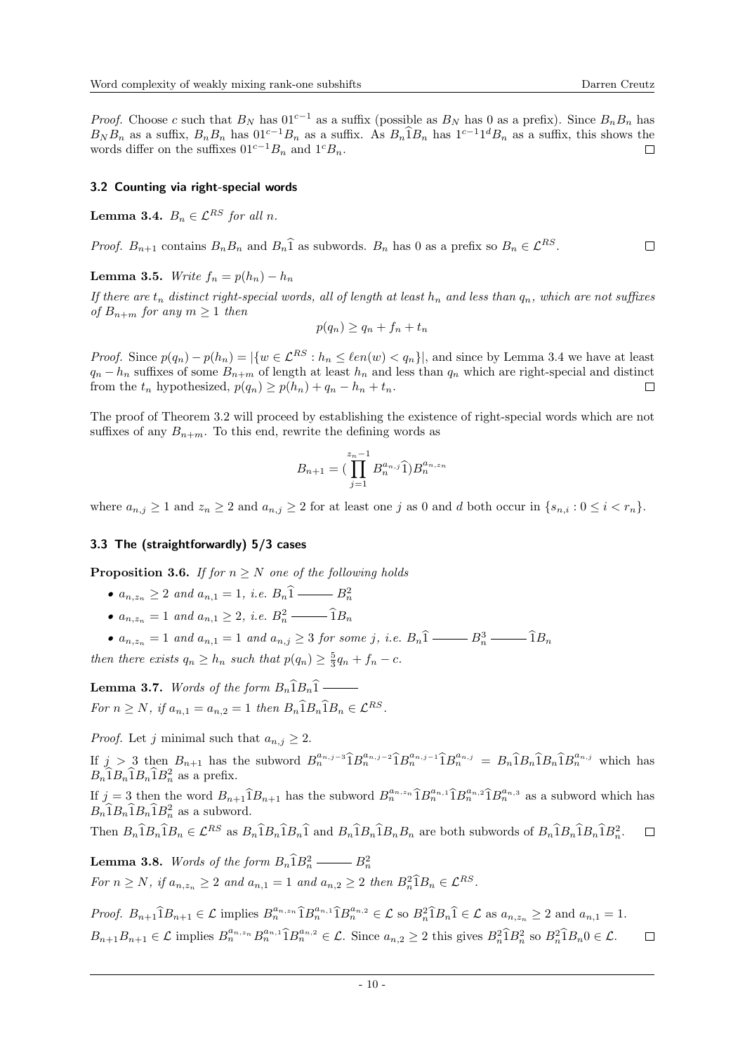*Proof.* Choose $c$ such that $B_N$ has $01^{c-1}$ as a suffix (possible as $B_N$ has 0 as a prefix). Since $B_nB_n$ has $B_NB_n$ as a suffix, $B_nB_n$ has $01^{c-1}B_n$ as a suffix. As $B_n\widehat{1}B_n$ has $1^{c-1}1^dB_n$ as a suffix, this shows the words differ on the suffixes $01^{c-1}B_n$ and $1^cB_n$. $\square$

### 3.2 Counting via right-special words

**Lemma 3.4.** *$B_n \in \mathcal{L}^{RS}$ for all $n$.*

*Proof.* $B_{n+1}$ contains $B_nB_n$ and $B_n\widehat{1}$ as subwords. $B_n$ has 0 as a prefix so $B_n \in \mathcal{L}^{RS}$. $\square$

**Lemma 3.5.** *Write $f_n = p(h_n) - h_n$*

*If there are $t_n$ distinct right-special words, all of length at least $h_n$ and less than $q_n$, which are not suffixes of $B_{n+m}$ for any $m \geq 1$ then*

$$p(q_n) \geq q_n + f_n + t_n$$

*Proof.* Since $p(q_n) - p(h_n) = |\{w \in \mathcal{L}^{RS} : h_n \leq \ell en(w) < q_n\}|$, and since by Lemma 3.4 we have at least $q_n - h_n$ suffixes of some $B_{n+m}$ of length at least $h_n$ and less than $q_n$ which are right-special and distinct from the $t_n$ hypothesized, $p(q_n) \geq p(h_n) + q_n - h_n + t_n$. $\square$

The proof of Theorem 3.2 will proceed by establishing the existence of right-special words which are not suffixes of any $B_{n+m}$. To this end, rewrite the defining words as

$$B_{n+1} = (\prod_{j=1}^{z_n-1} B_n^{a_{n,j}}\widehat{1})B_n^{a_{n,z_n}}$$

where $a_{n,j} \geq 1$ and $z_n \geq 2$ and $a_{n,j} \geq 2$ for at least one $j$ as 0 and $d$ both occur in $\{s_{n,i} : 0 \leq i < r_n\}$.

### 3.3 The (straightforwardly) 5/3 cases

**Proposition 3.6.** *If for $n \geq N$ one of the following holds*

- *$a_{n,z_n} \geq 2$ and $a_{n,1} = 1$, i.e. $B_n\widehat{1}$ ——— $B_n^2$*
- *$a_{n,z_n} = 1$ and $a_{n,1} \geq 2$, i.e. $B_n^2$ ——— $\widehat{1}B_n$*
- *$a_{n,z_n} = 1$ and $a_{n,1} = 1$ and $a_{n,j} \geq 3$ for some $j$, i.e. $B_n\widehat{1}$ ——— $B_n^3$ ——— $\widehat{1}B_n$*

*then there exists $q_n \geq h_n$ such that $p(q_n) \geq \frac{5}{3}q_n + f_n - c$.*

**Lemma 3.7.** *Words of the form $B_n\widehat{1}B_n\widehat{1}$ ———*
*For $n \geq N$, if $a_{n,1} = a_{n,2} = 1$ then $B_n\widehat{1}B_n\widehat{1}B_n \in \mathcal{L}^{RS}$.*

*Proof.* Let $j$ minimal such that $a_{n,j} \geq 2$.

If $j > 3$ then $B_{n+1}$ has the subword $B_n^{a_{n,j-3}}\widehat{1}B_n^{a_{n,j-2}}\widehat{1}B_n^{a_{n,j-1}}\widehat{1}B_n^{a_{n,j}} = B_n\widehat{1}B_n\widehat{1}B_n\widehat{1}B_n^{a_{n,j}}$ which has $B_n\widehat{1}B_n\widehat{1}B_n\widehat{1}B_n^2$ as a prefix.

If $j = 3$ then the word $B_{n+1}\widehat{1}B_{n+1}$ has the subword $B_n^{a_{n,z_n}}\widehat{1}B_n^{a_{n,1}}\widehat{1}B_n^{a_{n,2}}\widehat{1}B_n^{a_{n,3}}$ as a subword which has $B_n\widehat{1}B_n\widehat{1}B_n\widehat{1}B_n^2$ as a subword.

Then $B_n\widehat{1}B_n\widehat{1}B_n \in \mathcal{L}^{RS}$ as $B_n\widehat{1}B_n\widehat{1}B_n\widehat{1}$ and $B_n\widehat{1}B_n\widehat{1}B_nB_n$ are both subwords of $B_n\widehat{1}B_n\widehat{1}B_n\widehat{1}B_n^2$. $\square$

**Lemma 3.8.** *Words of the form $B_n\widehat{1}B_n^2$ ——— $B_n^2$*
*For $n \geq N$, if $a_{n,z_n} \geq 2$ and $a_{n,1} = 1$ and $a_{n,2} \geq 2$ then $B_n^2\widehat{1}B_n \in \mathcal{L}^{RS}$.*

*Proof.* $B_{n+1}\widehat{1}B_{n+1} \in \mathcal{L}$ implies $B_n^{a_{n,z_n}}\widehat{1}B_n^{a_{n,1}}\widehat{1}B_n^{a_{n,2}} \in \mathcal{L}$ so $B_n^2\widehat{1}B_n\widehat{1} \in \mathcal{L}$ as $a_{n,z_n} \geq 2$ and $a_{n,1} = 1$.
$B_{n+1}B_{n+1} \in \mathcal{L}$ implies $B_n^{a_{n,z_n}}B_n^{a_{n,1}}\widehat{1}B_n^{a_{n,2}} \in \mathcal{L}$. Since $a_{n,2} \geq 2$ this gives $B_n^2\widehat{1}B_n^2$ so $B_n^2\widehat{1}B_n0 \in \mathcal{L}$. $\square$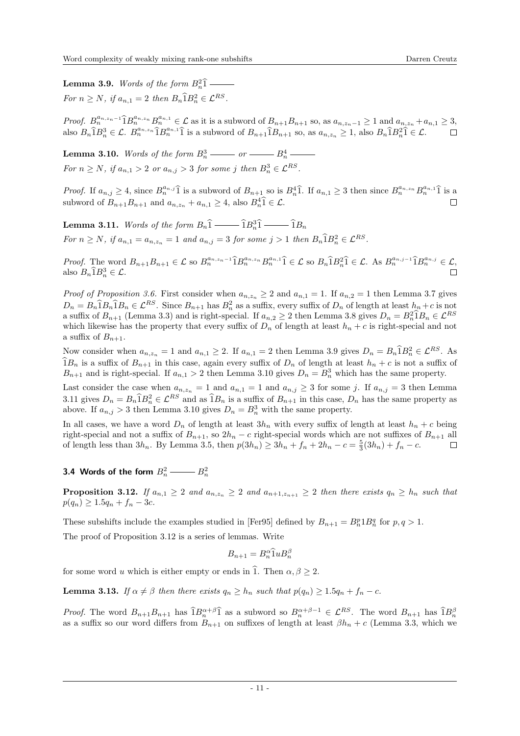**Lemma 3.9.** *Words of the form $B_n^2\widehat{1}$ ———*
*For $n \geq N$, if $a_{n,1} = 2$ then $B_n\widehat{1}B_n^2 \in \mathcal{L}^{RS}$.*

*Proof.* $B_n^{a_{n,z_n-1}}\widehat{1}B_n^{a_{n,z_n}}B_n^{a_{n,1}} \in \mathcal{L}$ as it is a subword of $B_{n+1}B_{n+1}$ so, as $a_{n,z_n-1} \geq 1$ and $a_{n,z_n} + a_{n,1} \geq 3$, also $B_n\widehat{1}B_n^3 \in \mathcal{L}$. $B_n^{a_{n,z_n}}\widehat{1}B_n^{a_{n,1}}\widehat{1}$ is a subword of $B_{n+1}\widehat{1}B_{n+1}$ so, as $a_{n,z_n} \geq 1$, also $B_n\widehat{1}B_n^2\widehat{1} \in \mathcal{L}$. $\square$

**Lemma 3.10.** *Words of the form $B_n^3$ ——— or ——— $B_n^4$ ———*
*For $n \geq N$, if $a_{n,1} > 2$ or $a_{n,j} > 3$ for some $j$ then $B_n^3 \in \mathcal{L}^{RS}$.*

*Proof.* If $a_{n,j} \geq 4$, since $B_n^{a_{n,j}}\widehat{1}$ is a subword of $B_{n+1}$ so is $B_n^4\widehat{1}$. If $a_{n,1} \geq 3$ then since $B_n^{a_{n,z_n}}B_n^{a_{n,1}}\widehat{1}$ is a subword of $B_{n+1}B_{n+1}$ and $a_{n,z_n} + a_{n,1} \geq 4$, also $B_n^4\widehat{1} \in \mathcal{L}$. $\square$

**Lemma 3.11.** *Words of the form $B_n\widehat{1}$ ——— $\widehat{1}B_n^3\widehat{1}$ ——— $\widehat{1}B_n$*
*For $n \geq N$, if $a_{n,1} = a_{n,z_n} = 1$ and $a_{n,j} = 3$ for some $j > 1$ then $B_n\widehat{1}B_n^2 \in \mathcal{L}^{RS}$.*

*Proof.* The word $B_{n+1}B_{n+1} \in \mathcal{L}$ so $B_n^{a_{n,z_n-1}}\widehat{1}B_n^{a_{n,z_n}}B_n^{a_{n,1}}\widehat{1} \in \mathcal{L}$ so $B_n\widehat{1}B_n^2\widehat{1} \in \mathcal{L}$. As $B_n^{a_{n,j-1}}\widehat{1}B_n^{a_{n,j}} \in \mathcal{L}$, also $B_n\widehat{1}B_n^3 \in \mathcal{L}$. $\square$

*Proof of Proposition 3.6.* First consider when $a_{n,z_n} \geq 2$ and $a_{n,1} = 1$. If $a_{n,2} = 1$ then Lemma 3.7 gives $D_n = B_n\widehat{1}B_n\widehat{1}B_n \in \mathcal{L}^{RS}$. Since $B_{n+1}$ has $B_n^2$ as a suffix, every suffix of $D_n$ of length at least $h_n + c$ is not a suffix of $B_{n+1}$ (Lemma 3.3) and is right-special. If $a_{n,2} \geq 2$ then Lemma 3.8 gives $D_n = B_n^2\widehat{1}B_n \in \mathcal{L}^{RS}$ which likewise has the property that every suffix of $D_n$ of length at least $h_n + c$ is right-special and not a suffix of $B_{n+1}$.

Now consider when $a_{n,z_n} = 1$ and $a_{n,1} \geq 2$. If $a_{n,1} = 2$ then Lemma 3.9 gives $D_n = B_n\widehat{1}B_n^2 \in \mathcal{L}^{RS}$. As $\widehat{1}B_n$ is a suffix of $B_{n+1}$ in this case, again every suffix of $D_n$ of length at least $h_n + c$ is not a suffix of $B_{n+1}$ and is right-special. If $a_{n,1} > 2$ then Lemma 3.10 gives $D_n = B_n^3$ which has the same property.

Last consider the case when $a_{n,z_n} = 1$ and $a_{n,1} = 1$ and $a_{n,j} \geq 3$ for some $j$. If $a_{n,j} = 3$ then Lemma 3.11 gives $D_n = B_n\widehat{1}B_n^2 \in \mathcal{L}^{RS}$ and as $\widehat{1}B_n$ is a suffix of $B_{n+1}$ in this case, $D_n$ has the same property as above. If $a_{n,j} > 3$ then Lemma 3.10 gives $D_n = B_n^3$ with the same property.

In all cases, we have a word $D_n$ of length at least $3h_n$ with every suffix of length at least $h_n + c$ being right-special and not a suffix of $B_{n+1}$, so $2h_n - c$ right-special words which are not suffixes of $B_{n+1}$ all of length less than $3h_n$. By Lemma 3.5, then $p(3h_n) \geq 3h_n + f_n + 2h_n - c = \frac{5}{3}(3h_n) + f_n - c$. $\square$

### 3.4 Words of the form $B_n^2$ ——— $B_n^2$

**Proposition 3.12.** *If $a_{n,1} \geq 2$ and $a_{n,z_n} \geq 2$ and $a_{n+1,z_{n+1}} \geq 2$ then there exists $q_n \geq h_n$ such that $p(q_n) \geq 1.5q_n + f_n - 3c$.*

These subshifts include the examples studied in [Fer95] defined by $B_{n+1} = B_n^p 1 B_n^q$ for $p, q > 1$.

The proof of Proposition 3.12 is a series of lemmas. Write

$$B_{n+1} = B_n^{\alpha}\widehat{1}uB_n^{\beta}$$

for some word $u$ which is either empty or ends in $\widehat{1}$. Then $\alpha, \beta \geq 2$.

**Lemma 3.13.** *If $\alpha \neq \beta$ then there exists $q_n \geq h_n$ such that $p(q_n) \geq 1.5q_n + f_n - c$.*

*Proof.* The word $B_{n+1}B_{n+1}$ has $\widehat{1}B_n^{\alpha+\beta}\widehat{1}$ as a subword so $B_n^{\alpha+\beta-1} \in \mathcal{L}^{RS}$. The word $B_{n+1}$ has $\widehat{1}B_n^{\beta}$ as a suffix so our word differs from $B_{n+1}$ on suffixes of length at least $\beta h_n + c$ (Lemma 3.3, which we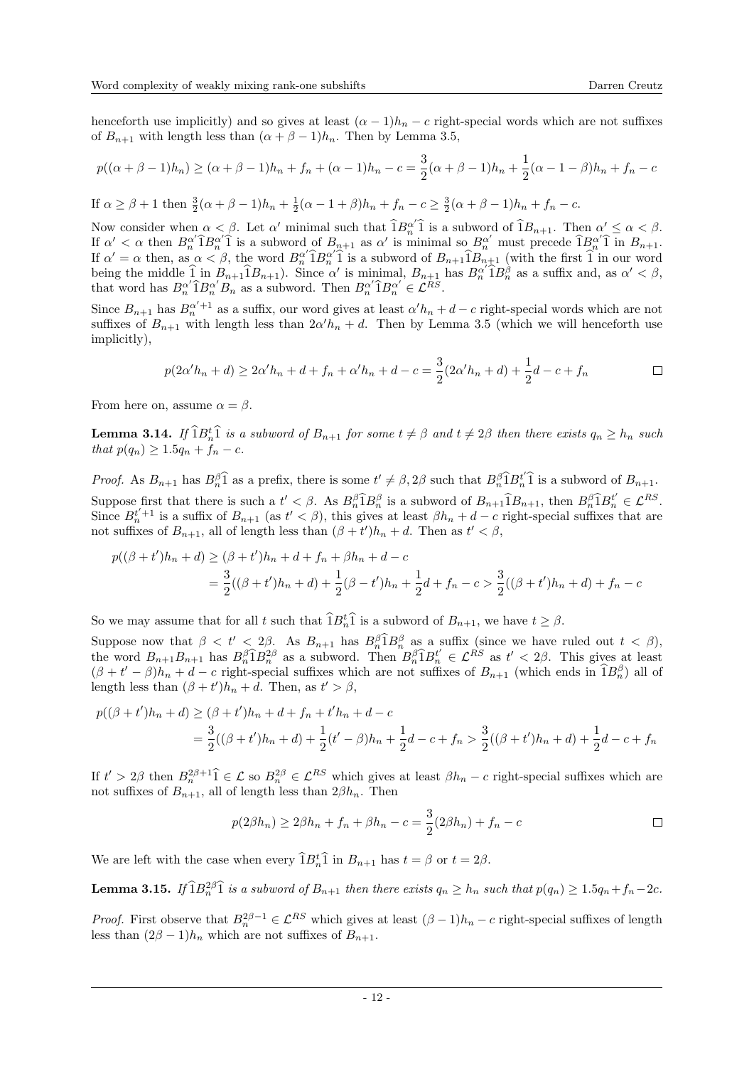henceforth use implicitly) and so gives at least $(\alpha-1)h_n - c$ right-special words which are not suffixes of $B_{n+1}$ with length less than $(\alpha+\beta-1)h_n$. Then by Lemma 3.5,

$$p((\alpha+\beta-1)h_n) \geq (\alpha+\beta-1)h_n + f_n + (\alpha-1)h_n - c = \frac{3}{2}(\alpha+\beta-1)h_n + \frac{1}{2}(\alpha-1-\beta)h_n + f_n - c$$

If $\alpha \geq \beta+1$ then $\frac{3}{2}(\alpha+\beta-1)h_n + \frac{1}{2}(\alpha-1+\beta)h_n + f_n - c \geq \frac{3}{2}(\alpha+\beta-1)h_n + f_n - c$.

Now consider when $\alpha < \beta$. Let $\alpha'$ minimal such that $\widehat{1}B_n^{\alpha'}\widehat{1}$ is a subword of $\widehat{1}B_{n+1}$. Then $\alpha' \leq \alpha < \beta$. If $\alpha' < \alpha$ then $B_n^{\alpha'}\widehat{1}B_n^{\alpha'}\widehat{1}$ is a subword of $B_{n+1}$ as $\alpha'$ is minimal so $B_n^{\alpha'}$ must precede $\widehat{1}B_n^{\alpha'}\widehat{1}$ in $B_{n+1}$. If $\alpha' = \alpha$ then, as $\alpha < \beta$, the word $B_n^{\alpha'}\widehat{1}B_n^{\alpha'}\widehat{1}$ is a subword of $B_{n+1}\widehat{1}B_{n+1}$ (with the first $\widehat{1}$ in our word being the middle $\widehat{1}$ in $B_{n+1}\widehat{1}B_{n+1}$). Since $\alpha'$ is minimal, $B_{n+1}$ has $B_n^{\alpha'}\widehat{1}B_n^{\beta}$ as a suffix and, as $\alpha' < \beta$, that word has $B_n^{\alpha'}\widehat{1}B_n^{\alpha'}B_n$ as a subword. Then $B_n^{\alpha'}\widehat{1}B_n^{\alpha'} \in \mathcal{L}^{RS}$.

Since $B_{n+1}$ has $B_n^{\alpha'+1}$ as a suffix, our word gives at least $\alpha' h_n + d - c$ right-special words which are not suffixes of $B_{n+1}$ with length less than $2\alpha' h_n + d$. Then by Lemma 3.5 (which we will henceforth use implicitly),

$$p(2\alpha' h_n + d) \geq 2\alpha' h_n + d + f_n + \alpha' h_n + d - c = \frac{3}{2}(2\alpha' h_n + d) + \frac{1}{2}d - c + f_n \qquad \square$$

From here on, assume $\alpha = \beta$.

**Lemma 3.14.** *If $\widehat{1}B_n^t\widehat{1}$ is a subword of $B_{n+1}$ for some $t \neq \beta$ and $t \neq 2\beta$ then there exists $q_n \geq h_n$ such that $p(q_n) \geq 1.5q_n + f_n - c$.*

*Proof.* As $B_{n+1}$ has $B_n^{\beta}\widehat{1}$ as a prefix, there is some $t' \neq \beta, 2\beta$ such that $B_n^{\beta}\widehat{1}B_n^{t'}\widehat{1}$ is a subword of $B_{n+1}$.

Suppose first that there is such a $t' < \beta$. As $B_n^{\beta}\widehat{1}B_n^{\beta}$ is a subword of $B_{n+1}\widehat{1}B_{n+1}$, then $B_n^{\beta}\widehat{1}B_n^{t'} \in \mathcal{L}^{RS}$. Since $B_n^{t'+1}$ is a suffix of $B_{n+1}$ (as $t' < \beta$), this gives at least $\beta h_n + d - c$ right-special suffixes that are not suffixes of $B_{n+1}$, all of length less than $(\beta+t')h_n + d$. Then as $t' < \beta$,

$$\begin{aligned}
p((\beta+t')h_n + d) &\geq (\beta+t')h_n + d + f_n + \beta h_n + d - c \\
&= \frac{3}{2}((\beta+t')h_n + d) + \frac{1}{2}(\beta - t')h_n + \frac{1}{2}d + f_n - c > \frac{3}{2}((\beta+t')h_n + d) + f_n - c
\end{aligned}$$

So we may assume that for all $t$ such that $\widehat{1}B_n^t\widehat{1}$ is a subword of $B_{n+1}$, we have $t \geq \beta$.

Suppose now that $\beta < t' < 2\beta$. As $B_{n+1}$ has $B_n^{\beta}\widehat{1}B_n^{\beta}$ as a suffix (since we have ruled out $t < \beta$), the word $B_{n+1}B_{n+1}$ has $B_n^{\beta}\widehat{1}B_n^{2\beta}$ as a subword. Then $B_n^{\beta}\widehat{1}B_n^{t'} \in \mathcal{L}^{RS}$ as $t' < 2\beta$. This gives at least $(\beta + t' - \beta)h_n + d - c$ right-special suffixes which are not suffixes of $B_{n+1}$ (which ends in $\widehat{1}B_n^{\beta}$) all of length less than $(\beta+t')h_n + d$. Then, as $t' > \beta$,

$$\begin{aligned}
p((\beta+t')h_n + d) &\geq (\beta+t')h_n + d + f_n + t' h_n + d - c \\
&= \frac{3}{2}((\beta+t')h_n + d) + \frac{1}{2}(t' - \beta)h_n + \frac{1}{2}d - c + f_n > \frac{3}{2}((\beta+t')h_n + d) + \frac{1}{2}d - c + f_n
\end{aligned}$$

If $t' > 2\beta$ then $B_n^{2\beta+1}\widehat{1} \in \mathcal{L}$ so $B_n^{2\beta} \in \mathcal{L}^{RS}$ which gives at least $\beta h_n - c$ right-special suffixes which are not suffixes of $B_{n+1}$, all of length less than $2\beta h_n$. Then

$$p(2\beta h_n) \geq 2\beta h_n + f_n + \beta h_n - c = \frac{3}{2}(2\beta h_n) + f_n - c \qquad \square$$

We are left with the case when every $\widehat{1}B_n^t\widehat{1}$ in $B_{n+1}$ has $t = \beta$ or $t = 2\beta$.

**Lemma 3.15.** *If $\widehat{1}B_n^{2\beta}\widehat{1}$ is a subword of $B_{n+1}$ then there exists $q_n \geq h_n$ such that $p(q_n) \geq 1.5q_n + f_n - 2c$.*

*Proof.* First observe that $B_n^{2\beta-1} \in \mathcal{L}^{RS}$ which gives at least $(\beta-1)h_n - c$ right-special suffixes of length less than $(2\beta-1)h_n$ which are not suffixes of $B_{n+1}$.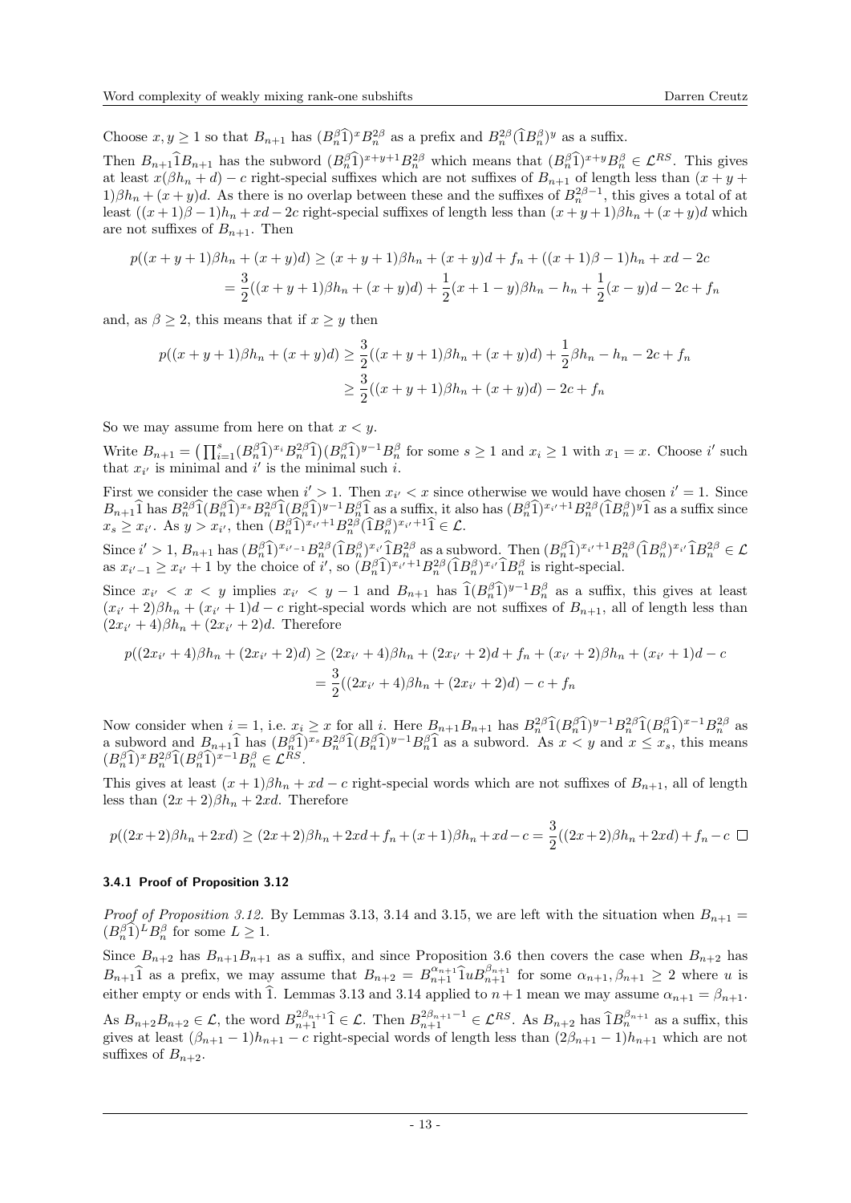Choose $x, y \geq 1$ so that $B_{n+1}$ has $(B_n^\beta \widehat{1})^x B_n^{2\beta}$ as a prefix and $B_n^{2\beta}(\widehat{1}B_n^\beta)^y$ as a suffix.

Then $B_{n+1}\widehat{1}B_{n+1}$ has the subword $(B_n^\beta \widehat{1})^{x+y+1} B_n^{2\beta}$ which means that $(B_n^\beta \widehat{1})^{x+y} B_n^\beta \in \mathcal{L}^{RS}$. This gives at least $x(\beta h_n + d) - c$ right-special suffixes which are not suffixes of $B_{n+1}$ of length less than $(x+y+1)\beta h_n + (x+y)d$. As there is no overlap between these and the suffixes of $B_n^{2\beta - 1}$, this gives a total of at least $((x+1)\beta - 1)h_n + xd - 2c$ right-special suffixes of length less than $(x+y+1)\beta h_n + (x+y)d$ which are not suffixes of $B_{n+1}$. Then

$$
\begin{aligned}
p((x+y+1)\beta h_n + (x+y)d) &\geq (x+y+1)\beta h_n + (x+y)d + f_n + ((x+1)\beta - 1)h_n + xd - 2c \\
&= \frac{3}{2}((x+y+1)\beta h_n + (x+y)d) + \frac{1}{2}(x+1-y)\beta h_n - h_n + \frac{1}{2}(x-y)d - 2c + f_n
\end{aligned}
$$

and, as $\beta \geq 2$, this means that if $x \geq y$ then

$$
\begin{aligned}
p((x+y+1)\beta h_n + (x+y)d) &\geq \frac{3}{2}((x+y+1)\beta h_n + (x+y)d) + \frac{1}{2}\beta h_n - h_n - 2c + f_n \\
&\geq \frac{3}{2}((x+y+1)\beta h_n + (x+y)d) - 2c + f_n
\end{aligned}
$$

So we may assume from here on that $x < y$.

Write $B_{n+1} = \left(\prod_{i=1}^{s} (B_n^\beta \widehat{1})^{x_i} B_n^{2\beta} \widehat{1}\right)(B_n^\beta \widehat{1})^{y-1} B_n^\beta$ for some $s \geq 1$ and $x_i \geq 1$ with $x_1 = x$. Choose $i'$ such that $x_{i'}$ is minimal and $i'$ is the minimal such $i$.

First we consider the case when $i' > 1$. Then $x_{i'} < x$ since otherwise we would have chosen $i' = 1$. Since $B_{n+1}\widehat{1}$ has $B_n^{2\beta}\widehat{1}(B_n^\beta \widehat{1})^{x_s} B_n^{2\beta}\widehat{1}(B_n^\beta \widehat{1})^{y-1} B_n^\beta \widehat{1}$ as a suffix, it also has $(B_n^\beta \widehat{1})^{x_{i'}+1} B_n^{2\beta}(\widehat{1}B_n^\beta)^y \widehat{1}$ as a suffix since $x_s \geq x_{i'}$. As $y > x_{i'}$, then $(B_n^\beta \widehat{1})^{x_{i'}+1} B_n^{2\beta}(\widehat{1}B_n^\beta)^{x_{i'}+1}\widehat{1} \in \mathcal{L}$.

Since $i' > 1$, $B_{n+1}$ has $(B_n^\beta \widehat{1})^{x_{i'-1}} B_n^{2\beta}(\widehat{1}B_n^\beta)^{x_{i'}} \widehat{1} B_n^{2\beta}$ as a subword. Then $(B_n^\beta \widehat{1})^{x_{i'}+1} B_n^{2\beta}(\widehat{1}B_n^\beta)^{x_{i'}} \widehat{1} B_n^{2\beta} \in \mathcal{L}$ as $x_{i'-1} \geq x_{i'} + 1$ by the choice of $i'$, so $(B_n^\beta \widehat{1})^{x_{i'}+1} B_n^{2\beta}(\widehat{1}B_n^\beta)^{x_{i'}} \widehat{1} B_n^\beta$ is right-special.

Since $x_{i'} < x < y$ implies $x_{i'} < y - 1$ and $B_{n+1}$ has $\widehat{1}(B_n^\beta \widehat{1})^{y-1} B_n^\beta$ as a suffix, this gives at least $(x_{i'}+2)\beta h_n + (x_{i'}+1)d - c$ right-special words which are not suffixes of $B_{n+1}$, all of length less than $(2x_{i'}+4)\beta h_n + (2x_{i'}+2)d$. Therefore

$$
\begin{aligned}
p((2x_{i'}+4)\beta h_n + (2x_{i'}+2)d) &\geq (2x_{i'}+4)\beta h_n + (2x_{i'}+2)d + f_n + (x_{i'}+2)\beta h_n + (x_{i'}+1)d - c \\
&= \frac{3}{2}((2x_{i'}+4)\beta h_n + (2x_{i'}+2)d) - c + f_n
\end{aligned}
$$

Now consider when $i = 1$, i.e. $x_i \geq x$ for all $i$. Here $B_{n+1}B_{n+1}$ has $B_n^{2\beta}\widehat{1}(B_n^\beta \widehat{1})^{y-1} B_n^{2\beta}\widehat{1}(B_n^\beta \widehat{1})^{x-1} B_n^{2\beta}$ as a subword and $B_{n+1}\widehat{1}$ has $(B_n^\beta \widehat{1})^{x_s} B_n^{2\beta}\widehat{1}(B_n^\beta \widehat{1})^{y-1} B_n^\beta \widehat{1}$ as a subword. As $x < y$ and $x \leq x_s$, this means $(B_n^\beta \widehat{1})^x B_n^{2\beta}\widehat{1}(B_n^\beta \widehat{1})^{x-1} B_n^\beta \in \mathcal{L}^{RS}$.

This gives at least $(x+1)\beta h_n + xd - c$ right-special words which are not suffixes of $B_{n+1}$, all of length less than $(2x+2)\beta h_n + 2xd$. Therefore

$$
p((2x+2)\beta h_n + 2xd) \geq (2x+2)\beta h_n + 2xd + f_n + (x+1)\beta h_n + xd - c = \frac{3}{2}((2x+2)\beta h_n + 2xd) + f_n - c \quad \square
$$

### 3.4.1 Proof of Proposition 3.12

*Proof of Proposition 3.12.* By Lemmas 3.13, 3.14 and 3.15, we are left with the situation when $B_{n+1} = (B_n^\beta \widehat{1})^L B_n^\beta$ for some $L \geq 1$.

Since $B_{n+2}$ has $B_{n+1}B_{n+1}$ as a suffix, and since Proposition 3.6 then covers the case when $B_{n+2}$ has $B_{n+1}\widehat{1}$ as a prefix, we may assume that $B_{n+2} = B_{n+1}^{\alpha_{n+1}}\widehat{1}uB_{n+1}^{\beta_{n+1}}$ for some $\alpha_{n+1}, \beta_{n+1} \geq 2$ where $u$ is either empty or ends with $\widehat{1}$. Lemmas 3.13 and 3.14 applied to $n+1$ mean we may assume $\alpha_{n+1} = \beta_{n+1}$.

As $B_{n+2}B_{n+2} \in \mathcal{L}$, the word $B_{n+1}^{2\beta_{n+1}}\widehat{1} \in \mathcal{L}$. Then $B_{n+1}^{2\beta_{n+1}-1} \in \mathcal{L}^{RS}$. As $B_{n+2}$ has $\widehat{1}B_{n+1}^{\beta_{n+1}}$ as a suffix, this gives at least $(\beta_{n+1}-1)h_{n+1} - c$ right-special words of length less than $(2\beta_{n+1}-1)h_{n+1}$ which are not suffixes of $B_{n+2}$.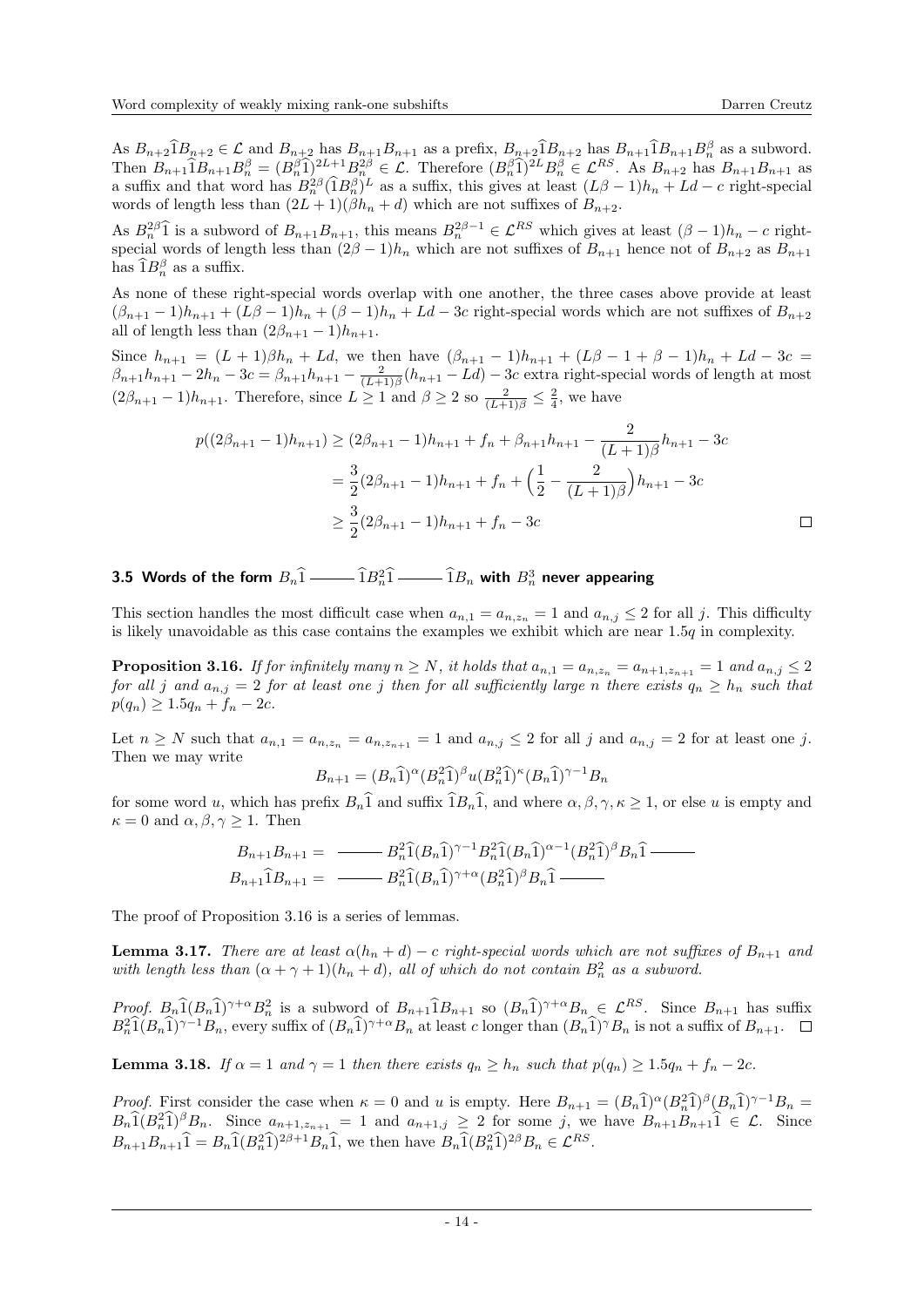As $B_{n+2}\widehat{1}B_{n+2} \in \mathcal{L}$ and $B_{n+2}$ has $B_{n+1}B_{n+1}$ as a prefix, $B_{n+2}\widehat{1}B_{n+2}$ has $B_{n+1}\widehat{1}B_{n+1}B_n^\beta$ as a subword. Then $B_{n+1}\widehat{1}B_{n+1}B_n^\beta = (B_n^\beta\widehat{1})^{2L+1}B_n^{2\beta} \in \mathcal{L}$. Therefore $(B_n^\beta\widehat{1})^{2L}B_n^\beta \in \mathcal{L}^{RS}$. As $B_{n+2}$ has $B_{n+1}B_{n+1}$ as a suffix and that word has $B_n^{2\beta}(\widehat{1}B_n^\beta)^L$ as a suffix, this gives at least $(L\beta-1)h_n + Ld - c$ right-special words of length less than $(2L+1)(\beta h_n + d)$ which are not suffixes of $B_{n+2}$.

As $B_n^{2\beta}\widehat{1}$ is a subword of $B_{n+1}B_{n+1}$, this means $B_n^{2\beta-1} \in \mathcal{L}^{RS}$ which gives at least $(\beta-1)h_n - c$ right-special words of length less than $(2\beta-1)h_n$ which are not suffixes of $B_{n+1}$ hence not of $B_{n+2}$ as $B_{n+1}$ has $\widehat{1}B_n^\beta$ as a suffix.

As none of these right-special words overlap with one another, the three cases above provide at least $(\beta_{n+1}-1)h_{n+1} + (L\beta-1)h_n + (\beta-1)h_n + Ld - 3c$ right-special words which are not suffixes of $B_{n+2}$ all of length less than $(2\beta_{n+1}-1)h_{n+1}$.

Since $h_{n+1} = (L+1)\beta h_n + Ld$, we then have $(\beta_{n+1}-1)h_{n+1} + (L\beta - 1 + \beta - 1)h_n + Ld - 3c = \beta_{n+1}h_{n+1} - 2h_n - 3c = \beta_{n+1}h_{n+1} - \frac{2}{(L+1)\beta}(h_{n+1} - Ld) - 3c$ extra right-special words of length at most $(2\beta_{n+1}-1)h_{n+1}$. Therefore, since $L \geq 1$ and $\beta \geq 2$ so $\frac{2}{(L+1)\beta} \leq \frac{2}{4}$, we have

$$\begin{aligned}
p((2\beta_{n+1}-1)h_{n+1}) &\geq (2\beta_{n+1}-1)h_{n+1} + f_n + \beta_{n+1}h_{n+1} - \frac{2}{(L+1)\beta}h_{n+1} - 3c \\
&= \frac{3}{2}(2\beta_{n+1}-1)h_{n+1} + f_n + \Big(\frac{1}{2} - \frac{2}{(L+1)\beta}\Big)h_{n+1} - 3c \\
&\geq \frac{3}{2}(2\beta_{n+1}-1)h_{n+1} + f_n - 3c
\end{aligned}$$

∎

### 3.5 Words of the form $B_n\widehat{1}$ ——— $\widehat{1}B_n^2\widehat{1}$ ——— $\widehat{1}B_n$ with $B_n^3$ never appearing

This section handles the most difficult case when $a_{n,1} = a_{n,z_n} = 1$ and $a_{n,j} \leq 2$ for all $j$. This difficulty is likely unavoidable as this case contains the examples we exhibit which are near $1.5q$ in complexity.

**Proposition 3.16.** *If for infinitely many $n \geq N$, it holds that $a_{n,1} = a_{n,z_n} = a_{n+1,z_{n+1}} = 1$ and $a_{n,j} \leq 2$ for all $j$ and $a_{n,j} = 2$ for at least one $j$ then for all sufficiently large $n$ there exists $q_n \geq h_n$ such that $p(q_n) \geq 1.5q_n + f_n - 2c$.*

Let $n \geq N$ such that $a_{n,1} = a_{n,z_n} = a_{n,z_{n+1}} = 1$ and $a_{n,j} \leq 2$ for all $j$ and $a_{n,j} = 2$ for at least one $j$. Then we may write

$$B_{n+1} = (B_n\widehat{1})^\alpha(B_n^2\widehat{1})^\beta u(B_n^2\widehat{1})^\kappa(B_n\widehat{1})^{\gamma-1}B_n$$

for some word $u$, which has prefix $B_n\widehat{1}$ and suffix $\widehat{1}B_n\widehat{1}$, and where $\alpha, \beta, \gamma, \kappa \geq 1$, or else $u$ is empty and $\kappa = 0$ and $\alpha, \beta, \gamma \geq 1$. Then

$$\begin{aligned}
B_{n+1}B_{n+1} &= \text{———}\; B_n^2\widehat{1}(B_n\widehat{1})^{\gamma-1}B_n^2\widehat{1}(B_n\widehat{1})^{\alpha-1}(B_n^2\widehat{1})^\beta B_n\widehat{1} \;\text{———} \\
B_{n+1}\widehat{1}B_{n+1} &= \text{———}\; B_n^2\widehat{1}(B_n\widehat{1})^{\gamma+\alpha}(B_n^2\widehat{1})^\beta B_n\widehat{1} \;\text{———}
\end{aligned}$$

The proof of Proposition 3.16 is a series of lemmas.

**Lemma 3.17.** *There are at least $\alpha(h_n + d) - c$ right-special words which are not suffixes of $B_{n+1}$ and with length less than $(\alpha + \gamma + 1)(h_n + d)$, all of which do not contain $B_n^2$ as a subword.*

*Proof.* $B_n\widehat{1}(B_n\widehat{1})^{\gamma+\alpha}B_n^2$ is a subword of $B_{n+1}\widehat{1}B_{n+1}$ so $(B_n\widehat{1})^{\gamma+\alpha}B_n \in \mathcal{L}^{RS}$. Since $B_{n+1}$ has suffix $B_n^2\widehat{1}(B_n\widehat{1})^{\gamma-1}B_n$, every suffix of $(B_n\widehat{1})^{\gamma+\alpha}B_n$ at least $c$ longer than $(B_n\widehat{1})^\gamma B_n$ is not a suffix of $B_{n+1}$. ∎

**Lemma 3.18.** *If $\alpha = 1$ and $\gamma = 1$ then there exists $q_n \geq h_n$ such that $p(q_n) \geq 1.5q_n + f_n - 2c$.*

*Proof.* First consider the case when $\kappa = 0$ and $u$ is empty. Here $B_{n+1} = (B_n\widehat{1})^\alpha(B_n^2\widehat{1})^\beta(B_n\widehat{1})^{\gamma-1}B_n = B_n\widehat{1}(B_n^2\widehat{1})^\beta B_n$. Since $a_{n+1,z_{n+1}} = 1$ and $a_{n+1,j} \geq 2$ for some $j$, we have $B_{n+1}B_{n+1}\widehat{1} \in \mathcal{L}$. Since $B_{n+1}B_{n+1}\widehat{1} = B_n\widehat{1}(B_n^2\widehat{1})^{2\beta+1}B_n\widehat{1}$, we then have $B_n\widehat{1}(B_n^2\widehat{1})^{2\beta}B_n \in \mathcal{L}^{RS}$.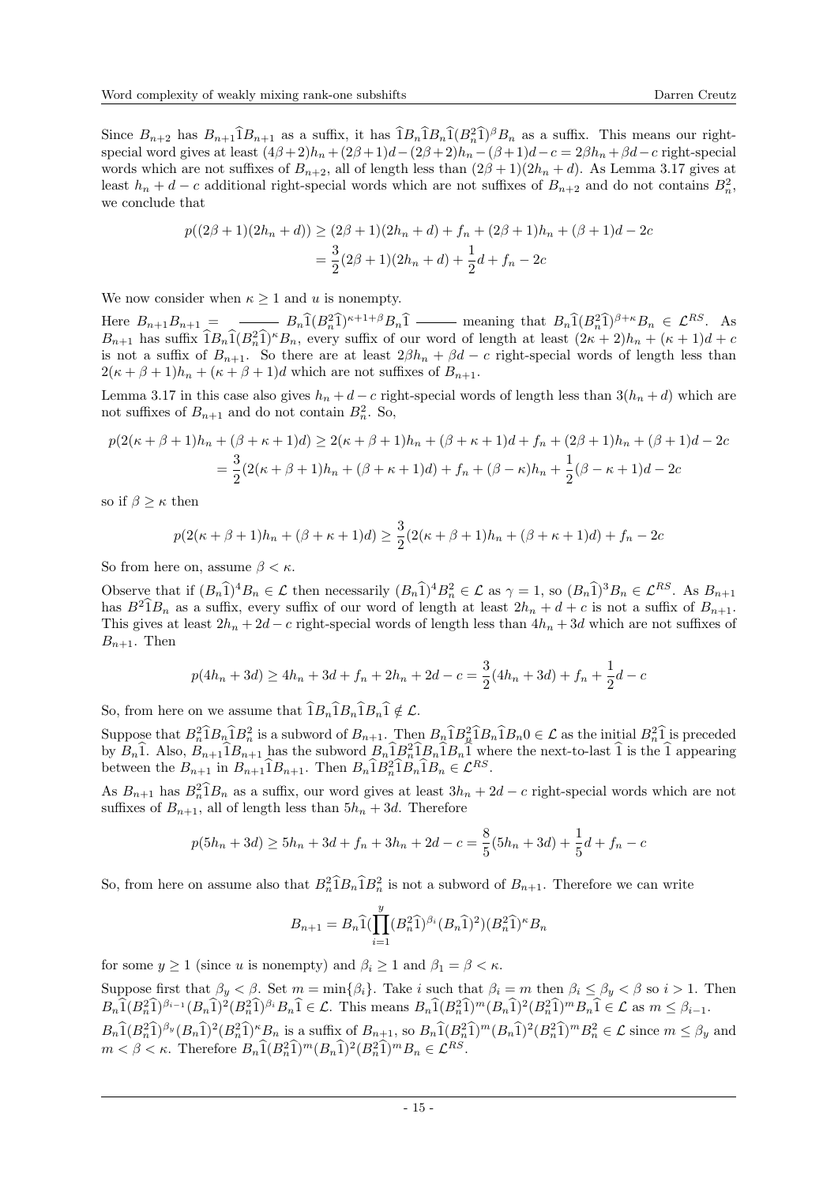Since $B_{n+2}$ has $B_{n+1}\widehat{1}B_{n+1}$ as a suffix, it has $\widehat{1}B_n\widehat{1}B_n\widehat{1}(B_n^2\widehat{1})^\beta B_n$ as a suffix. This means our right-special word gives at least $(4\beta+2)h_n+(2\beta+1)d-(2\beta+2)h_n-(\beta+1)d-c = 2\beta h_n+\beta d-c$ right-special words which are not suffixes of $B_{n+2}$, all of length less than $(2\beta+1)(2h_n+d)$. As Lemma 3.17 gives at least $h_n+d-c$ additional right-special words which are not suffixes of $B_{n+2}$ and do not contains $B_n^2$, we conclude that

$$\begin{aligned} p((2\beta+1)(2h_n+d)) &\geq (2\beta+1)(2h_n+d)+f_n+(2\beta+1)h_n+(\beta+1)d-2c \\ &= \frac{3}{2}(2\beta+1)(2h_n+d)+\frac{1}{2}d+f_n-2c \end{aligned}$$

We now consider when $\kappa \geq 1$ and $u$ is nonempty.

Here $B_{n+1}B_{n+1} = \text{———} \; B_n\widehat{1}(B_n^2\widehat{1})^{\kappa+1+\beta}B_n\widehat{1} \; \text{———}$ meaning that $B_n\widehat{1}(B_n^2\widehat{1})^{\beta+\kappa}B_n \in \mathcal{L}^{RS}$. As $B_{n+1}$ has suffix $\widehat{1}B_n\widehat{1}(B_n^2\widehat{1})^\kappa B_n$, every suffix of our word of length at least $(2\kappa+2)h_n+(\kappa+1)d+c$ is not a suffix of $B_{n+1}$. So there are at least $2\beta h_n+\beta d-c$ right-special words of length less than $2(\kappa+\beta+1)h_n+(\kappa+\beta+1)d$ which are not suffixes of $B_{n+1}$.

Lemma 3.17 in this case also gives $h_n+d-c$ right-special words of length less than $3(h_n+d)$ which are not suffixes of $B_{n+1}$ and do not contain $B_n^2$. So,

$$\begin{aligned} p(2(\kappa+\beta+1)h_n+(\beta+\kappa+1)d) &\geq 2(\kappa+\beta+1)h_n+(\beta+\kappa+1)d+f_n+(2\beta+1)h_n+(\beta+1)d-2c \\ &= \frac{3}{2}(2(\kappa+\beta+1)h_n+(\beta+\kappa+1)d)+f_n+(\beta-\kappa)h_n+\frac{1}{2}(\beta-\kappa+1)d-2c \end{aligned}$$

so if $\beta \geq \kappa$ then

$$p(2(\kappa+\beta+1)h_n+(\beta+\kappa+1)d) \geq \frac{3}{2}(2(\kappa+\beta+1)h_n+(\beta+\kappa+1)d)+f_n-2c$$

So from here on, assume $\beta < \kappa$.

Observe that if $(B_n\widehat{1})^4B_n \in \mathcal{L}$ then necessarily $(B_n\widehat{1})^4B_n^2 \in \mathcal{L}$ as $\gamma = 1$, so $(B_n\widehat{1})^3B_n \in \mathcal{L}^{RS}$. As $B_{n+1}$ has $B^2\widehat{1}B_n$ as a suffix, every suffix of our word of length at least $2h_n+d+c$ is not a suffix of $B_{n+1}$. This gives at least $2h_n+2d-c$ right-special words of length less than $4h_n+3d$ which are not suffixes of $B_{n+1}$. Then

$$p(4h_n+3d) \geq 4h_n+3d+f_n+2h_n+2d-c = \frac{3}{2}(4h_n+3d)+f_n+\frac{1}{2}d-c$$

So, from here on we assume that $\widehat{1}B_n\widehat{1}B_n\widehat{1}B_n\widehat{1} \notin \mathcal{L}$.

Suppose that $B_n^2\widehat{1}B_n\widehat{1}B_n^2$ is a subword of $B_{n+1}$. Then $B_n\widehat{1}B_n^2\widehat{1}B_n\widehat{1}B_n0 \in \mathcal{L}$ as the initial $B_n^2\widehat{1}$ is preceded by $B_n\widehat{1}$. Also, $B_{n+1}\widehat{1}B_{n+1}$ has the subword $B_n\widehat{1}B_n^2\widehat{1}B_n\widehat{1}B_n\widehat{1}$ where the next-to-last $\widehat{1}$ is the $\widehat{1}$ appearing between the $B_{n+1}$ in $B_{n+1}\widehat{1}B_{n+1}$. Then $B_n\widehat{1}B_n^2\widehat{1}B_n\widehat{1}B_n \in \mathcal{L}^{RS}$.

As $B_{n+1}$ has $B_n^2\widehat{1}B_n$ as a suffix, our word gives at least $3h_n+2d-c$ right-special words which are not suffixes of $B_{n+1}$, all of length less than $5h_n+3d$. Therefore

$$p(5h_n+3d) \geq 5h_n+3d+f_n+3h_n+2d-c = \frac{8}{5}(5h_n+3d)+\frac{1}{5}d+f_n-c$$

So, from here on assume also that $B_n^2\widehat{1}B_n\widehat{1}B_n^2$ is not a subword of $B_{n+1}$. Therefore we can write

$$B_{n+1} = B_n\widehat{1}\Big(\prod_{i=1}^{y}(B_n^2\widehat{1})^{\beta_i}(B_n\widehat{1})^2\Big)(B_n^2\widehat{1})^\kappa B_n$$

for some $y \geq 1$ (since $u$ is nonempty) and $\beta_i \geq 1$ and $\beta_1 = \beta < \kappa$.

Suppose first that $\beta_y < \beta$. Set $m = \min\{\beta_i\}$. Take $i$ such that $\beta_i = m$ then $\beta_i \leq \beta_y < \beta$ so $i > 1$. Then $B_n\widehat{1}(B_n^2\widehat{1})^{\beta_{i-1}}(B_n\widehat{1})^2(B_n^2\widehat{1})^{\beta_i}B_n\widehat{1} \in \mathcal{L}$. This means $B_n\widehat{1}(B_n^2\widehat{1})^m(B_n\widehat{1})^2(B_n^2\widehat{1})^mB_n\widehat{1} \in \mathcal{L}$ as $m \leq \beta_{i-1}$.

$B_n\widehat{1}(B_n^2\widehat{1})^{\beta_y}(B_n\widehat{1})^2(B_n^2\widehat{1})^\kappa B_n$ is a suffix of $B_{n+1}$, so $B_n\widehat{1}(B_n^2\widehat{1})^m(B_n\widehat{1})^2(B_n^2\widehat{1})^mB_n^2 \in \mathcal{L}$ since $m \leq \beta_y$ and $m < \beta < \kappa$. Therefore $B_n\widehat{1}(B_n^2\widehat{1})^m(B_n\widehat{1})^2(B_n^2\widehat{1})^mB_n \in \mathcal{L}^{RS}$.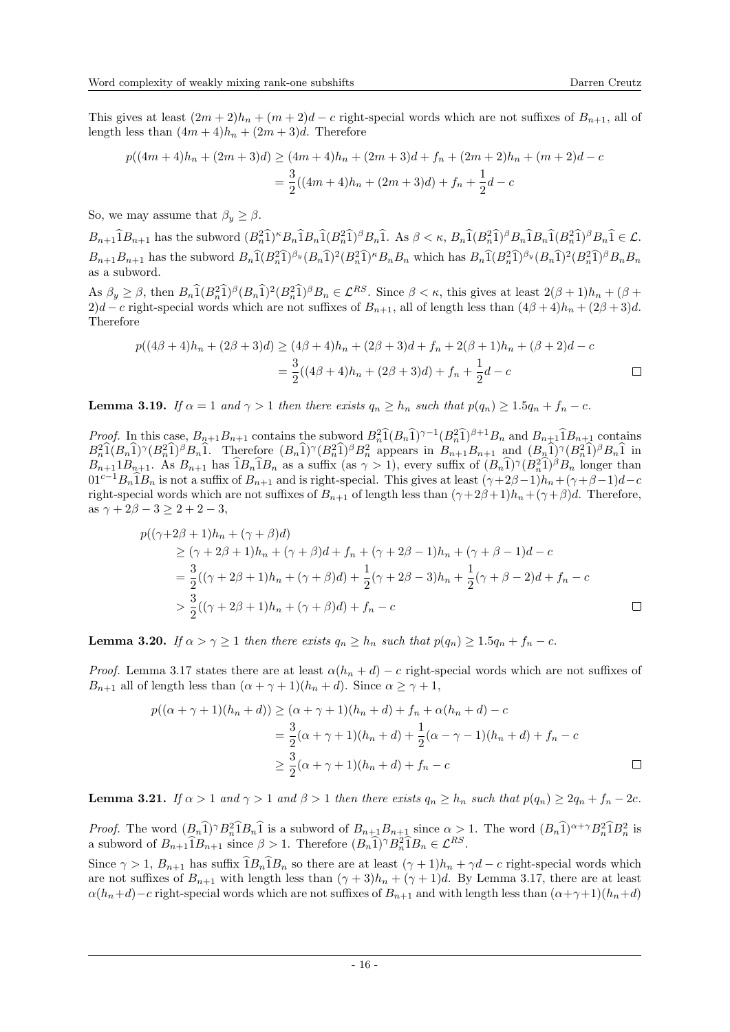This gives at least $(2m+2)h_n + (m+2)d - c$ right-special words which are not suffixes of $B_{n+1}$, all of length less than $(4m+4)h_n + (2m+3)d$. Therefore

$$
\begin{aligned}
p((4m+4)h_n + (2m+3)d) &\geq (4m+4)h_n + (2m+3)d + f_n + (2m+2)h_n + (m+2)d - c \\
&= \frac{3}{2}((4m+4)h_n + (2m+3)d) + f_n + \frac{1}{2}d - c
\end{aligned}
$$

So, we may assume that $\beta_y \geq \beta$.

$B_{n+1}\widehat{1}B_{n+1}$ has the subword $(B_n^2\widehat{1})^\kappa B_n\widehat{1}B_n\widehat{1}(B_n^2\widehat{1})^\beta B_n\widehat{1}$. As $\beta < \kappa$, $B_n\widehat{1}(B_n^2\widehat{1})^\beta B_n\widehat{1}B_n\widehat{1}(B_n^2\widehat{1})^\beta B_n\widehat{1} \in \mathcal{L}$. $B_{n+1}B_{n+1}$ has the subword $B_n\widehat{1}(B_n^2\widehat{1})^{\beta_y}(B_n\widehat{1})^2(B_n^2\widehat{1})^\kappa B_nB_n$ which has $B_n\widehat{1}(B_n^2\widehat{1})^{\beta_y}(B_n\widehat{1})^2(B_n^2\widehat{1})^\beta B_nB_n$ as a subword.

As $\beta_y \geq \beta$, then $B_n\widehat{1}(B_n^2\widehat{1})^\beta(B_n\widehat{1})^2(B_n^2\widehat{1})^\beta B_n \in \mathcal{L}^{RS}$. Since $\beta < \kappa$, this gives at least $2(\beta+1)h_n + (\beta+2)d - c$ right-special words which are not suffixes of $B_{n+1}$, all of length less than $(4\beta+4)h_n + (2\beta+3)d$. Therefore

$$
\begin{aligned}
p((4\beta+4)h_n + (2\beta+3)d) &\geq (4\beta+4)h_n + (2\beta+3)d + f_n + 2(\beta+1)h_n + (\beta+2)d - c \\
&= \frac{3}{2}((4\beta+4)h_n + (2\beta+3)d) + f_n + \frac{1}{2}d - c
\end{aligned}
$$

$\square$

**Lemma 3.19.** *If $\alpha = 1$ and $\gamma > 1$ then there exists $q_n \geq h_n$ such that $p(q_n) \geq 1.5q_n + f_n - c$.*

*Proof.* In this case, $B_{n+1}B_{n+1}$ contains the subword $B_n^2\widehat{1}(B_n\widehat{1})^{\gamma-1}(B_n^2\widehat{1})^{\beta+1}B_n$ and $B_{n+1}\widehat{1}B_{n+1}$ contains $B_n^2\widehat{1}(B_n\widehat{1})^\gamma(B_n^2\widehat{1})^\beta B_n\widehat{1}$. Therefore $(B_n\widehat{1})^\gamma(B_n^2\widehat{1})^\beta B_n^2$ appears in $B_{n+1}B_{n+1}$ and $(B_n\widehat{1})^\gamma(B_n^2\widehat{1})^\beta B_n\widehat{1}$ in $B_{n+1}1B_{n+1}$. As $B_{n+1}$ has $\widehat{1}B_n\widehat{1}B_n$ as a suffix (as $\gamma > 1$), every suffix of $(B_n\widehat{1})^\gamma(B_n^2\widehat{1})^\beta B_n$ longer than $01^{c-1}B_n\widehat{1}B_n$ is not a suffix of $B_{n+1}$ and is right-special. This gives at least $(\gamma+2\beta-1)h_n + (\gamma+\beta-1)d - c$ right-special words which are not suffixes of $B_{n+1}$ of length less than $(\gamma+2\beta+1)h_n + (\gamma+\beta)d$. Therefore, as $\gamma + 2\beta - 3 \geq 2 + 2 - 3$,

$$
\begin{aligned}
&p((\gamma+2\beta+1)h_n + (\gamma+\beta)d) \\
&\quad \geq (\gamma+2\beta+1)h_n + (\gamma+\beta)d + f_n + (\gamma+2\beta-1)h_n + (\gamma+\beta-1)d - c \\
&\quad = \frac{3}{2}((\gamma+2\beta+1)h_n + (\gamma+\beta)d) + \frac{1}{2}(\gamma+2\beta-3)h_n + \frac{1}{2}(\gamma+\beta-2)d + f_n - c \\
&\quad > \frac{3}{2}((\gamma+2\beta+1)h_n + (\gamma+\beta)d) + f_n - c
\end{aligned}
$$

$\square$

**Lemma 3.20.** *If $\alpha > \gamma \geq 1$ then there exists $q_n \geq h_n$ such that $p(q_n) \geq 1.5q_n + f_n - c$.*

*Proof.* Lemma 3.17 states there are at least $\alpha(h_n+d) - c$ right-special words which are not suffixes of $B_{n+1}$ all of length less than $(\alpha+\gamma+1)(h_n+d)$. Since $\alpha \geq \gamma + 1$,

$$
\begin{aligned}
p((\alpha+\gamma+1)(h_n+d)) &\geq (\alpha+\gamma+1)(h_n+d) + f_n + \alpha(h_n+d) - c \\
&= \frac{3}{2}(\alpha+\gamma+1)(h_n+d) + \frac{1}{2}(\alpha-\gamma-1)(h_n+d) + f_n - c \\
&\geq \frac{3}{2}(\alpha+\gamma+1)(h_n+d) + f_n - c
\end{aligned}
$$

$\square$

**Lemma 3.21.** *If $\alpha > 1$ and $\gamma > 1$ and $\beta > 1$ then there exists $q_n \geq h_n$ such that $p(q_n) \geq 2q_n + f_n - 2c$.*

*Proof.* The word $(B_n\widehat{1})^\gamma B_n^2\widehat{1}B_n\widehat{1}$ is a subword of $B_{n+1}B_{n+1}$ since $\alpha > 1$. The word $(B_n\widehat{1})^{\alpha+\gamma}B_n^2\widehat{1}B_n^2$ is a subword of $B_{n+1}\widehat{1}B_{n+1}$ since $\beta > 1$. Therefore $(B_n\widehat{1})^\gamma B_n^2\widehat{1}B_n \in \mathcal{L}^{RS}$.

Since $\gamma > 1$, $B_{n+1}$ has suffix $\widehat{1}B_n\widehat{1}B_n$ so there are at least $(\gamma+1)h_n + \gamma d - c$ right-special words which are not suffixes of $B_{n+1}$ with length less than $(\gamma+3)h_n + (\gamma+1)d$. By Lemma 3.17, there are at least $\alpha(h_n+d) - c$ right-special words which are not suffixes of $B_{n+1}$ and with length less than $(\alpha+\gamma+1)(h_n+d)$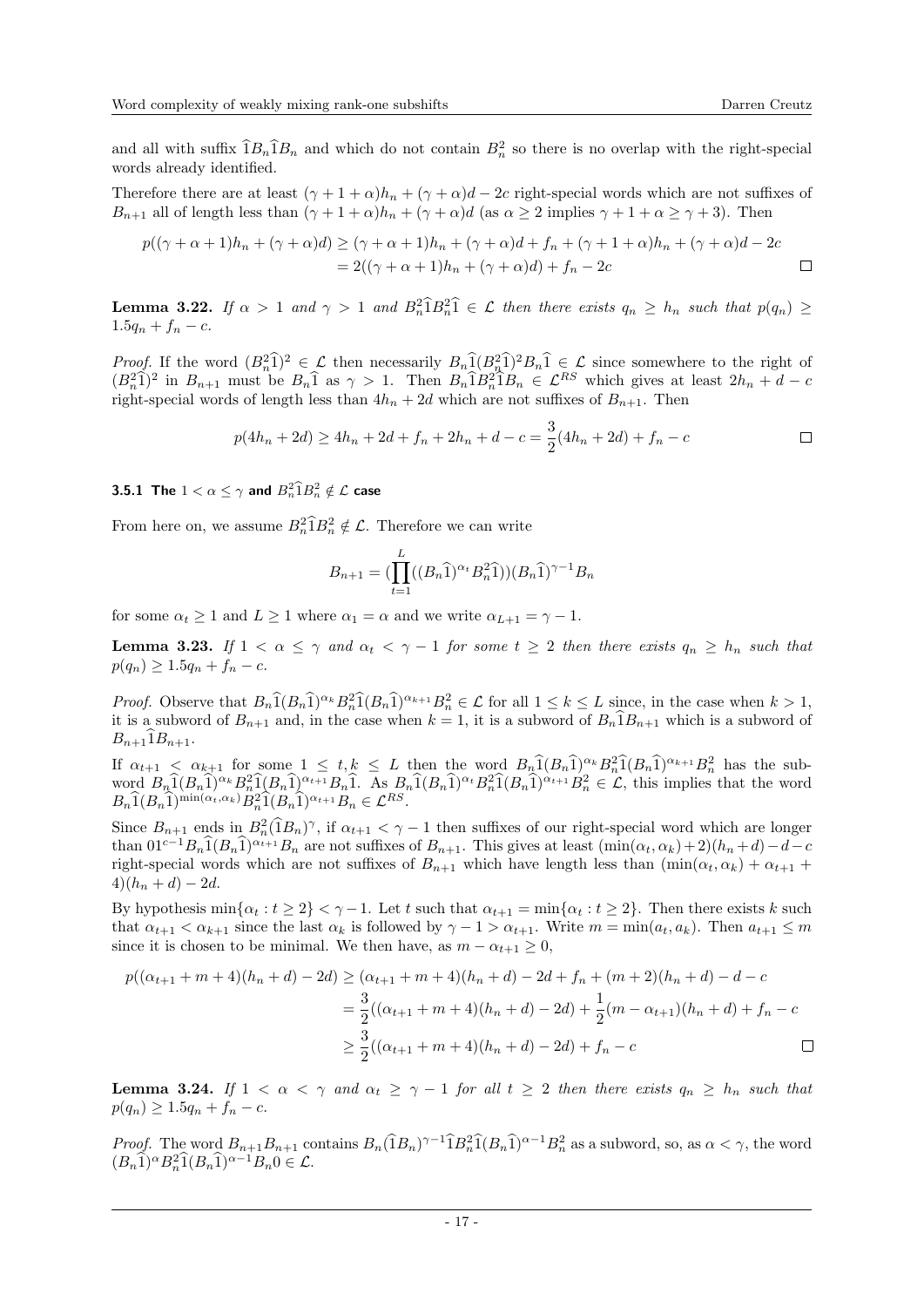and all with suffix $\widehat{1}B_n\widehat{1}B_n$ and which do not contain $B_n^2$ so there is no overlap with the right-special words already identified.

Therefore there are at least $(\gamma+1+\alpha)h_n + (\gamma+\alpha)d - 2c$ right-special words which are not suffixes of $B_{n+1}$ all of length less than $(\gamma+1+\alpha)h_n + (\gamma+\alpha)d$ (as $\alpha \geq 2$ implies $\gamma+1+\alpha \geq \gamma+3$). Then

$$p((\gamma+\alpha+1)h_n + (\gamma+\alpha)d) \geq (\gamma+\alpha+1)h_n + (\gamma+\alpha)d + f_n + (\gamma+1+\alpha)h_n + (\gamma+\alpha)d - 2c$$
$$= 2((\gamma+\alpha+1)h_n + (\gamma+\alpha)d) + f_n - 2c \qquad \square$$

**Lemma 3.22.** *If $\alpha > 1$ and $\gamma > 1$ and $B_n^2\widehat{1}B_n^2\widehat{1} \in \mathcal{L}$ then there exists $q_n \geq h_n$ such that $p(q_n) \geq 1.5q_n + f_n - c$.*

*Proof.* If the word $(B_n^2\widehat{1})^2 \in \mathcal{L}$ then necessarily $B_n\widehat{1}(B_n^2\widehat{1})^2B_n\widehat{1} \in \mathcal{L}$ since somewhere to the right of $(B_n^2\widehat{1})^2$ in $B_{n+1}$ must be $B_n\widehat{1}$ as $\gamma > 1$. Then $B_n\widehat{1}B_n^2\widehat{1}B_n \in \mathcal{L}^{RS}$ which gives at least $2h_n + d - c$ right-special words of length less than $4h_n + 2d$ which are not suffixes of $B_{n+1}$. Then

$$p(4h_n + 2d) \geq 4h_n + 2d + f_n + 2h_n + d - c = \frac{3}{2}(4h_n + 2d) + f_n - c \qquad \square$$

### 3.5.1 The $1 < \alpha \leq \gamma$ and $B_n^2\widehat{1}B_n^2 \notin \mathcal{L}$ case

From here on, we assume $B_n^2\widehat{1}B_n^2 \notin \mathcal{L}$. Therefore we can write

$$B_{n+1} = \left(\prod_{t=1}^{L}((B_n\widehat{1})^{\alpha_t}B_n^2\widehat{1})\right)(B_n\widehat{1})^{\gamma-1}B_n$$

for some $\alpha_t \geq 1$ and $L \geq 1$ where $\alpha_1 = \alpha$ and we write $\alpha_{L+1} = \gamma - 1$.

**Lemma 3.23.** *If $1 < \alpha \leq \gamma$ and $\alpha_t < \gamma - 1$ for some $t \geq 2$ then there exists $q_n \geq h_n$ such that $p(q_n) \geq 1.5q_n + f_n - c$.*

*Proof.* Observe that $B_n\widehat{1}(B_n\widehat{1})^{\alpha_k}B_n^2\widehat{1}(B_n\widehat{1})^{\alpha_{k+1}}B_n^2 \in \mathcal{L}$ for all $1 \leq k \leq L$ since, in the case when $k > 1$, it is a subword of $B_{n+1}$ and, in the case when $k = 1$, it is a subword of $B_n\widehat{1}B_{n+1}$ which is a subword of $B_{n+1}\widehat{1}B_{n+1}$.

If $\alpha_{t+1} < \alpha_{k+1}$ for some $1 \leq t, k \leq L$ then the word $B_n\widehat{1}(B_n\widehat{1})^{\alpha_k}B_n^2\widehat{1}(B_n\widehat{1})^{\alpha_{k+1}}B_n^2$ has the subword $B_n\widehat{1}(B_n\widehat{1})^{\alpha_k}B_n^2\widehat{1}(B_n\widehat{1})^{\alpha_{t+1}}B_n\widehat{1}$. As $B_n\widehat{1}(B_n\widehat{1})^{\alpha_t}B_n^2\widehat{1}(B_n\widehat{1})^{\alpha_{t+1}}B_n^2 \in \mathcal{L}$, this implies that the word $B_n\widehat{1}(B_n\widehat{1})^{\min(\alpha_t,\alpha_k)}B_n^2\widehat{1}(B_n\widehat{1})^{\alpha_{t+1}}B_n \in \mathcal{L}^{RS}$.

Since $B_{n+1}$ ends in $B_n^2(\widehat{1}B_n)^{\gamma}$, if $\alpha_{t+1} < \gamma - 1$ then suffixes of our right-special word which are longer than $01^{c-1}B_n\widehat{1}(B_n\widehat{1})^{\alpha_{t+1}}B_n$ are not suffixes of $B_{n+1}$. This gives at least $(\min(\alpha_t,\alpha_k)+2)(h_n+d) - d - c$ right-special words which are not suffixes of $B_{n+1}$ which have length less than $(\min(\alpha_t,\alpha_k) + \alpha_{t+1} + 4)(h_n+d) - 2d$.

By hypothesis $\min\{\alpha_t : t \geq 2\} < \gamma - 1$. Let $t$ such that $\alpha_{t+1} = \min\{\alpha_t : t \geq 2\}$. Then there exists $k$ such that $\alpha_{t+1} < \alpha_{k+1}$ since the last $\alpha_k$ is followed by $\gamma - 1 > \alpha_{t+1}$. Write $m = \min(a_t, a_k)$. Then $a_{t+1} \leq m$ since it is chosen to be minimal. We then have, as $m - \alpha_{t+1} \geq 0$,

$$p((\alpha_{t+1}+m+4)(h_n+d) - 2d) \geq (\alpha_{t+1}+m+4)(h_n+d) - 2d + f_n + (m+2)(h_n+d) - d - c$$
$$= \frac{3}{2}((\alpha_{t+1}+m+4)(h_n+d) - 2d) + \frac{1}{2}(m - \alpha_{t+1})(h_n+d) + f_n - c$$
$$\geq \frac{3}{2}((\alpha_{t+1}+m+4)(h_n+d) - 2d) + f_n - c \qquad \square$$

**Lemma 3.24.** *If $1 < \alpha < \gamma$ and $\alpha_t \geq \gamma - 1$ for all $t \geq 2$ then there exists $q_n \geq h_n$ such that $p(q_n) \geq 1.5q_n + f_n - c$.*

*Proof.* The word $B_{n+1}B_{n+1}$ contains $B_n(\widehat{1}B_n)^{\gamma-1}\widehat{1}B_n^2\widehat{1}(B_n\widehat{1})^{\alpha-1}B_n^2$ as a subword, so, as $\alpha < \gamma$, the word $(B_n\widehat{1})^{\alpha}B_n^2\widehat{1}(B_n\widehat{1})^{\alpha-1}B_n0 \in \mathcal{L}$.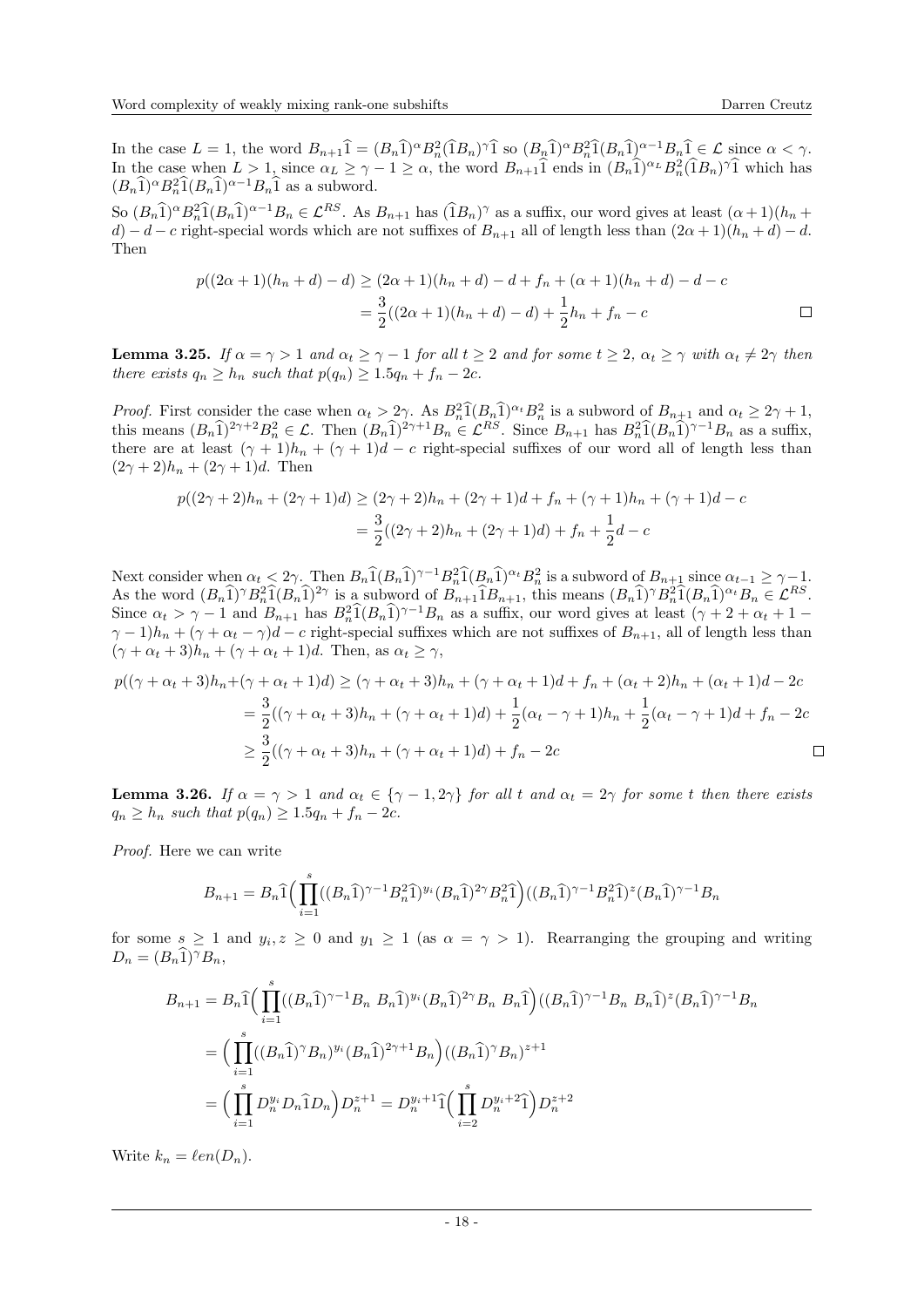In the case $L = 1$, the word $B_{n+1}\widehat{1} = (B_n\widehat{1})^\alpha B_n^2(\widehat{1}B_n)^\gamma\widehat{1}$ so $(B_n\widehat{1})^\alpha B_n^2\widehat{1}(B_n\widehat{1})^{\alpha-1}B_n\widehat{1} \in \mathcal{L}$ since $\alpha < \gamma$. In the case when $L > 1$, since $\alpha_L \geq \gamma - 1 \geq \alpha$, the word $B_{n+1}\widehat{1}$ ends in $(B_n\widehat{1})^{\alpha_L}B_n^2(\widehat{1}B_n)^\gamma\widehat{1}$ which has $(B_n\widehat{1})^\alpha B_n^2\widehat{1}(B_n\widehat{1})^{\alpha-1}B_n\widehat{1}$ as a subword.

So $(B_n\widehat{1})^\alpha B_n^2\widehat{1}(B_n\widehat{1})^{\alpha-1}B_n \in \mathcal{L}^{RS}$. As $B_{n+1}$ has $(\widehat{1}B_n)^\gamma$ as a suffix, our word gives at least $(\alpha+1)(h_n + d) - d - c$ right-special words which are not suffixes of $B_{n+1}$ all of length less than $(2\alpha+1)(h_n+d) - d$. Then

$$
\begin{aligned}
p((2\alpha+1)(h_n+d)-d) &\geq (2\alpha+1)(h_n+d) - d + f_n + (\alpha+1)(h_n+d) - d - c \\
&= \frac{3}{2}((2\alpha+1)(h_n+d)-d) + \frac{1}{2}h_n + f_n - c
\end{aligned}
$$

$\square$

**Lemma 3.25.** *If $\alpha = \gamma > 1$ and $\alpha_t \geq \gamma - 1$ for all $t \geq 2$ and for some $t \geq 2$, $\alpha_t \geq \gamma$ with $\alpha_t \neq 2\gamma$ then there exists $q_n \geq h_n$ such that $p(q_n) \geq 1.5q_n + f_n - 2c$.*

*Proof.* First consider the case when $\alpha_t > 2\gamma$. As $B_n^2\widehat{1}(B_n\widehat{1})^{\alpha_t}B_n^2$ is a subword of $B_{n+1}$ and $\alpha_t \geq 2\gamma+1$, this means $(B_n\widehat{1})^{2\gamma+2}B_n^2 \in \mathcal{L}$. Then $(B_n\widehat{1})^{2\gamma+1}B_n \in \mathcal{L}^{RS}$. Since $B_{n+1}$ has $B_n^2\widehat{1}(B_n\widehat{1})^{\gamma-1}B_n$ as a suffix, there are at least $(\gamma+1)h_n + (\gamma+1)d - c$ right-special suffixes of our word all of length less than $(2\gamma+2)h_n + (2\gamma+1)d$. Then

$$
\begin{aligned}
p((2\gamma+2)h_n + (2\gamma+1)d) &\geq (2\gamma+2)h_n + (2\gamma+1)d + f_n + (\gamma+1)h_n + (\gamma+1)d - c \\
&= \frac{3}{2}((2\gamma+2)h_n + (2\gamma+1)d) + f_n + \frac{1}{2}d - c
\end{aligned}
$$

Next consider when $\alpha_t < 2\gamma$. Then $B_n\widehat{1}(B_n\widehat{1})^{\gamma-1}B_n^2\widehat{1}(B_n\widehat{1})^{\alpha_t}B_n^2$ is a subword of $B_{n+1}$ since $\alpha_{t-1} \geq \gamma - 1$. As the word $(B_n\widehat{1})^\gamma B_n^2\widehat{1}(B_n\widehat{1})^{2\gamma}$ is a subword of $B_{n+1}\widehat{1}B_{n+1}$, this means $(B_n\widehat{1})^\gamma B_n^2\widehat{1}(B_n\widehat{1})^{\alpha_t}B_n \in \mathcal{L}^{RS}$. Since $\alpha_t > \gamma - 1$ and $B_{n+1}$ has $B_n^2\widehat{1}(B_n\widehat{1})^{\gamma-1}B_n$ as a suffix, our word gives at least $(\gamma+2+\alpha_t+1-\gamma-1)h_n + (\gamma+\alpha_t-\gamma)d - c$ right-special suffixes which are not suffixes of $B_{n+1}$, all of length less than $(\gamma+\alpha_t+3)h_n + (\gamma+\alpha_t+1)d$. Then, as $\alpha_t \geq \gamma$,

$$
\begin{aligned}
p((\gamma+\alpha_t+3)h_n + (\gamma+\alpha_t+1)d) &\geq (\gamma+\alpha_t+3)h_n + (\gamma+\alpha_t+1)d + f_n + (\alpha_t+2)h_n + (\alpha_t+1)d - 2c \\
&= \frac{3}{2}((\gamma+\alpha_t+3)h_n + (\gamma+\alpha_t+1)d) + \frac{1}{2}(\alpha_t-\gamma+1)h_n + \frac{1}{2}(\alpha_t-\gamma+1)d + f_n - 2c \\
&\geq \frac{3}{2}((\gamma+\alpha_t+3)h_n + (\gamma+\alpha_t+1)d) + f_n - 2c
\end{aligned}
$$

$\square$

**Lemma 3.26.** *If $\alpha = \gamma > 1$ and $\alpha_t \in \{\gamma-1, 2\gamma\}$ for all $t$ and $\alpha_t = 2\gamma$ for some $t$ then there exists $q_n \geq h_n$ such that $p(q_n) \geq 1.5q_n + f_n - 2c$.*

*Proof.* Here we can write

$$
B_{n+1} = B_n\widehat{1}\Big(\prod_{i=1}^{s}((B_n\widehat{1})^{\gamma-1}B_n^2\widehat{1})^{y_i}(B_n\widehat{1})^{2\gamma}B_n^2\widehat{1}\Big)((B_n\widehat{1})^{\gamma-1}B_n^2\widehat{1})^z(B_n\widehat{1})^{\gamma-1}B_n
$$

for some $s \geq 1$ and $y_i, z \geq 0$ and $y_1 \geq 1$ (as $\alpha = \gamma > 1$). Rearranging the grouping and writing $D_n = (B_n\widehat{1})^\gamma B_n$,

$$
\begin{aligned}
B_{n+1} &= B_n\widehat{1}\Big(\prod_{i=1}^{s}((B_n\widehat{1})^{\gamma-1}B_n\ B_n\widehat{1})^{y_i}(B_n\widehat{1})^{2\gamma}B_n\ B_n\widehat{1}\Big)((B_n\widehat{1})^{\gamma-1}B_n\ B_n\widehat{1})^z(B_n\widehat{1})^{\gamma-1}B_n \\
&= \Big(\prod_{i=1}^{s}((B_n\widehat{1})^\gamma B_n)^{y_i}(B_n\widehat{1})^{2\gamma+1}B_n\Big)((B_n\widehat{1})^\gamma B_n)^{z+1} \\
&= \Big(\prod_{i=1}^{s}D_n^{y_i}D_n\widehat{1}D_n\Big)D_n^{z+1} = D_n^{y_i+1}\widehat{1}\Big(\prod_{i=2}^{s}D_n^{y_i+2}\widehat{1}\Big)D_n^{z+2}
\end{aligned}
$$

Write $k_n = \ell en(D_n)$.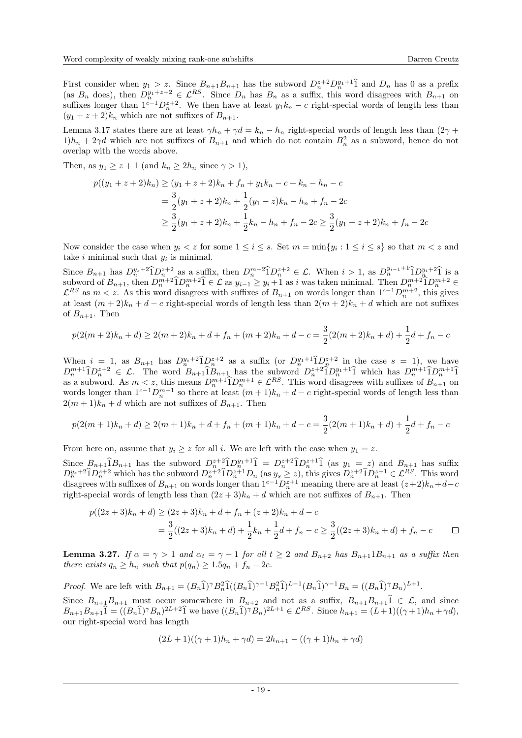First consider when $y_1 > z$. Since $B_{n+1}B_{n+1}$ has the subword $D_n^{z+2}D_n^{y_1+1}\widehat{1}$ and $D_n$ has 0 as a prefix (as $B_n$ does), then $D_n^{y_1+z+2} \in \mathcal{L}^{RS}$. Since $D_n$ has $B_n$ as a suffix, this word disagrees with $B_{n+1}$ on suffixes longer than $1^{c-1}D_n^{z+2}$. We then have at least $y_1 k_n - c$ right-special words of length less than $(y_1 + z + 2)k_n$ which are not suffixes of $B_{n+1}$.

Lemma 3.17 states there are at least $\gamma h_n + \gamma d = k_n - h_n$ right-special words of length less than $(2\gamma + 1)h_n + 2\gamma d$ which are not suffixes of $B_{n+1}$ and which do not contain $B_n^2$ as a subword, hence do not overlap with the words above.

Then, as $y_1 \geq z+1$ (and $k_n \geq 2h_n$ since $\gamma > 1$),

$$
\begin{aligned}
p((y_1+z+2)k_n) &\geq (y_1+z+2)k_n + f_n + y_1 k_n - c + k_n - h_n - c \\
&= \frac{3}{2}(y_1+z+2)k_n + \frac{1}{2}(y_1 - z)k_n - h_n + f_n - 2c \\
&\geq \frac{3}{2}(y_1+z+2)k_n + \frac{1}{2}k_n - h_n + f_n - 2c \geq \frac{3}{2}(y_1+z+2)k_n + f_n - 2c
\end{aligned}
$$

Now consider the case when $y_i < z$ for some $1 \leq i \leq s$. Set $m = \min\{y_i : 1 \leq i \leq s\}$ so that $m < z$ and take $i$ minimal such that $y_i$ is minimal.

Since $B_{n+1}$ has $D_n^{y_s+2}\widehat{1}D_n^{z+2}$ as a suffix, then $D_n^{m+2}\widehat{1}D_n^{z+2} \in \mathcal{L}$. When $i > 1$, as $D_n^{y_{i-1}+1}\widehat{1}D_n^{y_i+2}\widehat{1}$ is a subword of $B_{n+1}$, then $D_n^{m+2}\widehat{1}D_n^{m+2}\widehat{1} \in \mathcal{L}$ as $y_{i-1} \geq y_i + 1$ as $i$ was taken minimal. Then $D_n^{m+2}\widehat{1}D_n^{m+2} \in \mathcal{L}^{RS}$ as $m < z$. As this word disagrees with suffixes of $B_{n+1}$ on words longer than $1^{c-1}D_n^{m+2}$, this gives at least $(m+2)k_n + d - c$ right-special words of length less than $2(m+2)k_n + d$ which are not suffixes of $B_{n+1}$. Then

$$
p(2(m+2)k_n + d) \geq 2(m+2)k_n + d + f_n + (m+2)k_n + d - c = \frac{3}{2}(2(m+2)k_n + d) + \frac{1}{2}d + f_n - c
$$

When $i = 1$, as $B_{n+1}$ has $D_n^{y_s+2}\widehat{1}D_n^{z+2}$ as a suffix (or $D_n^{y_1+1}\widehat{1}D_n^{z+2}$ in the case $s = 1$), we have $D_n^{m+1}\widehat{1}D_n^{z+2} \in \mathcal{L}$. The word $B_{n+1}\widehat{1}B_{n+1}$ has the subword $D_n^{z+2}\widehat{1}D_n^{y_1+1}\widehat{1}$ which has $D_n^{m+1}\widehat{1}D_n^{m+1}\widehat{1}$ as a subword. As $m < z$, this means $D_n^{m+1}\widehat{1}D_n^{m+1} \in \mathcal{L}^{RS}$. This word disagrees with suffixes of $B_{n+1}$ on words longer than $1^{c-1}D_n^{m+1}$ so there at least $(m+1)k_n + d - c$ right-special words of length less than $2(m+1)k_n + d$ which are not suffixes of $B_{n+1}$. Then

$$
p(2(m+1)k_n + d) \geq 2(m+1)k_n + d + f_n + (m+1)k_n + d - c = \frac{3}{2}(2(m+1)k_n + d) + \frac{1}{2}d + f_n - c
$$

From here on, assume that $y_i \geq z$ for all $i$. We are left with the case when $y_1 = z$.

Since $B_{n+1}\widehat{1}B_{n+1}$ has the subword $D_n^{z+2}\widehat{1}D_n^{y_1+1}\widehat{1} = D_n^{z+2}\widehat{1}D_n^{z+1}\widehat{1}$ (as $y_1 = z$) and $B_{n+1}$ has suffix $D_n^{y_s+2}\widehat{1}D_n^{z+2}$ which has the subword $D_n^{z+2}\widehat{1}D_n^{z+1}D_n$ (as $y_s \geq z$), this gives $D_n^{z+2}\widehat{1}D_n^{z+1} \in \mathcal{L}^{RS}$. This word disagrees with suffixes of $B_{n+1}$ on words longer than $1^{c-1}D_n^{z+1}$ meaning there are at least $(z+2)k_n + d - c$ right-special words of length less than $(2z+3)k_n + d$ which are not suffixes of $B_{n+1}$. Then

$$
\begin{aligned}
p((2z+3)k_n + d) &\geq (2z+3)k_n + d + f_n + (z+2)k_n + d - c \\
&= \frac{3}{2}((2z+3)k_n + d) + \frac{1}{2}k_n + \frac{1}{2}d + f_n - c \geq \frac{3}{2}((2z+3)k_n + d) + f_n - c \qquad \square
\end{aligned}
$$

**Lemma 3.27.** *If $\alpha = \gamma > 1$ and $\alpha_t = \gamma - 1$ for all $t \geq 2$ and $B_{n+2}$ has $B_{n+1}1B_{n+1}$ as a suffix then there exists $q_n \geq h_n$ such that $p(q_n) \geq 1.5q_n + f_n - 2c$.*

*Proof.* We are left with $B_{n+1} = (B_n\widehat{1})^\gamma B_n^2\widehat{1}((B_n\widehat{1})^{\gamma-1}B_n^2\widehat{1})^{L-1}(B_n\widehat{1})^{\gamma-1}B_n = ((B_n\widehat{1})^\gamma B_n)^{L+1}$.

Since $B_{n+1}B_{n+1}$ must occur somewhere in $B_{n+2}$ and not as a suffix, $B_{n+1}B_{n+1}\widehat{1} \in \mathcal{L}$, and since $B_{n+1}B_{n+1}\widehat{1} = ((B_n\widehat{1})^\gamma B_n)^{2L+2}\widehat{1}$ we have $((B_n\widehat{1})^\gamma B_n)^{2L+1} \in \mathcal{L}^{RS}$. Since $h_{n+1} = (L+1)((\gamma+1)h_n + \gamma d)$, our right-special word has length

$$
(2L+1)((\gamma+1)h_n + \gamma d) = 2h_{n+1} - ((\gamma+1)h_n + \gamma d)
$$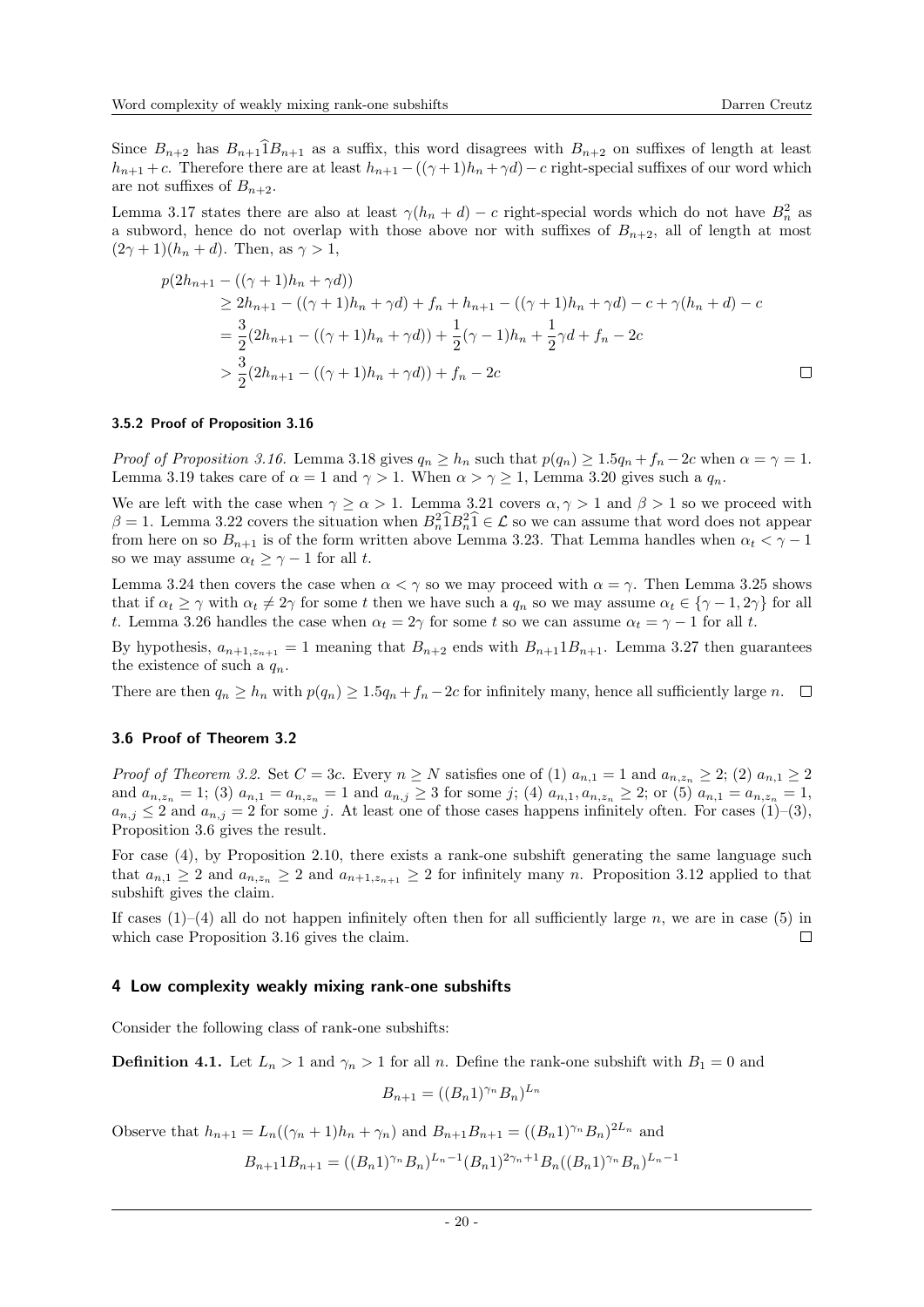Since $B_{n+2}$ has $B_{n+1}\widehat{1}B_{n+1}$ as a suffix, this word disagrees with $B_{n+2}$ on suffixes of length at least $h_{n+1}+c$. Therefore there are at least $h_{n+1}-((\gamma+1)h_n+\gamma d)-c$ right-special suffixes of our word which are not suffixes of $B_{n+2}$.

Lemma 3.17 states there are also at least $\gamma(h_n+d)-c$ right-special words which do not have $B_n^2$ as a subword, hence do not overlap with those above nor with suffixes of $B_{n+2}$, all of length at most $(2\gamma+1)(h_n+d)$. Then, as $\gamma>1$,

$$
\begin{aligned}
p(2h_{n+1} &- ((\gamma+1)h_n+\gamma d)) \\
&\geq 2h_{n+1}-((\gamma+1)h_n+\gamma d)+f_n+h_{n+1}-((\gamma+1)h_n+\gamma d)-c+\gamma(h_n+d)-c \\
&= \frac{3}{2}(2h_{n+1}-((\gamma+1)h_n+\gamma d))+\frac{1}{2}(\gamma-1)h_n+\frac{1}{2}\gamma d+f_n-2c \\
&> \frac{3}{2}(2h_{n+1}-((\gamma+1)h_n+\gamma d))+f_n-2c
\end{aligned}
$$

$\square$

#### 3.5.2 Proof of Proposition 3.16

*Proof of Proposition 3.16.* Lemma 3.18 gives $q_n\geq h_n$ such that $p(q_n)\geq 1.5q_n+f_n-2c$ when $\alpha=\gamma=1$. Lemma 3.19 takes care of $\alpha=1$ and $\gamma>1$. When $\alpha>\gamma\geq 1$, Lemma 3.20 gives such a $q_n$.

We are left with the case when $\gamma\geq\alpha>1$. Lemma 3.21 covers $\alpha,\gamma>1$ and $\beta>1$ so we proceed with $\beta=1$. Lemma 3.22 covers the situation when $B_n^2\widehat{1}B_n^2\widehat{1}\in\mathcal{L}$ so we can assume that word does not appear from here on so $B_{n+1}$ is of the form written above Lemma 3.23. That Lemma handles when $\alpha_t<\gamma-1$ so we may assume $\alpha_t\geq\gamma-1$ for all $t$.

Lemma 3.24 then covers the case when $\alpha<\gamma$ so we may proceed with $\alpha=\gamma$. Then Lemma 3.25 shows that if $\alpha_t\geq\gamma$ with $\alpha_t\neq 2\gamma$ for some $t$ then we have such a $q_n$ so we may assume $\alpha_t\in\{\gamma-1,2\gamma\}$ for all $t$. Lemma 3.26 handles the case when $\alpha_t=2\gamma$ for some $t$ so we can assume $\alpha_t=\gamma-1$ for all $t$.

By hypothesis, $a_{n+1,z_{n+1}}=1$ meaning that $B_{n+2}$ ends with $B_{n+1}1B_{n+1}$. Lemma 3.27 then guarantees the existence of such a $q_n$.

There are then $q_n\geq h_n$ with $p(q_n)\geq 1.5q_n+f_n-2c$ for infinitely many, hence all sufficiently large $n$. $\square$

### 3.6 Proof of Theorem 3.2

*Proof of Theorem 3.2.* Set $C=3c$. Every $n\geq N$ satisfies one of (1) $a_{n,1}=1$ and $a_{n,z_n}\geq 2$; (2) $a_{n,1}\geq 2$ and $a_{n,z_n}=1$; (3) $a_{n,1}=a_{n,z_n}=1$ and $a_{n,j}\geq 3$ for some $j$; (4) $a_{n,1},a_{n,z_n}\geq 2$; or (5) $a_{n,1}=a_{n,z_n}=1$, $a_{n,j}\leq 2$ and $a_{n,j}=2$ for some $j$. At least one of those cases happens infinitely often. For cases (1)–(3), Proposition 3.6 gives the result.

For case (4), by Proposition 2.10, there exists a rank-one subshift generating the same language such that $a_{n,1}\geq 2$ and $a_{n,z_n}\geq 2$ and $a_{n+1,z_{n+1}}\geq 2$ for infinitely many $n$. Proposition 3.12 applied to that subshift gives the claim.

If cases (1)–(4) all do not happen infinitely often then for all sufficiently large $n$, we are in case (5) in which case Proposition 3.16 gives the claim. $\square$

## 4 Low complexity weakly mixing rank-one subshifts

Consider the following class of rank-one subshifts:

**Definition 4.1.** Let $L_n>1$ and $\gamma_n>1$ for all $n$. Define the rank-one subshift with $B_1=0$ and

$$B_{n+1}=((B_n1)^{\gamma_n}B_n)^{L_n}$$

Observe that $h_{n+1}=L_n((\gamma_n+1)h_n+\gamma_n)$ and $B_{n+1}B_{n+1}=((B_n1)^{\gamma_n}B_n)^{2L_n}$ and

$$B_{n+1}1B_{n+1}=((B_n1)^{\gamma_n}B_n)^{L_n-1}(B_n1)^{2\gamma_n+1}B_n((B_n1)^{\gamma_n}B_n)^{L_n-1}$$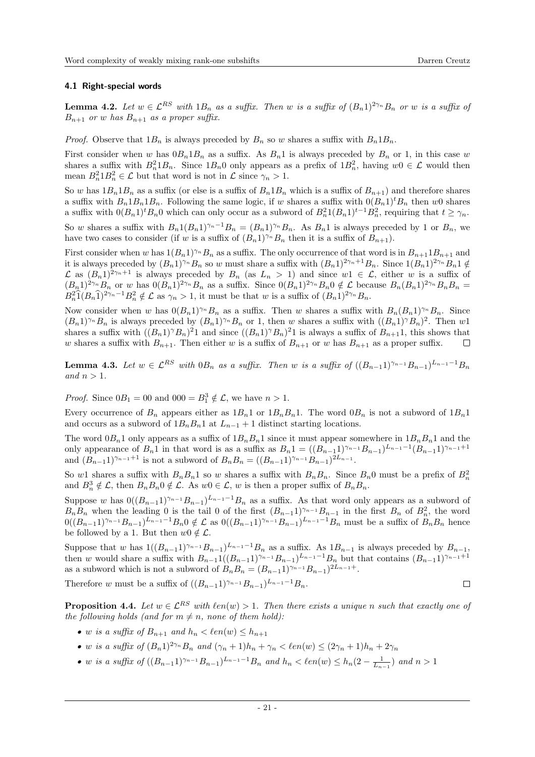### 4.1 Right-special words

**Lemma 4.2.** *Let $w \in \mathcal{L}^{RS}$ with $1B_n$ as a suffix. Then $w$ is a suffix of $(B_n1)^{2\gamma_n}B_n$ or $w$ is a suffix of $B_{n+1}$ or $w$ has $B_{n+1}$ as a proper suffix.*

*Proof.* Observe that $1B_n$ is always preceded by $B_n$ so $w$ shares a suffix with $B_n1B_n$.

First consider when $w$ has $0B_n1B_n$ as a suffix. As $B_n1$ is always preceded by $B_n$ or 1, in this case $w$ shares a suffix with $B_n^21B_n$. Since $1B_n0$ only appears as a prefix of $1B_n^2$, having $w0 \in \mathcal{L}$ would then mean $B_n^21B_n^2 \in \mathcal{L}$ but that word is not in $\mathcal{L}$ since $\gamma_n > 1$.

So $w$ has $1B_n1B_n$ as a suffix (or else is a suffix of $B_n1B_n$ which is a suffix of $B_{n+1}$) and therefore shares a suffix with $B_n1B_n1B_n$. Following the same logic, if $w$ shares a suffix with $0(B_n1)^tB_n$ then $w0$ shares a suffix with $0(B_n1)^tB_n0$ which can only occur as a subword of $B_n^21(B_n1)^{t-1}B_n^2$, requiring that $t \geq \gamma_n$.

So $w$ shares a suffix with $B_n1(B_n1)^{\gamma_n-1}B_n = (B_n1)^{\gamma_n}B_n$. As $B_n1$ is always preceded by 1 or $B_n$, we have two cases to consider (if $w$ is a suffix of $(B_n1)^{\gamma_n}B_n$ then it is a suffix of $B_{n+1}$).

First consider when $w$ has $1(B_n1)^{\gamma_n}B_n$ as a suffix. The only occurrence of that word is in $B_{n+1}1B_{n+1}$ and it is always preceded by $(B_n1)^{\gamma_n}B_n$ so $w$ must share a suffix with $(B_n1)^{2\gamma_n+1}B_n$. Since $1(B_n1)^{2\gamma_n}B_n1 \notin \mathcal{L}$ as $(B_n1)^{2\gamma_n+1}$ is always preceded by $B_n$ (as $L_n > 1$) and since $w1 \in \mathcal{L}$, either $w$ is a suffix of $(B_n1)^{2\gamma_n}B_n$ or $w$ has $0(B_n1)^{2\gamma_n}B_n$ as a suffix. Since $0(B_n1)^{2\gamma_n}B_n0 \notin \mathcal{L}$ because $B_n(B_n1)^{2\gamma_n}B_nB_n = B_n^2\widehat{1}(B_n\widehat{1})^{2\gamma_n-1}B_n^2 \notin \mathcal{L}$ as $\gamma_n > 1$, it must be that $w$ is a suffix of $(B_n1)^{2\gamma_n}B_n$.

Now consider when $w$ has $0(B_n1)^{\gamma_n}B_n$ as a suffix. Then $w$ shares a suffix with $B_n(B_n1)^{\gamma_n}B_n$. Since $(B_n1)^{\gamma_n}B_n$ is always preceded by $(B_n1)^{\gamma_n}B_n$ or 1, then $w$ shares a suffix with $((B_n1)^{\gamma}B_n)^2$. Then $w1$ shares a suffix with $((B_n1)^{\gamma}B_n)^21$ and since $((B_n1)^{\gamma}B_n)^21$ is always a suffix of $B_{n+1}1$, this shows that $w$ shares a suffix with $B_{n+1}$. Then either $w$ is a suffix of $B_{n+1}$ or $w$ has $B_{n+1}$ as a proper suffix. $\square$

**Lemma 4.3.** *Let $w \in \mathcal{L}^{RS}$ with $0B_n$ as a suffix. Then $w$ is a suffix of $((B_{n-1}1)^{\gamma_{n-1}}B_{n-1})^{L_{n-1}-1}B_n$ and $n > 1$.*

*Proof.* Since $0B_1 = 00$ and $000 = B_1^3 \notin \mathcal{L}$, we have $n > 1$.

Every occurrence of $B_n$ appears either as $1B_n1$ or $1B_nB_n1$. The word $0B_n$ is not a subword of $1B_n1$ and occurs as a subword of $1B_nB_n1$ at $L_{n-1}+1$ distinct starting locations.

The word $0B_n1$ only appears as a suffix of $1B_nB_n1$ since it must appear somewhere in $1B_nB_n1$ and the only appearance of $B_n1$ in that word is as a suffix as $B_n1 = ((B_{n-1}1)^{\gamma_{n-1}}B_{n-1})^{L_{n-1}-1}(B_{n-1}1)^{\gamma_{n-1}+1}$ and $(B_{n-1}1)^{\gamma_{n-1}+1}$ is not a subword of $B_nB_n = ((B_{n-1}1)^{\gamma_{n-1}}B_{n-1})^{2L_{n-1}}$.

So $w1$ shares a suffix with $B_nB_n1$ so $w$ shares a suffix with $B_nB_n$. Since $B_n0$ must be a prefix of $B_n^2$ and $B_n^3 \notin \mathcal{L}$, then $B_nB_n0 \notin \mathcal{L}$. As $w0 \in \mathcal{L}$, $w$ is then a proper suffix of $B_nB_n$.

Suppose $w$ has $0((B_{n-1}1)^{\gamma_{n-1}}B_{n-1})^{L_{n-1}-1}B_n$ as a suffix. As that word only appears as a subword of $B_nB_n$ when the leading 0 is the tail 0 of the first $(B_{n-1}1)^{\gamma_{n-1}}B_{n-1}$ in the first $B_n$ of $B_n^2$, the word $0((B_{n-1}1)^{\gamma_{n-1}}B_{n-1})^{L_{n-1}-1}B_n0 \notin \mathcal{L}$ as $0((B_{n-1}1)^{\gamma_{n-1}}B_{n-1})^{L_{n-1}-1}B_n$ must be a suffix of $B_nB_n$ hence be followed by a 1. But then $w0 \notin \mathcal{L}$.

Suppose that $w$ has $1((B_{n-1}1)^{\gamma_{n-1}}B_{n-1})^{L_{n-1}-1}B_n$ as a suffix. As $1B_{n-1}$ is always preceded by $B_{n-1}$, then $w$ would share a suffix with $B_{n-1}1((B_{n-1}1)^{\gamma_{n-1}}B_{n-1})^{L_{n-1}-1}B_n$ but that contains $(B_{n-1}1)^{\gamma_{n-1}+1}$ as a subword which is not a subword of $B_nB_n = (B_{n-1}1)^{\gamma_{n-1}}B_{n-1})^{2L_{n-1}+}$.

Therefore $w$ must be a suffix of $((B_{n-1}1)^{\gamma_{n-1}}B_{n-1})^{L_{n-1}-1}B_n$. $\square$

**Proposition 4.4.** *Let $w \in \mathcal{L}^{RS}$ with $\ell en(w) > 1$. Then there exists a unique $n$ such that exactly one of the following holds (and for $m \neq n$, none of them hold):*

- *$w$ is a suffix of $B_{n+1}$ and $h_n < \ell en(w) \leq h_{n+1}$*
- *$w$ is a suffix of $(B_n1)^{2\gamma_n}B_n$ and $(\gamma_n+1)h_n + \gamma_n < \ell en(w) \leq (2\gamma_n+1)h_n + 2\gamma_n$*
- *$w$ is a suffix of $((B_{n-1}1)^{\gamma_{n-1}}B_{n-1})^{L_{n-1}-1}B_n$ and $h_n < \ell en(w) \leq h_n(2 - \frac{1}{L_{n-1}})$ and $n > 1$*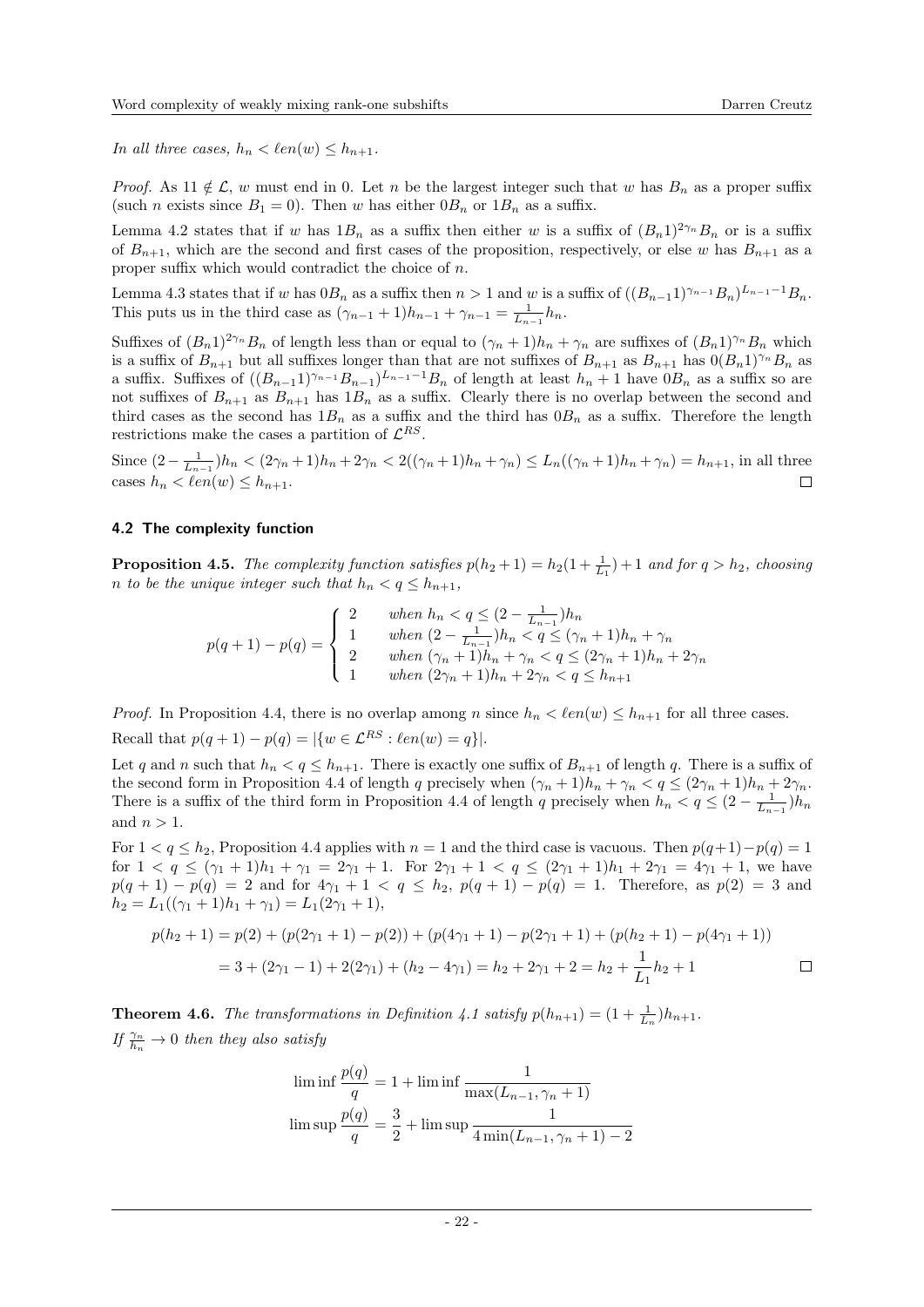*In all three cases, $h_n < \ell en(w) \leq h_{n+1}$.*

*Proof.* As $11 \notin \mathcal{L}$, $w$ must end in 0. Let $n$ be the largest integer such that $w$ has $B_n$ as a proper suffix (such $n$ exists since $B_1 = 0$). Then $w$ has either $0B_n$ or $1B_n$ as a suffix.

Lemma 4.2 states that if $w$ has $1B_n$ as a suffix then either $w$ is a suffix of $(B_n1)^{2\gamma_n}B_n$ or is a suffix of $B_{n+1}$, which are the second and first cases of the proposition, respectively, or else $w$ has $B_{n+1}$ as a proper suffix which would contradict the choice of $n$.

Lemma 4.3 states that if $w$ has $0B_n$ as a suffix then $n > 1$ and $w$ is a suffix of $((B_{n-1}1)^{\gamma_{n-1}}B_n)^{L_{n-1}-1}B_n$. This puts us in the third case as $(\gamma_{n-1}+1)h_{n-1} + \gamma_{n-1} = \frac{1}{L_{n-1}}h_n$.

Suffixes of $(B_n1)^{2\gamma_n}B_n$ of length less than or equal to $(\gamma_n+1)h_n + \gamma_n$ are suffixes of $(B_n1)^{\gamma_n}B_n$ which is a suffix of $B_{n+1}$ but all suffixes longer than that are not suffixes of $B_{n+1}$ as $B_{n+1}$ has $0(B_n1)^{\gamma_n}B_n$ as a suffix. Suffixes of $((B_{n-1}1)^{\gamma_{n-1}}B_{n-1})^{L_{n-1}-1}B_n$ of length at least $h_n+1$ have $0B_n$ as a suffix so are not suffixes of $B_{n+1}$ as $B_{n+1}$ has $1B_n$ as a suffix. Clearly there is no overlap between the second and third cases as the second has $1B_n$ as a suffix and the third has $0B_n$ as a suffix. Therefore the length restrictions make the cases a partition of $\mathcal{L}^{RS}$.

Since $(2-\frac{1}{L_{n-1}})h_n < (2\gamma_n+1)h_n + 2\gamma_n < 2((\gamma_n+1)h_n+\gamma_n) \leq L_n((\gamma_n+1)h_n+\gamma_n) = h_{n+1}$, in all three cases $h_n < \ell en(w) \leq h_{n+1}$. $\square$

### 4.2 The complexity function

**Proposition 4.5.** *The complexity function satisfies $p(h_2+1) = h_2(1+\frac{1}{L_1})+1$ and for $q > h_2$, choosing $n$ to be the unique integer such that $h_n < q \leq h_{n+1}$,*

$$p(q+1) - p(q) = \begin{cases} 2 & \text{when } h_n < q \leq (2-\frac{1}{L_{n-1}})h_n \\ 1 & \text{when } (2-\frac{1}{L_{n-1}})h_n < q \leq (\gamma_n+1)h_n + \gamma_n \\ 2 & \text{when } (\gamma_n+1)h_n + \gamma_n < q \leq (2\gamma_n+1)h_n + 2\gamma_n \\ 1 & \text{when } (2\gamma_n+1)h_n + 2\gamma_n < q \leq h_{n+1} \end{cases}$$

*Proof.* In Proposition 4.4, there is no overlap among $n$ since $h_n < \ell en(w) \leq h_{n+1}$ for all three cases.

Recall that $p(q+1) - p(q) = |\{w \in \mathcal{L}^{RS} : \ell en(w) = q\}|$.

Let $q$ and $n$ such that $h_n < q \leq h_{n+1}$. There is exactly one suffix of $B_{n+1}$ of length $q$. There is a suffix of the second form in Proposition 4.4 of length $q$ precisely when $(\gamma_n+1)h_n + \gamma_n < q \leq (2\gamma_n+1)h_n + 2\gamma_n$. There is a suffix of the third form in Proposition 4.4 of length $q$ precisely when $h_n < q \leq (2-\frac{1}{L_{n-1}})h_n$ and $n > 1$.

For $1 < q \leq h_2$, Proposition 4.4 applies with $n = 1$ and the third case is vacuous. Then $p(q+1)-p(q) = 1$ for $1 < q \leq (\gamma_1+1)h_1 + \gamma_1 = 2\gamma_1+1$. For $2\gamma_1+1 < q \leq (2\gamma_1+1)h_1 + 2\gamma_1 = 4\gamma_1+1$, we have $p(q+1) - p(q) = 2$ and for $4\gamma_1+1 < q \leq h_2$, $p(q+1) - p(q) = 1$. Therefore, as $p(2) = 3$ and $h_2 = L_1((\gamma_1+1)h_1 + \gamma_1) = L_1(2\gamma_1+1)$,

$$\begin{aligned} p(h_2+1) &= p(2) + (p(2\gamma_1+1) - p(2)) + (p(4\gamma_1+1) - p(2\gamma_1+1)) + (p(h_2+1) - p(4\gamma_1+1)) \\ &= 3 + (2\gamma_1 - 1) + 2(2\gamma_1) + (h_2 - 4\gamma_1) = h_2 + 2\gamma_1 + 2 = h_2 + \frac{1}{L_1}h_2 + 1 \end{aligned}$$

$\square$

**Theorem 4.6.** *The transformations in Definition 4.1 satisfy $p(h_{n+1}) = (1+\frac{1}{L_n})h_{n+1}$. If $\frac{\gamma_n}{h_n} \to 0$ then they also satisfy*

$$\liminf \frac{p(q)}{q} = 1 + \liminf \frac{1}{\max(L_{n-1}, \gamma_n+1)}$$

$$\limsup \frac{p(q)}{q} = \frac{3}{2} + \limsup \frac{1}{4\min(L_{n-1}, \gamma_n+1) - 2}$$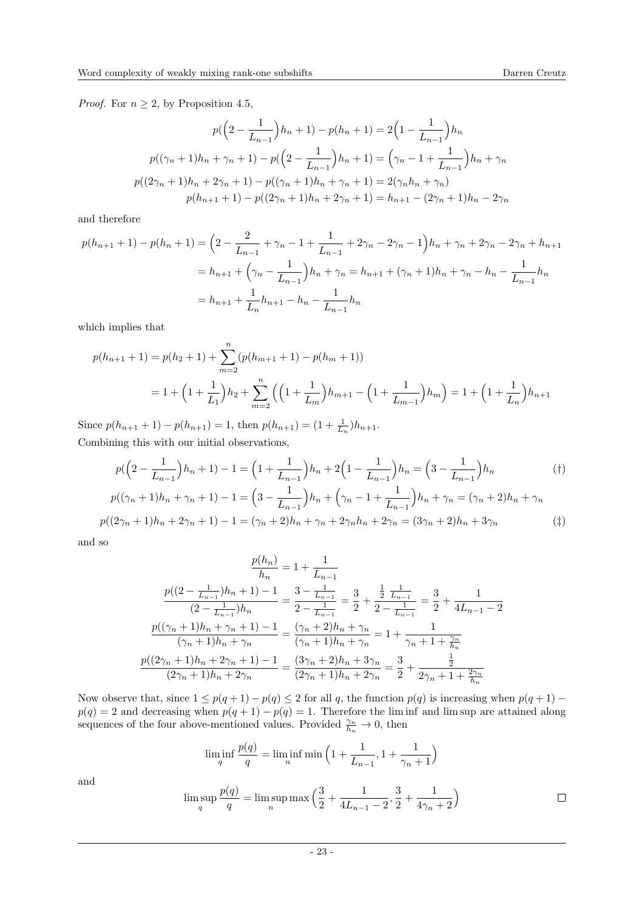*Proof.* For $n \geq 2$, by Proposition 4.5,

$$p\Big(\Big(2 - \frac{1}{L_{n-1}}\Big)h_n + 1\Big) - p(h_n + 1) = 2\Big(1 - \frac{1}{L_{n-1}}\Big)h_n$$

$$p((\gamma_n + 1)h_n + \gamma_n + 1) - p\Big(\Big(2 - \frac{1}{L_{n-1}}\Big)h_n + 1\Big) = \Big(\gamma_n - 1 + \frac{1}{L_{n-1}}\Big)h_n + \gamma_n$$

$$p((2\gamma_n + 1)h_n + 2\gamma_n + 1) - p((\gamma_n + 1)h_n + \gamma_n + 1) = 2(\gamma_n h_n + \gamma_n)$$

$$p(h_{n+1} + 1) - p((2\gamma_n + 1)h_n + 2\gamma_n + 1) = h_{n+1} - (2\gamma_n + 1)h_n - 2\gamma_n$$

and therefore

$$\begin{aligned}
p(h_{n+1} + 1) - p(h_n + 1) &= \Big(2 - \frac{2}{L_{n-1}} + \gamma_n - 1 + \frac{1}{L_{n-1}} + 2\gamma_n - 2\gamma_n - 1\Big)h_n + \gamma_n + 2\gamma_n - 2\gamma_n + h_{n+1} \\
&= h_{n+1} + \Big(\gamma_n - \frac{1}{L_{n-1}}\Big)h_n + \gamma_n = h_{n+1} + (\gamma_n + 1)h_n + \gamma_n - h_n - \frac{1}{L_{n-1}}h_n \\
&= h_{n+1} + \frac{1}{L_n}h_{n+1} - h_n - \frac{1}{L_{n-1}}h_n
\end{aligned}$$

which implies that

$$\begin{aligned}
p(h_{n+1} + 1) &= p(h_2 + 1) + \sum_{m=2}^{n} (p(h_{m+1} + 1) - p(h_m + 1)) \\
&= 1 + \Big(1 + \frac{1}{L_1}\Big)h_2 + \sum_{m=2}^{n} \Big(\Big(1 + \frac{1}{L_m}\Big)h_{m+1} - \Big(1 + \frac{1}{L_{m-1}}\Big)h_m\Big) = 1 + \Big(1 + \frac{1}{L_n}\Big)h_{n+1}
\end{aligned}$$

Since $p(h_{n+1} + 1) - p(h_{n+1}) = 1$, then $p(h_{n+1}) = (1 + \frac{1}{L_n})h_{n+1}$.

Combining this with our initial observations,

$$p\Big(\Big(2 - \frac{1}{L_{n-1}}\Big)h_n + 1\Big) - 1 = \Big(1 + \frac{1}{L_{n-1}}\Big)h_n + 2\Big(1 - \frac{1}{L_{n-1}}\Big)h_n = \Big(3 - \frac{1}{L_{n-1}}\Big)h_n \qquad (\dagger)$$

$$p((\gamma_n + 1)h_n + \gamma_n + 1) - 1 = \Big(3 - \frac{1}{L_{n-1}}\Big)h_n + \Big(\gamma_n - 1 + \frac{1}{L_{n-1}}\Big)h_n + \gamma_n = (\gamma_n + 2)h_n + \gamma_n$$

$$p((2\gamma_n + 1)h_n + 2\gamma_n + 1) - 1 = (\gamma_n + 2)h_n + \gamma_n + 2\gamma_n h_n + 2\gamma_n = (3\gamma_n + 2)h_n + 3\gamma_n \qquad (\ddagger)$$

and so

$$\frac{p(h_n)}{h_n} = 1 + \frac{1}{L_{n-1}}$$

$$\frac{p((2 - \frac{1}{L_{n-1}})h_n + 1) - 1}{(2 - \frac{1}{L_{n-1}})h_n} = \frac{3 - \frac{1}{L_{n-1}}}{2 - \frac{1}{L_{n-1}}} = \frac{3}{2} + \frac{\frac{1}{2}\,\frac{1}{L_{n-1}}}{2 - \frac{1}{L_{n-1}}} = \frac{3}{2} + \frac{1}{4L_{n-1} - 2}$$

$$\frac{p((\gamma_n + 1)h_n + \gamma_n + 1) - 1}{(\gamma_n + 1)h_n + \gamma_n} = \frac{(\gamma_n + 2)h_n + \gamma_n}{(\gamma_n + 1)h_n + \gamma_n} = 1 + \frac{1}{\gamma_n + 1 + \frac{\gamma_n}{h_n}}$$

$$\frac{p((2\gamma_n + 1)h_n + 2\gamma_n + 1) - 1}{(2\gamma_n + 1)h_n + 2\gamma_n} = \frac{(3\gamma_n + 2)h_n + 3\gamma_n}{(2\gamma_n + 1)h_n + 2\gamma_n} = \frac{3}{2} + \frac{\frac{1}{2}}{2\gamma_n + 1 + \frac{2\gamma_n}{h_n}}$$

Now observe that, since $1 \leq p(q+1) - p(q) \leq 2$ for all $q$, the function $p(q)$ is increasing when $p(q+1) - p(q) = 2$ and decreasing when $p(q+1) - p(q) = 1$. Therefore the lim inf and lim sup are attained along sequences of the four above-mentioned values. Provided $\frac{\gamma_n}{h_n} \to 0$, then

$$\liminf_q \frac{p(q)}{q} = \liminf_n \min\Big(1 + \frac{1}{L_{n-1}}, 1 + \frac{1}{\gamma_n + 1}\Big)$$

and

$$\limsup_q \frac{p(q)}{q} = \limsup_n \max\Big(\frac{3}{2} + \frac{1}{4L_{n-1} - 2}, \frac{3}{2} + \frac{1}{4\gamma_n + 2}\Big)$$

□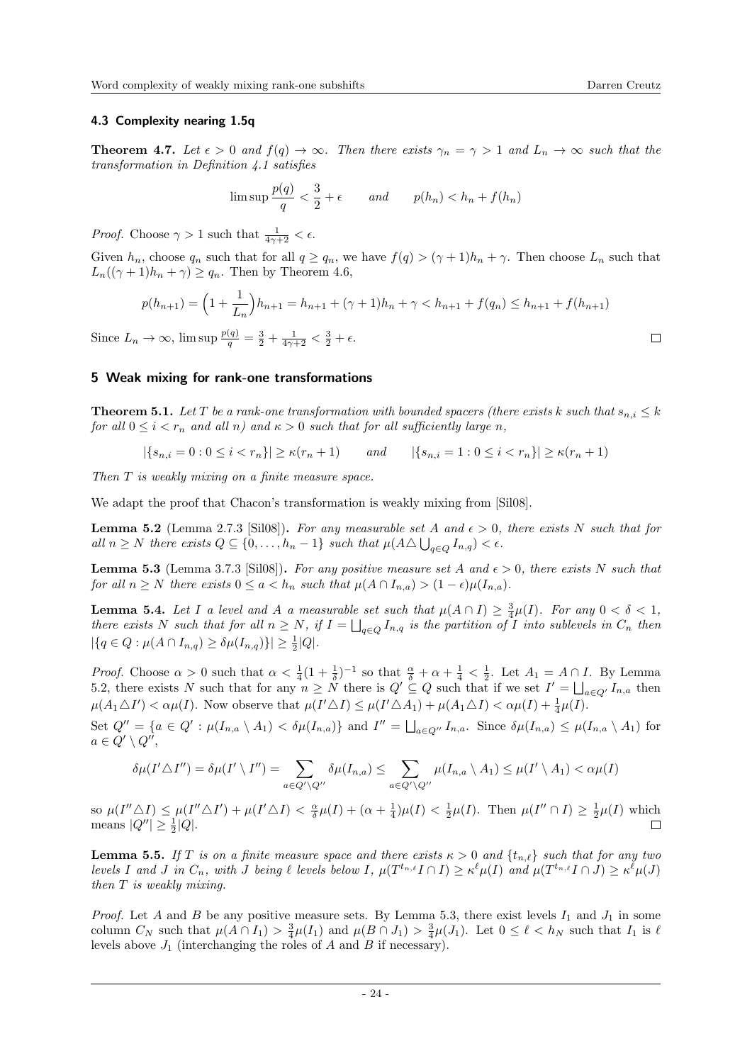### 4.3 Complexity nearing 1.5q

**Theorem 4.7.** *Let $\epsilon > 0$ and $f(q) \to \infty$. Then there exists $\gamma_n = \gamma > 1$ and $L_n \to \infty$ such that the transformation in Definition 4.1 satisfies*

$$\limsup \frac{p(q)}{q} < \frac{3}{2} + \epsilon \qquad \text{and} \qquad p(h_n) < h_n + f(h_n)$$

*Proof.* Choose $\gamma > 1$ such that $\frac{1}{4\gamma+2} < \epsilon$.

Given $h_n$, choose $q_n$ such that for all $q \geq q_n$, we have $f(q) > (\gamma+1)h_n + \gamma$. Then choose $L_n$ such that $L_n((\gamma+1)h_n + \gamma) \geq q_n$. Then by Theorem 4.6,

$$p(h_{n+1}) = \Big(1 + \frac{1}{L_n}\Big)h_{n+1} = h_{n+1} + (\gamma+1)h_n + \gamma < h_{n+1} + f(q_n) \leq h_{n+1} + f(h_{n+1})$$

Since $L_n \to \infty$, $\limsup \frac{p(q)}{q} = \frac{3}{2} + \frac{1}{4\gamma+2} < \frac{3}{2} + \epsilon$. $\square$

## 5 Weak mixing for rank-one transformations

**Theorem 5.1.** *Let $T$ be a rank-one transformation with bounded spacers (there exists $k$ such that $s_{n,i} \leq k$ for all $0 \leq i < r_n$ and all $n$) and $\kappa > 0$ such that for all sufficiently large $n$,*

$$|\{s_{n,i} = 0 : 0 \leq i < r_n\}| \geq \kappa(r_n + 1) \qquad \text{and} \qquad |\{s_{n,i} = 1 : 0 \leq i < r_n\}| \geq \kappa(r_n + 1)$$

*Then $T$ is weakly mixing on a finite measure space.*

We adapt the proof that Chacon's transformation is weakly mixing from [Sil08].

**Lemma 5.2** (Lemma 2.7.3 [Sil08])**.** *For any measurable set $A$ and $\epsilon > 0$, there exists $N$ such that for all $n \geq N$ there exists $Q \subseteq \{0, \ldots, h_n - 1\}$ such that $\mu(A \triangle \bigcup_{q \in Q} I_{n,q}) < \epsilon$.*

**Lemma 5.3** (Lemma 3.7.3 [Sil08])**.** *For any positive measure set $A$ and $\epsilon > 0$, there exists $N$ such that for all $n \geq N$ there exists $0 \leq a < h_n$ such that $\mu(A \cap I_{n,a}) > (1-\epsilon)\mu(I_{n,a})$.*

**Lemma 5.4.** *Let $I$ a level and $A$ a measurable set such that $\mu(A \cap I) \geq \frac{3}{4}\mu(I)$. For any $0 < \delta < 1$, there exists $N$ such that for all $n \geq N$, if $I = \bigsqcup_{q \in Q} I_{n,q}$ is the partition of $I$ into sublevels in $C_n$ then $|\{q \in Q : \mu(A \cap I_{n,q}) \geq \delta\mu(I_{n,q})\}| \geq \frac{1}{2}|Q|$.*

*Proof.* Choose $\alpha > 0$ such that $\alpha < \frac{1}{4}(1 + \frac{1}{\delta})^{-1}$ so that $\frac{\alpha}{\delta} + \alpha + \frac{1}{4} < \frac{1}{2}$. Let $A_1 = A \cap I$. By Lemma 5.2, there exists $N$ such that for any $n \geq N$ there is $Q' \subseteq Q$ such that if we set $I' = \bigsqcup_{a \in Q'} I_{n,a}$ then $\mu(A_1 \triangle I') < \alpha\mu(I)$. Now observe that $\mu(I' \triangle I) \leq \mu(I' \triangle A_1) + \mu(A_1 \triangle I) < \alpha\mu(I) + \frac{1}{4}\mu(I)$.

Set $Q'' = \{a \in Q' : \mu(I_{n,a} \setminus A_1) < \delta\mu(I_{n,a})\}$ and $I'' = \bigsqcup_{a \in Q''} I_{n,a}$. Since $\delta\mu(I_{n,a}) \leq \mu(I_{n,a} \setminus A_1)$ for $a \in Q' \setminus Q''$,

$$\delta\mu(I' \triangle I'') = \delta\mu(I' \setminus I'') = \sum_{a \in Q' \setminus Q''} \delta\mu(I_{n,a}) \leq \sum_{a \in Q' \setminus Q''} \mu(I_{n,a} \setminus A_1) \leq \mu(I' \setminus A_1) < \alpha\mu(I)$$

so $\mu(I'' \triangle I) \leq \mu(I'' \triangle I') + \mu(I' \triangle I) < \frac{\alpha}{\delta}\mu(I) + (\alpha + \frac{1}{4})\mu(I) < \frac{1}{2}\mu(I)$. Then $\mu(I'' \cap I) \geq \frac{1}{2}\mu(I)$ which means $|Q''| \geq \frac{1}{2}|Q|$. $\square$

**Lemma 5.5.** *If $T$ is on a finite measure space and there exists $\kappa > 0$ and $\{t_{n,\ell}\}$ such that for any two levels $I$ and $J$ in $C_n$, with $J$ being $\ell$ levels below $I$, $\mu(T^{t_{n,\ell}} I \cap I) \geq \kappa^\ell \mu(I)$ and $\mu(T^{t_{n,\ell}} I \cap J) \geq \kappa^\ell \mu(J)$ then $T$ is weakly mixing.*

*Proof.* Let $A$ and $B$ be any positive measure sets. By Lemma 5.3, there exist levels $I_1$ and $J_1$ in some column $C_N$ such that $\mu(A \cap I_1) > \frac{3}{4}\mu(I_1)$ and $\mu(B \cap J_1) > \frac{3}{4}\mu(J_1)$. Let $0 \leq \ell < h_N$ such that $I_1$ is $\ell$ levels above $J_1$ (interchanging the roles of $A$ and $B$ if necessary).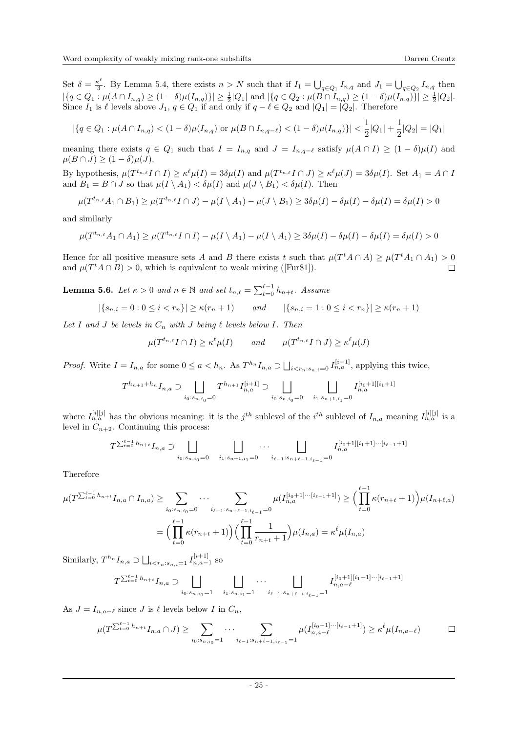Set $\delta = \frac{\kappa^\ell}{3}$. By Lemma 5.4, there exists $n > N$ such that if $I_1 = \bigcup_{q \in Q_1} I_{n,q}$ and $J_1 = \bigcup_{q \in Q_2} I_{n,q}$ then $|\{q \in Q_1 : \mu(A \cap I_{n,q}) \geq (1-\delta)\mu(I_{n,q})\}| \geq \frac{1}{2}|Q_1|$ and $|\{q \in Q_2 : \mu(B \cap I_{n,q}) \geq (1-\delta)\mu(I_{n,q})\}| \geq \frac{1}{2}|Q_2|$. Since $I_1$ is $\ell$ levels above $J_1$, $q \in Q_1$ if and only if $q - \ell \in Q_2$ and $|Q_1| = |Q_2|$. Therefore

$$|\{q \in Q_1 : \mu(A \cap I_{n,q}) < (1-\delta)\mu(I_{n,q}) \text{ or } \mu(B \cap I_{n,q-\ell}) < (1-\delta)\mu(I_{n,q})\}| < \frac{1}{2}|Q_1| + \frac{1}{2}|Q_2| = |Q_1|$$

meaning there exists $q \in Q_1$ such that $I = I_{n,q}$ and $J = I_{n,q-\ell}$ satisfy $\mu(A \cap I) \geq (1-\delta)\mu(I)$ and $\mu(B \cap J) \geq (1-\delta)\mu(J)$.

By hypothesis, $\mu(T^{t_{n,\ell}} I \cap I) \geq \kappa^\ell \mu(I) = 3\delta\mu(I)$ and $\mu(T^{t_{n,\ell}} I \cap J) \geq \kappa^\ell \mu(J) = 3\delta\mu(I)$. Set $A_1 = A \cap I$ and $B_1 = B \cap J$ so that $\mu(I \setminus A_1) < \delta\mu(I)$ and $\mu(J \setminus B_1) < \delta\mu(I)$. Then

$$\mu(T^{t_{n,\ell}} A_1 \cap B_1) \geq \mu(T^{t_{n,\ell}} I \cap J) - \mu(I \setminus A_1) - \mu(J \setminus B_1) \geq 3\delta\mu(I) - \delta\mu(I) - \delta\mu(I) = \delta\mu(I) > 0$$

and similarly

$$\mu(T^{t_{n,\ell}} A_1 \cap A_1) \geq \mu(T^{t_{n,\ell}} I \cap I) - \mu(I \setminus A_1) - \mu(I \setminus A_1) \geq 3\delta\mu(I) - \delta\mu(I) - \delta\mu(I) = \delta\mu(I) > 0$$

Hence for all positive measure sets $A$ and $B$ there exists $t$ such that $\mu(T^t A \cap A) \geq \mu(T^t A_1 \cap A_1) > 0$ and $\mu(T^t A \cap B) > 0$, which is equivalent to weak mixing ([Fur81]). $\square$

**Lemma 5.6.** *Let $\kappa > 0$ and $n \in \mathbb{N}$ and set $t_{n,\ell} = \sum_{t=0}^{\ell-1} h_{n+t}$. Assume*

$$|\{s_{n,i} = 0 : 0 \leq i < r_n\}| \geq \kappa(r_n + 1) \qquad \text{and} \qquad |\{s_{n,i} = 1 : 0 \leq i < r_n\}| \geq \kappa(r_n + 1)$$

*Let $I$ and $J$ be levels in $C_n$ with $J$ being $\ell$ levels below $I$. Then*

$$\mu(T^{t_{n,\ell}} I \cap I) \geq \kappa^\ell \mu(I) \qquad \text{and} \qquad \mu(T^{t_{n,\ell}} I \cap J) \geq \kappa^\ell \mu(J)$$

*Proof.* Write $I = I_{n,a}$ for some $0 \leq a < h_n$. As $T^{h_n} I_{n,a} \supset \bigsqcup_{i < r_n : s_{n,i} = 0} I_{n,a}^{[i+1]}$, applying this twice,

$$T^{h_{n+1} + h_n} I_{n,a} \supset \bigsqcup_{i_0 : s_{n,i_0} = 0} T^{h_{n+1}} I_{n,a}^{[i+1]} \supset \bigsqcup_{i_0 : s_{n,i_0} = 0} \quad \bigsqcup_{i_1 : s_{n+1,i_1} = 0} I_{n,a}^{[i_0+1][i_1+1]}$$

where $I_{n,a}^{[i][j]}$ has the obvious meaning: it is the $j^{th}$ sublevel of the $i^{th}$ sublevel of $I_{n,a}$ meaning $I_{n,a}^{[i][j]}$ is a level in $C_{n+2}$. Continuing this process:

$$T^{\sum_{t=0}^{\ell-1} h_{n+t}} I_{n,a} \supset \bigsqcup_{i_0 : s_{n,i_0} = 0} \quad \bigsqcup_{i_1 : s_{n+1,i_1} = 0} \cdots \bigsqcup_{i_{\ell-1} : s_{n+\ell-1,i_{\ell-1}} = 0} I_{n,a}^{[i_0+1][i_1+1]\cdots[i_{\ell-1}+1]}$$

Therefore

$$\begin{aligned}
\mu(T^{\sum_{t=0}^{\ell-1} h_{n+t}} I_{n,a} \cap I_{n,a}) &\geq \sum_{i_0 : s_{n,i_0} = 0} \cdots \sum_{i_{\ell-1} : s_{n+\ell-1,i_{\ell-1}} = 0} \mu(I_{n,a}^{[i_0+1]\cdots[i_{\ell-1}+1]}) \geq \Big(\prod_{t=0}^{\ell-1} \kappa(r_{n+t}+1)\Big)\mu(I_{n+\ell,a}) \\
&= \Big(\prod_{t=0}^{\ell-1} \kappa(r_{n+t}+1)\Big)\Big(\prod_{t=0}^{\ell-1} \frac{1}{r_{n+t}+1}\Big)\mu(I_{n,a}) = \kappa^\ell \mu(I_{n,a})
\end{aligned}$$

Similarly, $T^{h_n} I_{n,a} \supset \bigsqcup_{i < r_n : s_{n,i} = 1} I_{n,a-1}^{[i+1]}$ so

$$T^{\sum_{t=0}^{\ell-1} h_{n+t}} I_{n,a} \supset \bigsqcup_{i_0 : s_{n,i_0} = 1} \quad \bigsqcup_{i_1 : s_{n,i_1} = 1} \cdots \bigsqcup_{i_{\ell-1} : s_{n+\ell-i,i_{\ell-1}} = 1} I_{n,a-\ell}^{[i_0+1][i_1+1]\cdots[i_{\ell-1}+1]}$$

As $J = I_{n,a-\ell}$ since $J$ is $\ell$ levels below $I$ in $C_n$,

$$\mu(T^{\sum_{t=0}^{\ell-1} h_{n+t}} I_{n,a} \cap J) \geq \sum_{i_0 : s_{n,i_0} = 1} \cdots \sum_{i_{\ell-1} : s_{n+\ell-1,i_{\ell-1}} = 1} \mu(I_{n,a-\ell}^{[i_0+1]\cdots[i_{\ell-1}+1]}) \geq \kappa^\ell \mu(I_{n,a-\ell}) \qquad \square$$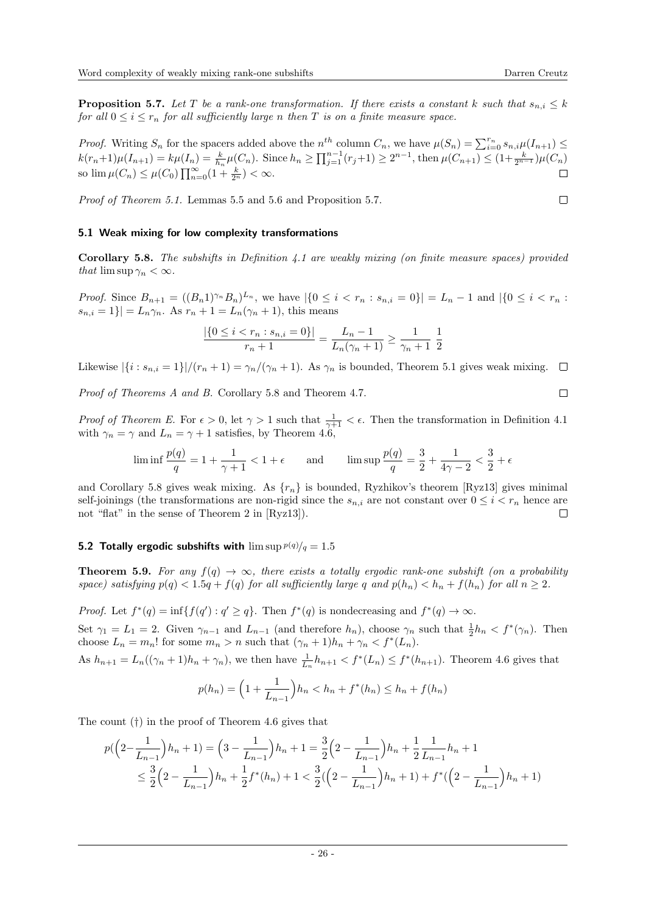**Proposition 5.7.** *Let $T$ be a rank-one transformation. If there exists a constant $k$ such that $s_{n,i} \leq k$ for all $0 \leq i \leq r_n$ for all sufficiently large $n$ then $T$ is on a finite measure space.*

*Proof.* Writing $S_n$ for the spacers added above the $n^{th}$ column $C_n$, we have $\mu(S_n) = \sum_{i=0}^{r_n} s_{n,i}\mu(I_{n+1}) \leq k(r_n+1)\mu(I_{n+1}) = k\mu(I_n) = \frac{k}{h_n}\mu(C_n)$. Since $h_n \geq \prod_{j=1}^{n-1}(r_j+1) \geq 2^{n-1}$, then $\mu(C_{n+1}) \leq (1+\frac{k}{2^{n-1}})\mu(C_n)$ so $\lim \mu(C_n) \leq \mu(C_0)\prod_{n=0}^{\infty}(1+\frac{k}{2^n}) < \infty$. $\square$

*Proof of Theorem 5.1.* Lemmas 5.5 and 5.6 and Proposition 5.7. $\square$

### 5.1 Weak mixing for low complexity transformations

**Corollary 5.8.** *The subshifts in Definition 4.1 are weakly mixing (on finite measure spaces) provided that $\limsup \gamma_n < \infty$.*

*Proof.* Since $B_{n+1} = ((B_n1)^{\gamma_n}B_n)^{L_n}$, we have $|\{0 \leq i < r_n : s_{n,i} = 0\}| = L_n - 1$ and $|\{0 \leq i < r_n : s_{n,i} = 1\}| = L_n\gamma_n$. As $r_n + 1 = L_n(\gamma_n + 1)$, this means

$$\frac{|\{0 \leq i < r_n : s_{n,i} = 0\}|}{r_n + 1} = \frac{L_n - 1}{L_n(\gamma_n + 1)} \geq \frac{1}{\gamma_n + 1}\;\frac{1}{2}$$

Likewise $|\{i : s_{n,i} = 1\}|/(r_n + 1) = \gamma_n/(\gamma_n + 1)$. As $\gamma_n$ is bounded, Theorem 5.1 gives weak mixing. $\square$

*Proof of Theorems A and B.* Corollary 5.8 and Theorem 4.7. $\square$

*Proof of Theorem E.* For $\epsilon > 0$, let $\gamma > 1$ such that $\frac{1}{\gamma+1} < \epsilon$. Then the transformation in Definition 4.1 with $\gamma_n = \gamma$ and $L_n = \gamma + 1$ satisfies, by Theorem 4.6,

$$\liminf \frac{p(q)}{q} = 1 + \frac{1}{\gamma + 1} < 1 + \epsilon \qquad \text{and} \qquad \limsup \frac{p(q)}{q} = \frac{3}{2} + \frac{1}{4\gamma - 2} < \frac{3}{2} + \epsilon$$

and Corollary 5.8 gives weak mixing. As $\{r_n\}$ is bounded, Ryzhikov's theorem [Ryz13] gives minimal self-joinings (the transformations are non-rigid since the $s_{n,i}$ are not constant over $0 \leq i < r_n$ hence are not "flat" in the sense of Theorem 2 in [Ryz13]). $\square$

### 5.2 Totally ergodic subshifts with $\limsup p(q)/q = 1.5$

**Theorem 5.9.** *For any $f(q) \to \infty$, there exists a totally ergodic rank-one subshift (on a probability space) satisfying $p(q) < 1.5q + f(q)$ for all sufficiently large $q$ and $p(h_n) < h_n + f(h_n)$ for all $n \geq 2$.*

*Proof.* Let $f^*(q) = \inf\{f(q') : q' \geq q\}$. Then $f^*(q)$ is nondecreasing and $f^*(q) \to \infty$.

Set $\gamma_1 = L_1 = 2$. Given $\gamma_{n-1}$ and $L_{n-1}$ (and therefore $h_n$), choose $\gamma_n$ such that $\frac{1}{2}h_n < f^*(\gamma_n)$. Then choose $L_n = m_n!$ for some $m_n > n$ such that $(\gamma_n + 1)h_n + \gamma_n < f^*(L_n)$.

As $h_{n+1} = L_n((\gamma_n + 1)h_n + \gamma_n)$, we then have $\frac{1}{L_n}h_{n+1} < f^*(L_n) \leq f^*(h_{n+1})$. Theorem 4.6 gives that

$$p(h_n) = \Big(1 + \frac{1}{L_{n-1}}\Big)h_n < h_n + f^*(h_n) \leq h_n + f(h_n)$$

The count (†) in the proof of Theorem 4.6 gives that

$$\begin{aligned}
p\big(\Big(2 - \frac{1}{L_{n-1}}\Big)h_n + 1\big) &= \Big(3 - \frac{1}{L_{n-1}}\Big)h_n + 1 = \frac{3}{2}\Big(2 - \frac{1}{L_{n-1}}\Big)h_n + \frac{1}{2}\frac{1}{L_{n-1}}h_n + 1 \\
&\leq \frac{3}{2}\Big(2 - \frac{1}{L_{n-1}}\Big)h_n + \frac{1}{2}f^*(h_n) + 1 < \frac{3}{2}\big(\Big(2 - \frac{1}{L_{n-1}}\Big)h_n + 1\big) + f^*\big(\Big(2 - \frac{1}{L_{n-1}}\Big)h_n + 1\big)
\end{aligned}$$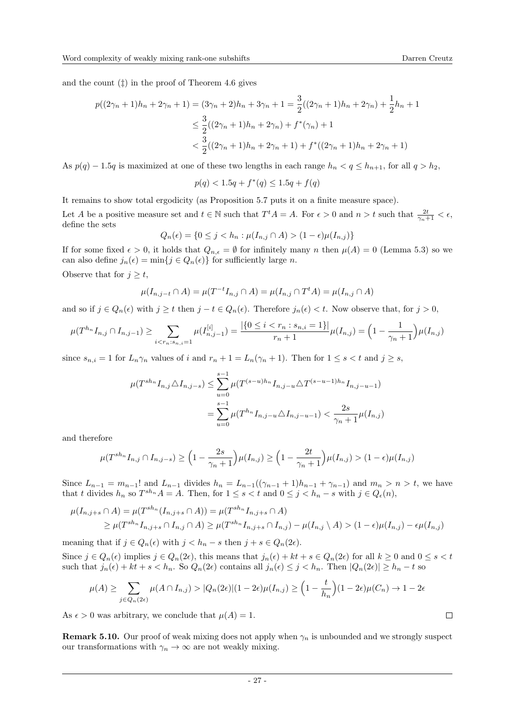and the count (‡) in the proof of Theorem 4.6 gives

$$
\begin{aligned}
p((2\gamma_n+1)h_n+2\gamma_n+1) &= (3\gamma_n+2)h_n+3\gamma_n+1 = \frac{3}{2}((2\gamma_n+1)h_n+2\gamma_n)+\frac{1}{2}h_n+1 \\
&\leq \frac{3}{2}((2\gamma_n+1)h_n+2\gamma_n)+f^*(\gamma_n)+1 \\
&< \frac{3}{2}((2\gamma_n+1)h_n+2\gamma_n+1)+f^*((2\gamma_n+1)h_n+2\gamma_n+1)
\end{aligned}
$$

As $p(q)-1.5q$ is maximized at one of these two lengths in each range $h_n < q \leq h_{n+1}$, for all $q > h_2$,

$$
p(q) < 1.5q + f^*(q) \leq 1.5q + f(q)
$$

It remains to show total ergodicity (as Proposition 5.7 puts it on a finite measure space).

Let $A$ be a positive measure set and $t \in \mathbb{N}$ such that $T^tA = A$. For $\epsilon > 0$ and $n > t$ such that $\frac{2t}{\gamma_n+1} < \epsilon$, define the sets

$$
Q_n(\epsilon) = \{0 \leq j < h_n : \mu(I_{n,j} \cap A) > (1-\epsilon)\mu(I_{n,j})\}
$$

If for some fixed $\epsilon > 0$, it holds that $Q_{n,\epsilon} = \emptyset$ for infinitely many $n$ then $\mu(A) = 0$ (Lemma 5.3) so we can also define $j_n(\epsilon) = \min\{j \in Q_n(\epsilon)\}$ for sufficiently large $n$.

Observe that for $j \geq t$,

$$
\mu(I_{n,j-t} \cap A) = \mu(T^{-t}I_{n,j} \cap A) = \mu(I_{n,j} \cap T^tA) = \mu(I_{n,j} \cap A)
$$

and so if $j \in Q_n(\epsilon)$ with $j \geq t$ then $j - t \in Q_n(\epsilon)$. Therefore $j_n(\epsilon) < t$. Now observe that, for $j > 0$,

$$
\mu(T^{h_n}I_{n,j} \cap I_{n,j-1}) \geq \sum_{i<r_n : s_{n,i}=1} \mu(I_{n,j-1}^{[i]}) = \frac{|\{0 \leq i < r_n : s_{n,i}=1\}|}{r_n+1}\mu(I_{n,j}) = \Big(1-\frac{1}{\gamma_n+1}\Big)\mu(I_{n,j})
$$

since $s_{n,i} = 1$ for $L_n\gamma_n$ values of $i$ and $r_n + 1 = L_n(\gamma_n+1)$. Then for $1 \leq s < t$ and $j \geq s$,

$$
\begin{aligned}
\mu(T^{sh_n}I_{n,j} \triangle I_{n,j-s}) &\leq \sum_{u=0}^{s-1} \mu(T^{(s-u)h_n}I_{n,j-u} \triangle T^{(s-u-1)h_n}I_{n,j-u-1}) \\
&= \sum_{u=0}^{s-1} \mu(T^{h_n}I_{n,j-u} \triangle I_{n,j-u-1}) < \frac{2s}{\gamma_n+1}\mu(I_{n,j})
\end{aligned}
$$

and therefore

$$
\mu(T^{sh_n}I_{n,j} \cap I_{n,j-s}) \geq \Big(1-\frac{2s}{\gamma_n+1}\Big)\mu(I_{n,j}) \geq \Big(1-\frac{2t}{\gamma_n+1}\Big)\mu(I_{n,j}) > (1-\epsilon)\mu(I_{n,j})
$$

Since $L_{n-1} = m_{n-1}!$ and $L_{n-1}$ divides $h_n = L_{n-1}((\gamma_{n-1}+1)h_{n-1}+\gamma_{n-1})$ and $m_n > n > t$, we have that $t$ divides $h_n$ so $T^{sh_n}A = A$. Then, for $1 \leq s < t$ and $0 \leq j < h_n - s$ with $j \in Q_\epsilon(n)$,

$$
\begin{aligned}
\mu(I_{n,j+s} \cap A) &= \mu(T^{sh_n}(I_{n,j+s} \cap A)) = \mu(T^{sh_n}I_{n,j+s} \cap A) \\
&\geq \mu(T^{sh_n}I_{n,j+s} \cap I_{n,j} \cap A) \geq \mu(T^{sh_n}I_{n,j+s} \cap I_{n,j}) - \mu(I_{n,j} \setminus A) > (1-\epsilon)\mu(I_{n,j}) - \epsilon\mu(I_{n,j})
\end{aligned}
$$

meaning that if $j \in Q_n(\epsilon)$ with $j < h_n - s$ then $j + s \in Q_n(2\epsilon)$.

Since $j \in Q_n(\epsilon)$ implies $j \in Q_n(2\epsilon)$, this means that $j_n(\epsilon) + kt + s \in Q_n(2\epsilon)$ for all $k \geq 0$ and $0 \leq s < t$ such that $j_n(\epsilon) + kt + s < h_n$. So $Q_n(2\epsilon)$ contains all $j_n(\epsilon) \leq j < h_n$. Then $|Q_n(2\epsilon)| \geq h_n - t$ so

$$
\mu(A) \geq \sum_{j \in Q_n(2\epsilon)} \mu(A \cap I_{n,j}) > |Q_n(2\epsilon)|(1-2\epsilon)\mu(I_{n,j}) \geq \Big(1-\frac{t}{h_n}\Big)(1-2\epsilon)\mu(C_n) \to 1-2\epsilon
$$

As $\epsilon > 0$ was arbitrary, we conclude that $\mu(A) = 1$. □

**Remark 5.10.** Our proof of weak mixing does not apply when $\gamma_n$ is unbounded and we strongly suspect our transformations with $\gamma_n \to \infty$ are not weakly mixing.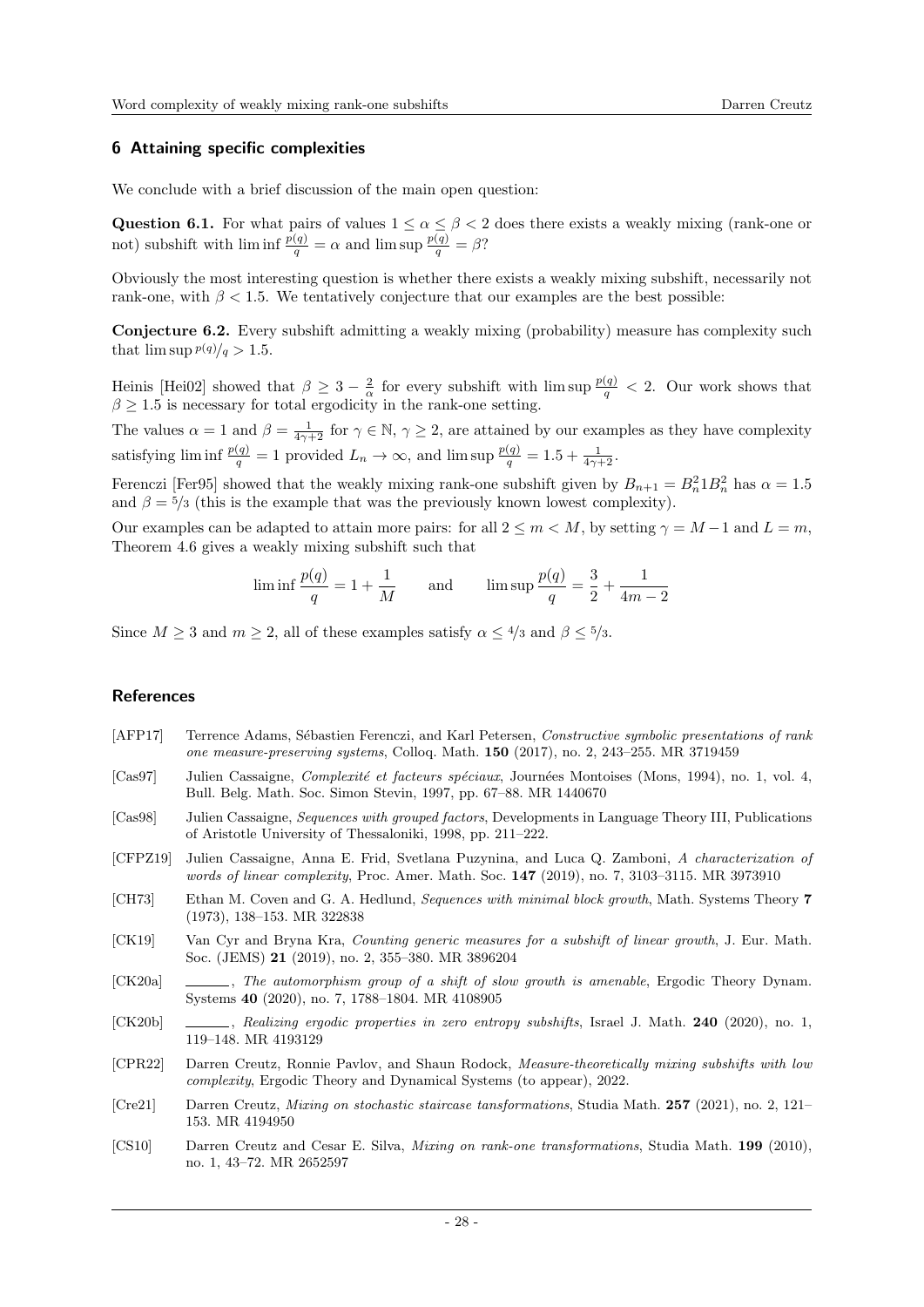## 6 Attaining specific complexities

We conclude with a brief discussion of the main open question:

**Question 6.1.** For what pairs of values $1 \leq \alpha \leq \beta < 2$ does there exists a weakly mixing (rank-one or not) subshift with $\liminf \frac{p(q)}{q} = \alpha$ and $\limsup \frac{p(q)}{q} = \beta$?

Obviously the most interesting question is whether there exists a weakly mixing subshift, necessarily not rank-one, with $\beta < 1.5$. We tentatively conjecture that our examples are the best possible:

**Conjecture 6.2.** Every subshift admitting a weakly mixing (probability) measure has complexity such that $\limsup p(q)/q > 1.5$.

Heinis [Hei02] showed that $\beta \geq 3 - \frac{2}{\alpha}$ for every subshift with $\limsup \frac{p(q)}{q} < 2$. Our work shows that $\beta \geq 1.5$ is necessary for total ergodicity in the rank-one setting.

The values $\alpha = 1$ and $\beta = \frac{1}{4\gamma+2}$ for $\gamma \in \mathbb{N}$, $\gamma \geq 2$, are attained by our examples as they have complexity satisfying $\liminf \frac{p(q)}{q} = 1$ provided $L_n \to \infty$, and $\limsup \frac{p(q)}{q} = 1.5 + \frac{1}{4\gamma+2}$.

Ferenczi [Fer95] showed that the weakly mixing rank-one subshift given by $B_{n+1} = B_n^2 1 B_n^2$ has $\alpha = 1.5$ and $\beta = 5/3$ (this is the example that was the previously known lowest complexity).

Our examples can be adapted to attain more pairs: for all $2 \leq m < M$, by setting $\gamma = M - 1$ and $L = m$, Theorem 4.6 gives a weakly mixing subshift such that

$$\liminf \frac{p(q)}{q} = 1 + \frac{1}{M} \qquad \text{and} \qquad \limsup \frac{p(q)}{q} = \frac{3}{2} + \frac{1}{4m-2}$$

Since $M \geq 3$ and $m \geq 2$, all of these examples satisfy $\alpha \leq 4/3$ and $\beta \leq 5/3$.

## References

[AFP17] Terrence Adams, Sébastien Ferenczi, and Karl Petersen, *Constructive symbolic presentations of rank one measure-preserving systems*, Colloq. Math. **150** (2017), no. 2, 243–255. MR 3719459

[Cas97] Julien Cassaigne, *Complexité et facteurs spéciaux*, Journées Montoises (Mons, 1994), no. 1, vol. 4, Bull. Belg. Math. Soc. Simon Stevin, 1997, pp. 67–88. MR 1440670

[Cas98] Julien Cassaigne, *Sequences with grouped factors*, Developments in Language Theory III, Publications of Aristotle University of Thessaloniki, 1998, pp. 211–222.

[CFPZ19] Julien Cassaigne, Anna E. Frid, Svetlana Puzynina, and Luca Q. Zamboni, *A characterization of words of linear complexity*, Proc. Amer. Math. Soc. **147** (2019), no. 7, 3103–3115. MR 3973910

[CH73] Ethan M. Coven and G. A. Hedlund, *Sequences with minimal block growth*, Math. Systems Theory **7** (1973), 138–153. MR 322838

[CK19] Van Cyr and Bryna Kra, *Counting generic measures for a subshift of linear growth*, J. Eur. Math. Soc. (JEMS) **21** (2019), no. 2, 355–380. MR 3896204

[CK20a] ______, *The automorphism group of a shift of slow growth is amenable*, Ergodic Theory Dynam. Systems **40** (2020), no. 7, 1788–1804. MR 4108905

[CK20b] ______, *Realizing ergodic properties in zero entropy subshifts*, Israel J. Math. **240** (2020), no. 1, 119–148. MR 4193129

[CPR22] Darren Creutz, Ronnie Pavlov, and Shaun Rodock, *Measure-theoretically mixing subshifts with low complexity*, Ergodic Theory and Dynamical Systems (to appear), 2022.

[Cre21] Darren Creutz, *Mixing on stochastic staircase tansformations*, Studia Math. **257** (2021), no. 2, 121–153. MR 4194950

[CS10] Darren Creutz and Cesar E. Silva, *Mixing on rank-one transformations*, Studia Math. **199** (2010), no. 1, 43–72. MR 2652597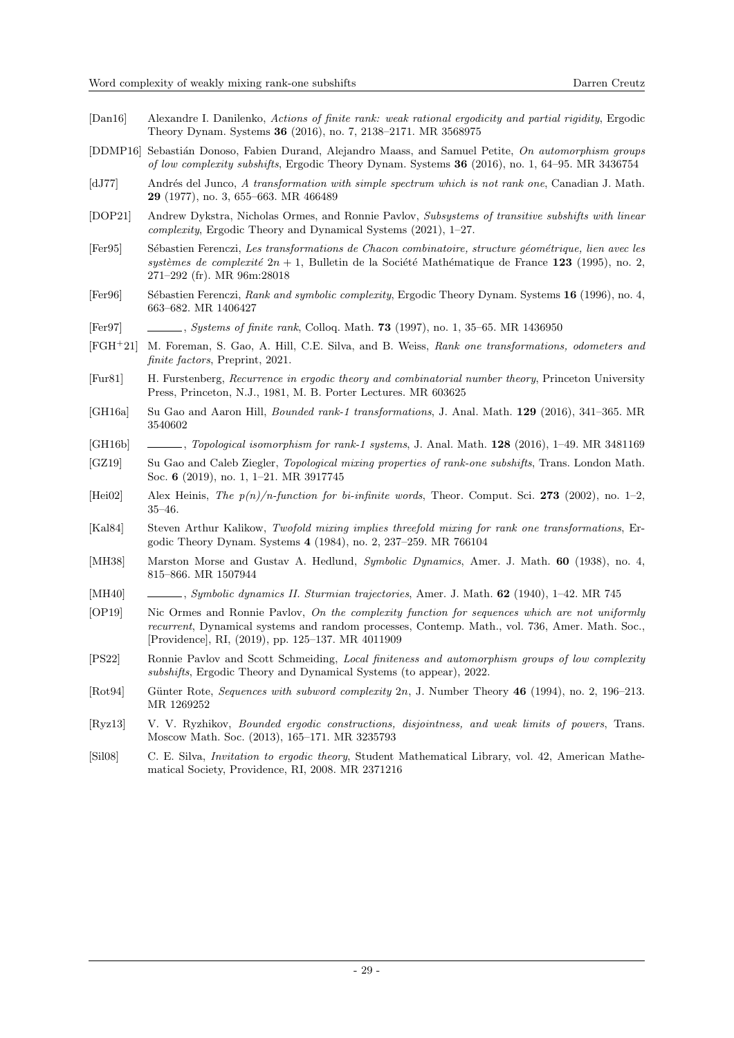[Dan16] Alexandre I. Danilenko, *Actions of finite rank: weak rational ergodicity and partial rigidity*, Ergodic Theory Dynam. Systems **36** (2016), no. 7, 2138–2171. MR 3568975

[DDMP16] Sebastián Donoso, Fabien Durand, Alejandro Maass, and Samuel Petite, *On automorphism groups of low complexity subshifts*, Ergodic Theory Dynam. Systems **36** (2016), no. 1, 64–95. MR 3436754

[dJ77] Andrés del Junco, *A transformation with simple spectrum which is not rank one*, Canadian J. Math. **29** (1977), no. 3, 655–663. MR 466489

[DOP21] Andrew Dykstra, Nicholas Ormes, and Ronnie Pavlov, *Subsystems of transitive subshifts with linear complexity*, Ergodic Theory and Dynamical Systems (2021), 1–27.

[Fer95] Sébastien Ferenczi, *Les transformations de Chacon combinatoire, structure géométrique, lien avec les systèmes de complexité $2n+1$*, Bulletin de la Société Mathématique de France **123** (1995), no. 2, 271–292 (fr). MR 96m:28018

[Fer96] Sébastien Ferenczi, *Rank and symbolic complexity*, Ergodic Theory Dynam. Systems **16** (1996), no. 4, 663–682. MR 1406427

[Fer97] ______, *Systems of finite rank*, Colloq. Math. **73** (1997), no. 1, 35–65. MR 1436950

[FGH+21] M. Foreman, S. Gao, A. Hill, C.E. Silva, and B. Weiss, *Rank one transformations, odometers and finite factors*, Preprint, 2021.

[Fur81] H. Furstenberg, *Recurrence in ergodic theory and combinatorial number theory*, Princeton University Press, Princeton, N.J., 1981, M. B. Porter Lectures. MR 603625

[GH16a] Su Gao and Aaron Hill, *Bounded rank-1 transformations*, J. Anal. Math. **129** (2016), 341–365. MR 3540602

[GH16b] ______, *Topological isomorphism for rank-1 systems*, J. Anal. Math. **128** (2016), 1–49. MR 3481169

[GZ19] Su Gao and Caleb Ziegler, *Topological mixing properties of rank-one subshifts*, Trans. London Math. Soc. **6** (2019), no. 1, 1–21. MR 3917745

[Hei02] Alex Heinis, *The $p(n)/n$-function for bi-infinite words*, Theor. Comput. Sci. **273** (2002), no. 1–2, 35–46.

[Kal84] Steven Arthur Kalikow, *Twofold mixing implies threefold mixing for rank one transformations*, Ergodic Theory Dynam. Systems **4** (1984), no. 2, 237–259. MR 766104

[MH38] Marston Morse and Gustav A. Hedlund, *Symbolic Dynamics*, Amer. J. Math. **60** (1938), no. 4, 815–866. MR 1507944

[MH40] ______, *Symbolic dynamics II. Sturmian trajectories*, Amer. J. Math. **62** (1940), 1–42. MR 745

[OP19] Nic Ormes and Ronnie Pavlov, *On the complexity function for sequences which are not uniformly recurrent*, Dynamical systems and random processes, Contemp. Math., vol. 736, Amer. Math. Soc., [Providence], RI, (2019), pp. 125–137. MR 4011909

[PS22] Ronnie Pavlov and Scott Schmeiding, *Local finiteness and automorphism groups of low complexity subshifts*, Ergodic Theory and Dynamical Systems (to appear), 2022.

[Rot94] Günter Rote, *Sequences with subword complexity $2n$*, J. Number Theory **46** (1994), no. 2, 196–213. MR 1269252

[Ryz13] V. V. Ryzhikov, *Bounded ergodic constructions, disjointness, and weak limits of powers*, Trans. Moscow Math. Soc. (2013), 165–171. MR 3235793

[Sil08] C. E. Silva, *Invitation to ergodic theory*, Student Mathematical Library, vol. 42, American Mathematical Society, Providence, RI, 2008. MR 2371216